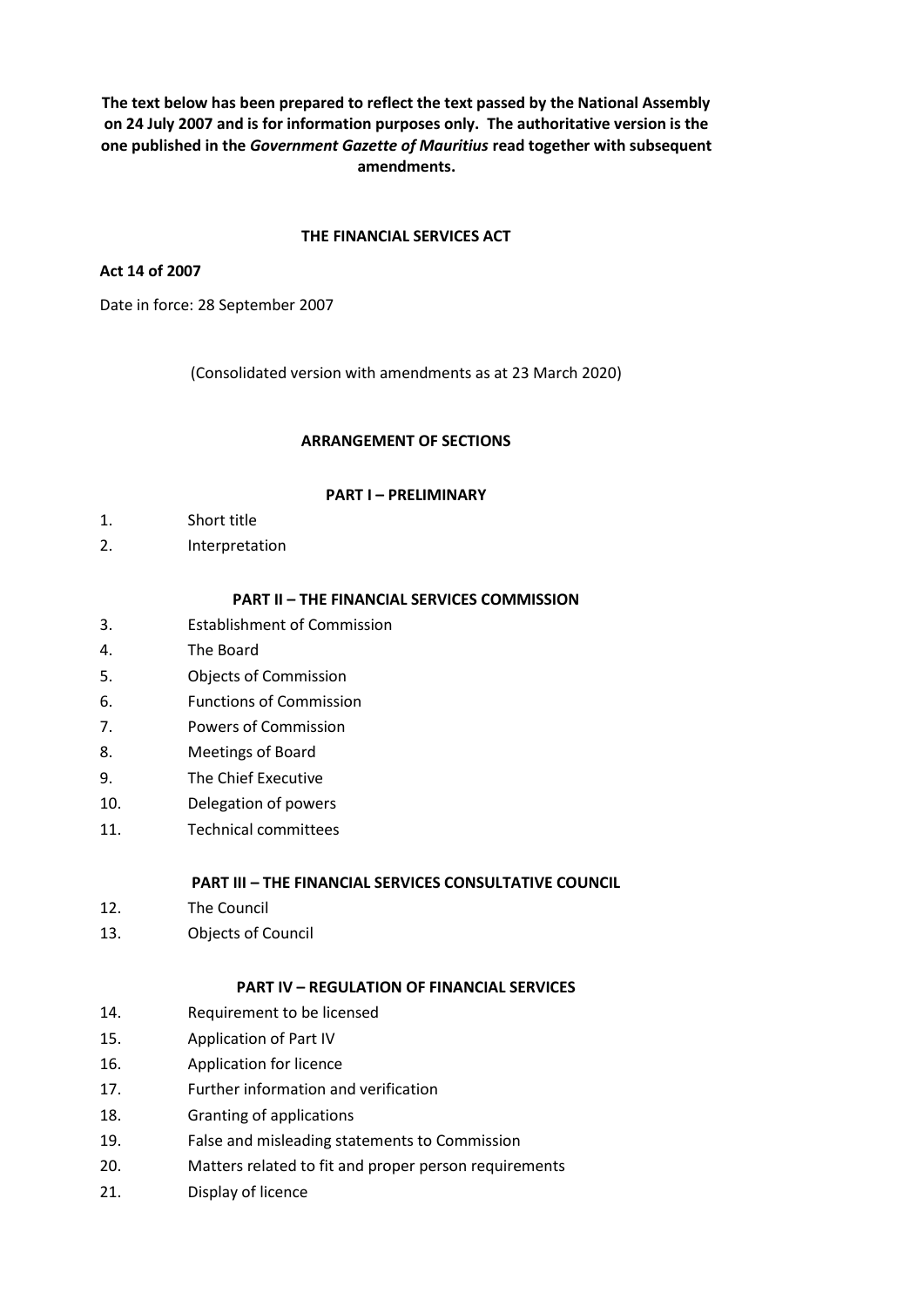**The text below has been prepared to reflect the text passed by the National Assembly on 24 July 2007 and is for information purposes only. The authoritative version is the one published in the *Government Gazette of Mauritius* read together with subsequent amendments.**

# THE FINANCIAL SERVICES ACT

**Act 14 of 2007**

Date in force: 28 September 2007

(Consolidated version with amendments as at 23 March 2020)

## ARRANGEMENT OF SECTIONS

### PART I – PRELIMINARY

1. Short title
2. Interpretation

### PART II – THE FINANCIAL SERVICES COMMISSION

3. Establishment of Commission
4. The Board
5. Objects of Commission
6. Functions of Commission
7. Powers of Commission
8. Meetings of Board
9. The Chief Executive
10. Delegation of powers
11. Technical committees

### PART III – THE FINANCIAL SERVICES CONSULTATIVE COUNCIL

12. The Council
13. Objects of Council

### PART IV – REGULATION OF FINANCIAL SERVICES

14. Requirement to be licensed
15. Application of Part IV
16. Application for licence
17. Further information and verification
18. Granting of applications
19. False and misleading statements to Commission
20. Matters related to fit and proper person requirements
21. Display of licence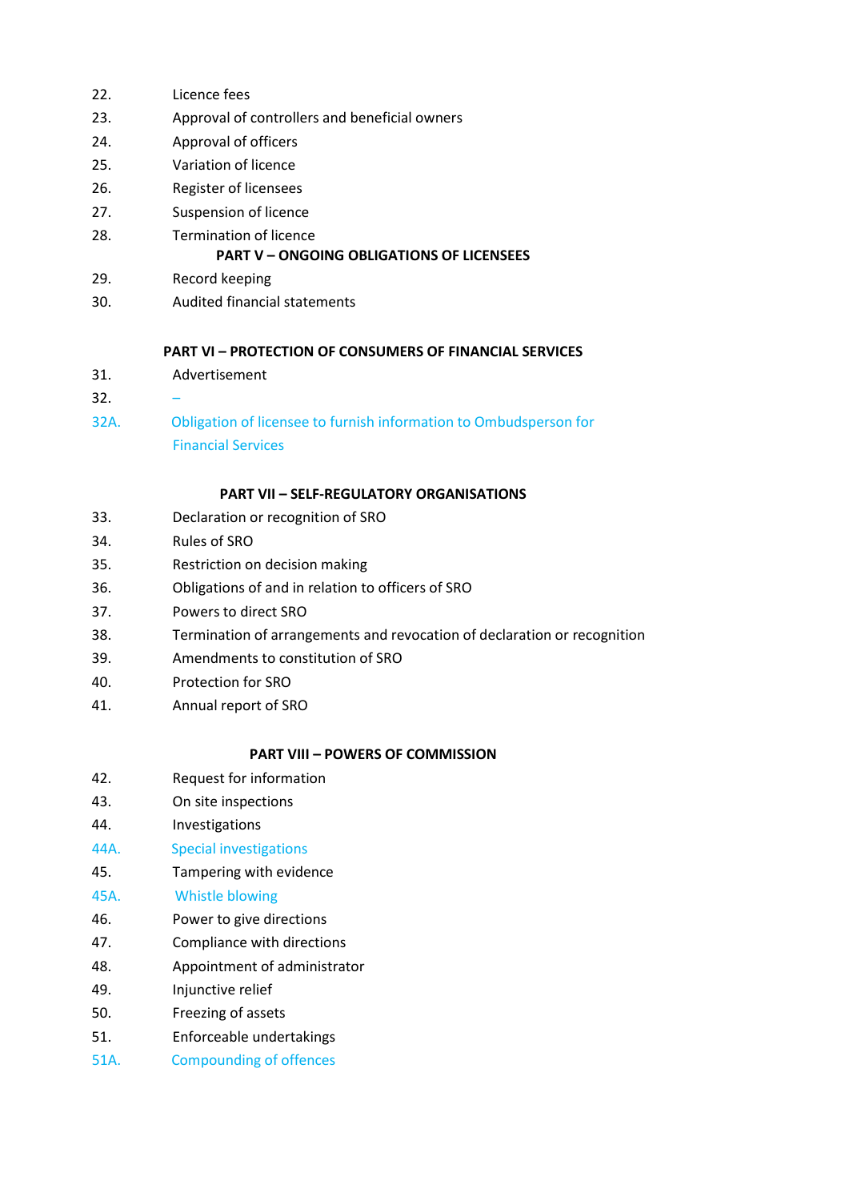22. Licence fees
23. Approval of controllers and beneficial owners
24. Approval of officers
25. Variation of licence
26. Register of licensees
27. Suspension of licence
28. Termination of licence

**PART V – ONGOING OBLIGATIONS OF LICENSEES**

29. Record keeping
30. Audited financial statements

**PART VI – PROTECTION OF CONSUMERS OF FINANCIAL SERVICES**

31. Advertisement
32. –
32A. Obligation of licensee to furnish information to Ombudsperson for Financial Services

**PART VII – SELF-REGULATORY ORGANISATIONS**

33. Declaration or recognition of SRO
34. Rules of SRO
35. Restriction on decision making
36. Obligations of and in relation to officers of SRO
37. Powers to direct SRO
38. Termination of arrangements and revocation of declaration or recognition
39. Amendments to constitution of SRO
40. Protection for SRO
41. Annual report of SRO

**PART VIII – POWERS OF COMMISSION**

42. Request for information
43. On site inspections
44. Investigations
44A. Special investigations
45. Tampering with evidence
45A. Whistle blowing
46. Power to give directions
47. Compliance with directions
48. Appointment of administrator
49. Injunctive relief
50. Freezing of assets
51. Enforceable undertakings
51A. Compounding of offences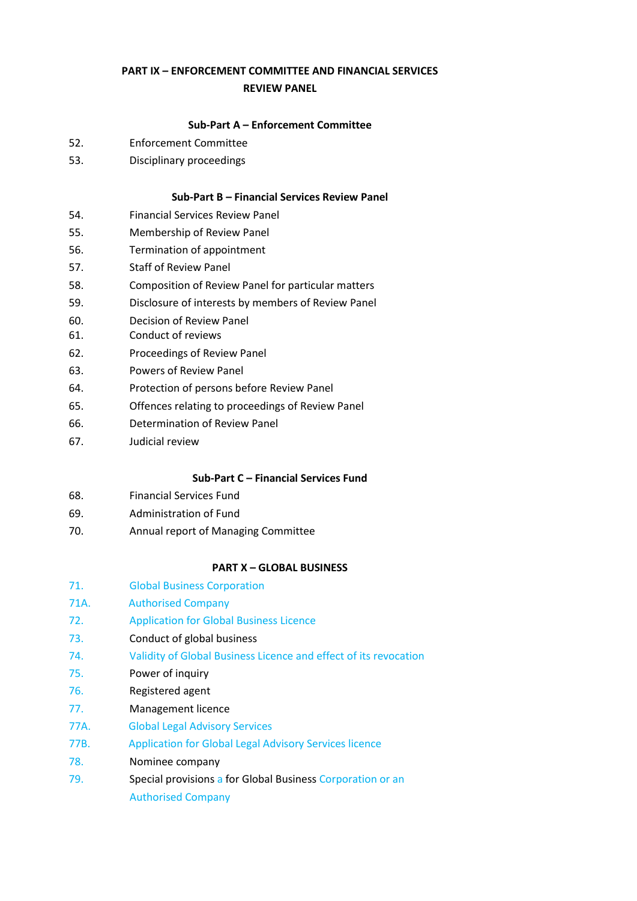## PART IX – ENFORCEMENT COMMITTEE AND FINANCIAL SERVICES REVIEW PANEL

### Sub-Part A – Enforcement Committee

52. Enforcement Committee
53. Disciplinary proceedings

### Sub-Part B – Financial Services Review Panel

54. Financial Services Review Panel
55. Membership of Review Panel
56. Termination of appointment
57. Staff of Review Panel
58. Composition of Review Panel for particular matters
59. Disclosure of interests by members of Review Panel
60. Decision of Review Panel
61. Conduct of reviews
62. Proceedings of Review Panel
63. Powers of Review Panel
64. Protection of persons before Review Panel
65. Offences relating to proceedings of Review Panel
66. Determination of Review Panel
67. Judicial review

### Sub-Part C – Financial Services Fund

68. Financial Services Fund
69. Administration of Fund
70. Annual report of Managing Committee

## PART X – GLOBAL BUSINESS

71. Global Business Corporation

71A. Authorised Company

72. Application for Global Business Licence
73. Conduct of global business
74. Validity of Global Business Licence and effect of its revocation
75. Power of inquiry
76. Registered agent
77. Management licence

77A. Global Legal Advisory Services

77B. Application for Global Legal Advisory Services licence

78. Nominee company
79. Special provisions a for Global Business Corporation or an Authorised Company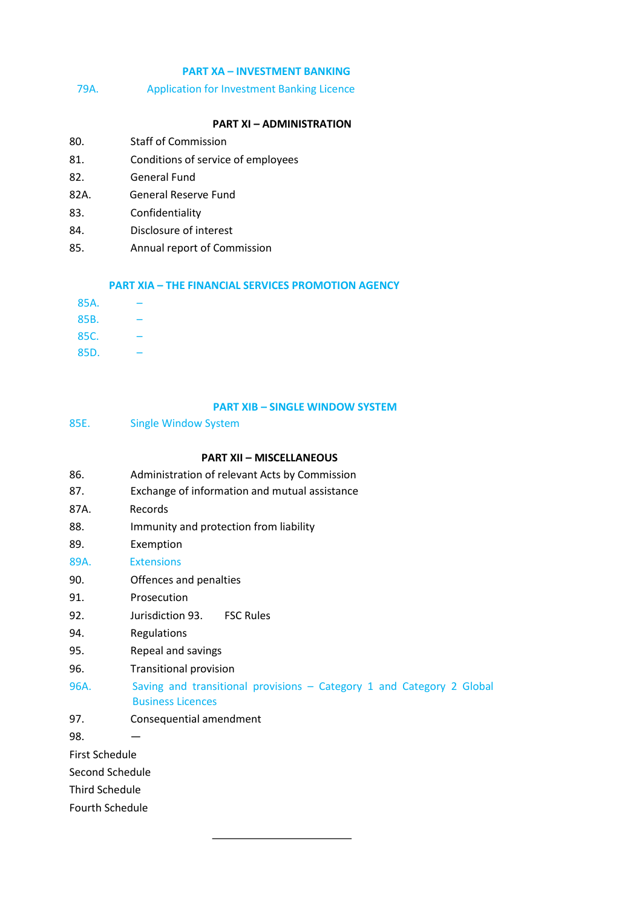**PART XA – INVESTMENT BANKING**

79A. Application for Investment Banking Licence

**PART XI – ADMINISTRATION**

80. Staff of Commission
81. Conditions of service of employees
82. General Fund
82A. General Reserve Fund
83. Confidentiality
84. Disclosure of interest
85. Annual report of Commission

**PART XIA – THE FINANCIAL SERVICES PROMOTION AGENCY**

85A. –
85B. –
85C. –
85D. –

**PART XIB – SINGLE WINDOW SYSTEM**

85E. Single Window System

**PART XII – MISCELLANEOUS**

86. Administration of relevant Acts by Commission
87. Exchange of information and mutual assistance
87A. Records
88. Immunity and protection from liability
89. Exemption
89A. Extensions
90. Offences and penalties
91. Prosecution
92. Jurisdiction 93. FSC Rules
94. Regulations
95. Repeal and savings
96. Transitional provision
96A. Saving and transitional provisions – Category 1 and Category 2 Global Business Licences
97. Consequential amendment
98. —

First Schedule
Second Schedule
Third Schedule
Fourth Schedule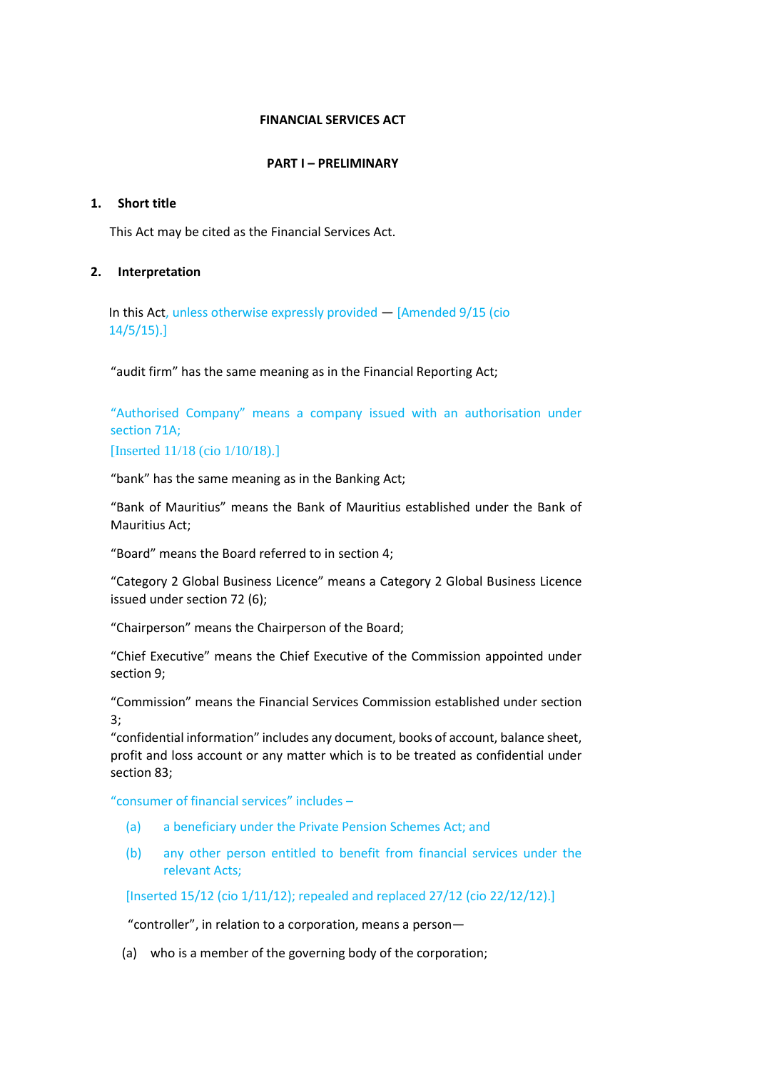**FINANCIAL SERVICES ACT**

**PART I – PRELIMINARY**

**1. Short title**

This Act may be cited as the Financial Services Act.

**2. Interpretation**

In this Act, unless otherwise expressly provided — [Amended 9/15 (cio 14/5/15).]

"audit firm" has the same meaning as in the Financial Reporting Act;

"Authorised Company" means a company issued with an authorisation under section 71A;

[Inserted 11/18 (cio 1/10/18).]

"bank" has the same meaning as in the Banking Act;

"Bank of Mauritius" means the Bank of Mauritius established under the Bank of Mauritius Act;

"Board" means the Board referred to in section 4;

"Category 2 Global Business Licence" means a Category 2 Global Business Licence issued under section 72 (6);

"Chairperson" means the Chairperson of the Board;

"Chief Executive" means the Chief Executive of the Commission appointed under section 9;

"Commission" means the Financial Services Commission established under section 3;

"confidential information" includes any document, books of account, balance sheet, profit and loss account or any matter which is to be treated as confidential under section 83;

"consumer of financial services" includes –

(a) a beneficiary under the Private Pension Schemes Act; and

(b) any other person entitled to benefit from financial services under the relevant Acts;

[Inserted 15/12 (cio 1/11/12); repealed and replaced 27/12 (cio 22/12/12).]

"controller", in relation to a corporation, means a person—

(a) who is a member of the governing body of the corporation;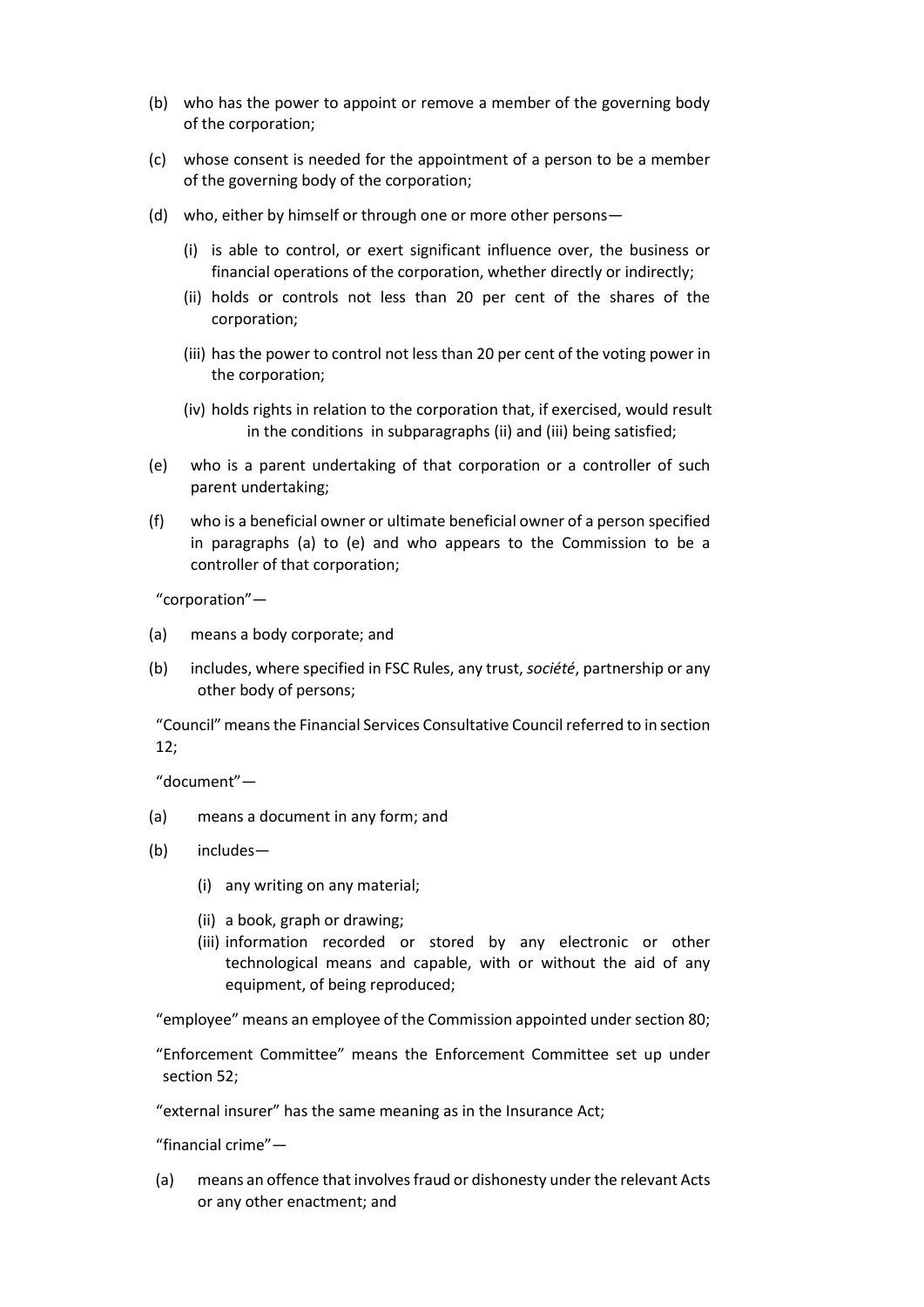(b) who has the power to appoint or remove a member of the governing body of the corporation;

(c) whose consent is needed for the appointment of a person to be a member of the governing body of the corporation;

(d) who, either by himself or through one or more other persons—

  (i) is able to control, or exert significant influence over, the business or financial operations of the corporation, whether directly or indirectly;

  (ii) holds or controls not less than 20 per cent of the shares of the corporation;

  (iii) has the power to control not less than 20 per cent of the voting power in the corporation;

  (iv) holds rights in relation to the corporation that, if exercised, would result in the conditions in subparagraphs (ii) and (iii) being satisfied;

(e) who is a parent undertaking of that corporation or a controller of such parent undertaking;

(f) who is a beneficial owner or ultimate beneficial owner of a person specified in paragraphs (a) to (e) and who appears to the Commission to be a controller of that corporation;

"corporation"—

(a) means a body corporate; and

(b) includes, where specified in FSC Rules, any trust, *société*, partnership or any other body of persons;

"Council" means the Financial Services Consultative Council referred to in section 12;

"document"—

(a) means a document in any form; and

(b) includes—

  (i) any writing on any material;

  (ii) a book, graph or drawing;

  (iii) information recorded or stored by any electronic or other technological means and capable, with or without the aid of any equipment, of being reproduced;

"employee" means an employee of the Commission appointed under section 80;

"Enforcement Committee" means the Enforcement Committee set up under section 52;

"external insurer" has the same meaning as in the Insurance Act;

"financial crime"—

(a) means an offence that involves fraud or dishonesty under the relevant Acts or any other enactment; and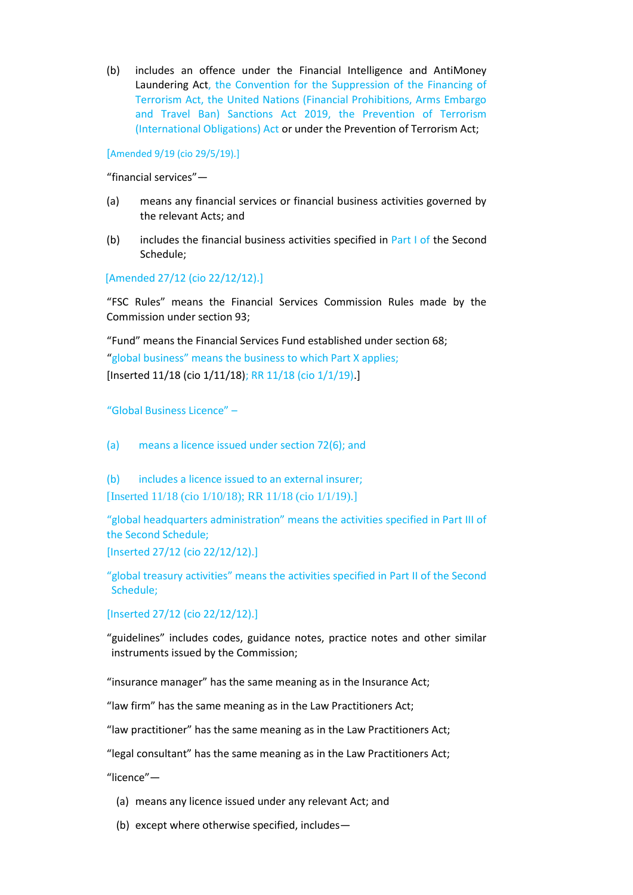(b) includes an offence under the Financial Intelligence and AntiMoney Laundering Act, the Convention for the Suppression of the Financing of Terrorism Act, the United Nations (Financial Prohibitions, Arms Embargo and Travel Ban) Sanctions Act 2019, the Prevention of Terrorism (International Obligations) Act or under the Prevention of Terrorism Act;

[Amended 9/19 (cio 29/5/19).]

"financial services"—

(a) means any financial services or financial business activities governed by the relevant Acts; and

(b) includes the financial business activities specified in Part I of the Second Schedule;

[Amended 27/12 (cio 22/12/12).]

"FSC Rules" means the Financial Services Commission Rules made by the Commission under section 93;

"Fund" means the Financial Services Fund established under section 68;

"global business" means the business to which Part X applies;
[Inserted 11/18 (cio 1/11/18); RR 11/18 (cio 1/1/19).]

"Global Business Licence" –

(a) means a licence issued under section 72(6); and

(b) includes a licence issued to an external insurer;
[Inserted 11/18 (cio 1/10/18); RR 11/18 (cio 1/1/19).]

"global headquarters administration" means the activities specified in Part III of the Second Schedule;
[Inserted 27/12 (cio 22/12/12).]

"global treasury activities" means the activities specified in Part II of the Second Schedule;

[Inserted 27/12 (cio 22/12/12).]

"guidelines" includes codes, guidance notes, practice notes and other similar instruments issued by the Commission;

"insurance manager" has the same meaning as in the Insurance Act;

"law firm" has the same meaning as in the Law Practitioners Act;

"law practitioner" has the same meaning as in the Law Practitioners Act;

"legal consultant" has the same meaning as in the Law Practitioners Act;

"licence"—

(a) means any licence issued under any relevant Act; and

(b) except where otherwise specified, includes—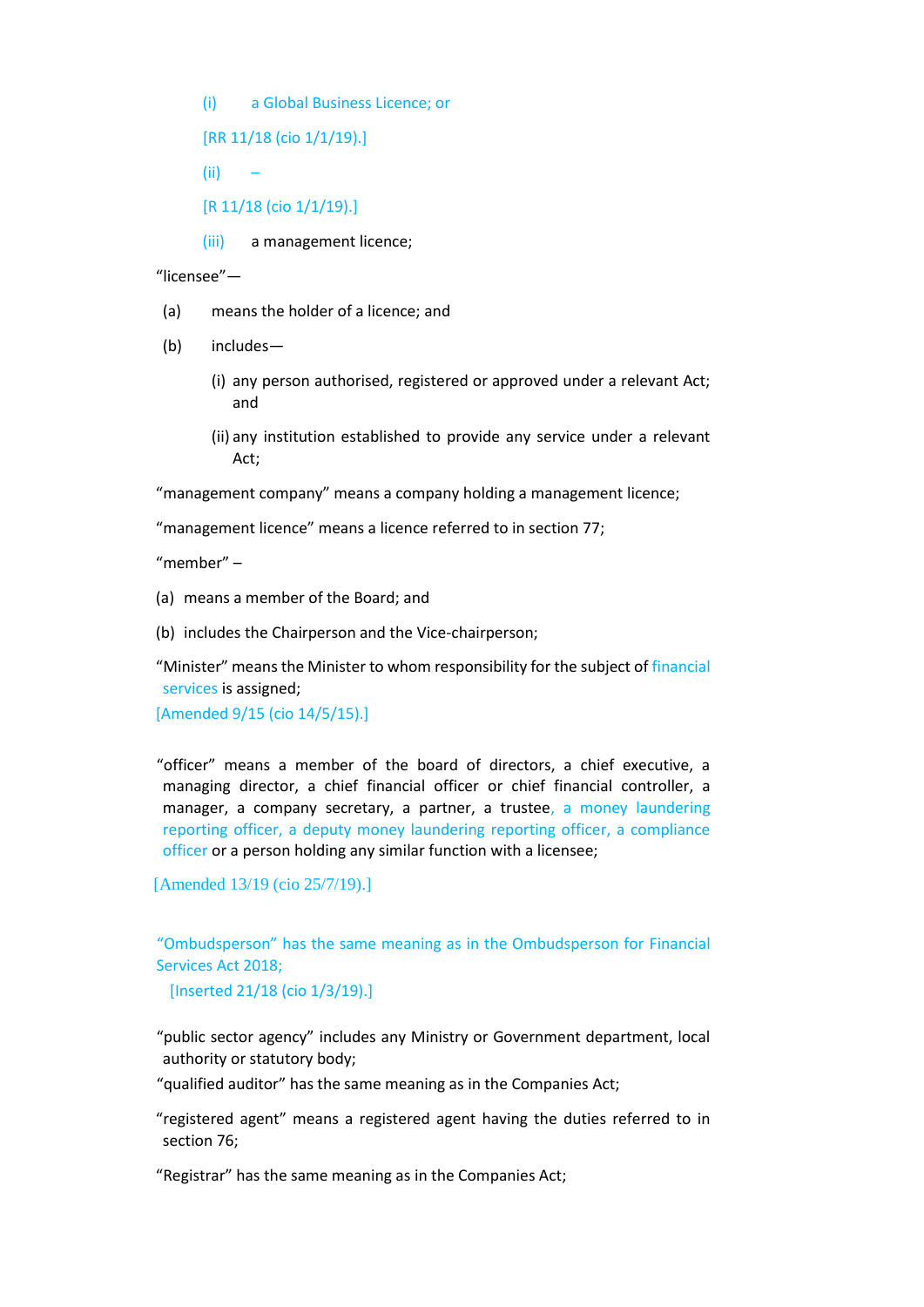(i) a Global Business Licence; or

[RR 11/18 (cio 1/1/19).]

(ii) –

[R 11/18 (cio 1/1/19).]

(iii) a management licence;

"licensee"—

(a) means the holder of a licence; and

(b) includes—

(i) any person authorised, registered or approved under a relevant Act; and

(ii) any institution established to provide any service under a relevant Act;

"management company" means a company holding a management licence;

"management licence" means a licence referred to in section 77;

"member" –

(a) means a member of the Board; and

(b) includes the Chairperson and the Vice-chairperson;

"Minister" means the Minister to whom responsibility for the subject of financial services is assigned;

[Amended 9/15 (cio 14/5/15).]

"officer" means a member of the board of directors, a chief executive, a managing director, a chief financial officer or chief financial controller, a manager, a company secretary, a partner, a trustee, a money laundering reporting officer, a deputy money laundering reporting officer, a compliance officer or a person holding any similar function with a licensee;

[Amended 13/19 (cio 25/7/19).]

"Ombudsperson" has the same meaning as in the Ombudsperson for Financial Services Act 2018;

[Inserted 21/18 (cio 1/3/19).]

"public sector agency" includes any Ministry or Government department, local authority or statutory body;

"qualified auditor" has the same meaning as in the Companies Act;

"registered agent" means a registered agent having the duties referred to in section 76;

"Registrar" has the same meaning as in the Companies Act;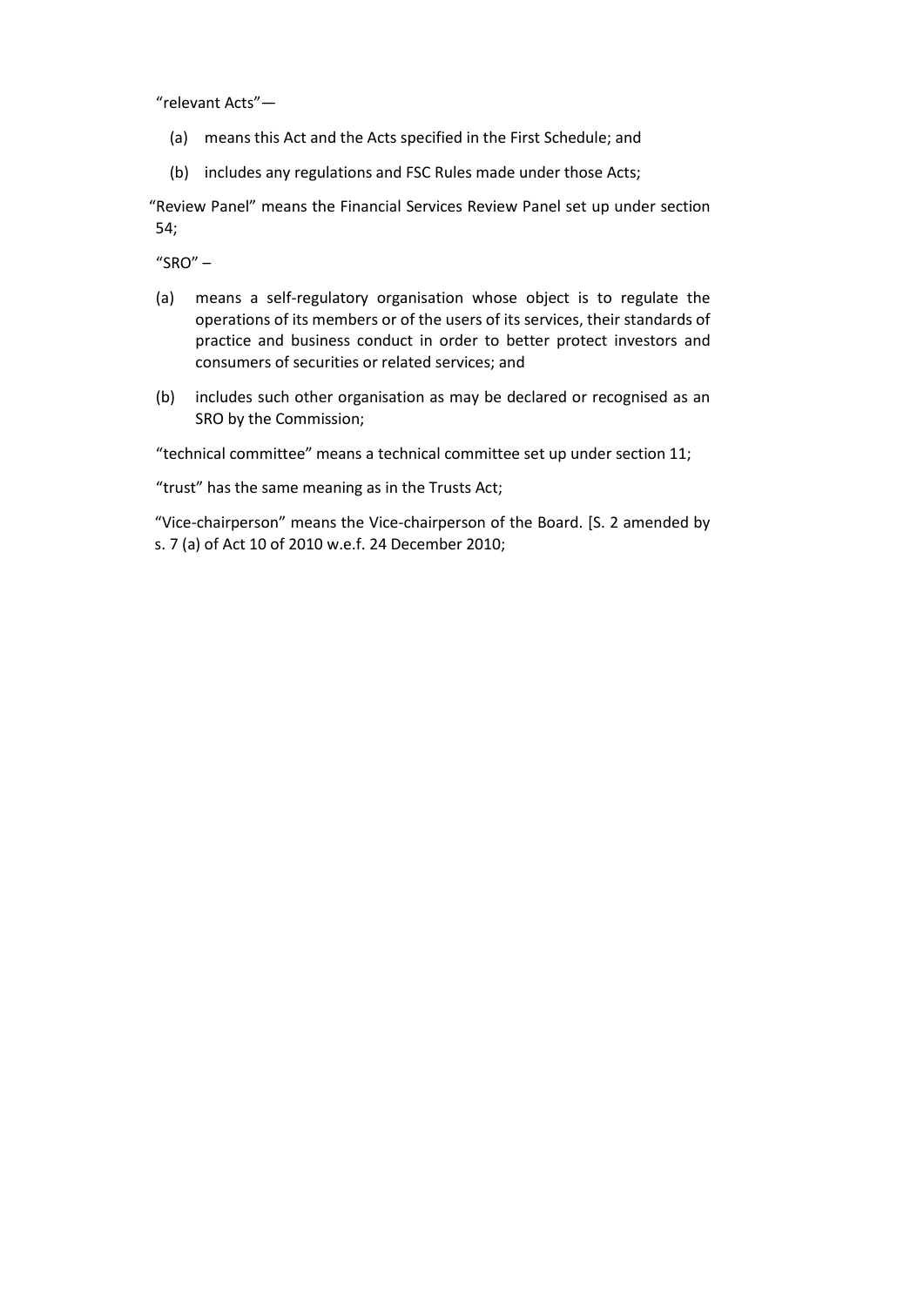"relevant Acts"—

(a) means this Act and the Acts specified in the First Schedule; and

(b) includes any regulations and FSC Rules made under those Acts;

"Review Panel" means the Financial Services Review Panel set up under section 54;

"SRO" –

(a) means a self-regulatory organisation whose object is to regulate the operations of its members or of the users of its services, their standards of practice and business conduct in order to better protect investors and consumers of securities or related services; and

(b) includes such other organisation as may be declared or recognised as an SRO by the Commission;

"technical committee" means a technical committee set up under section 11;

"trust" has the same meaning as in the Trusts Act;

"Vice-chairperson" means the Vice-chairperson of the Board. [S. 2 amended by s. 7 (a) of Act 10 of 2010 w.e.f. 24 December 2010;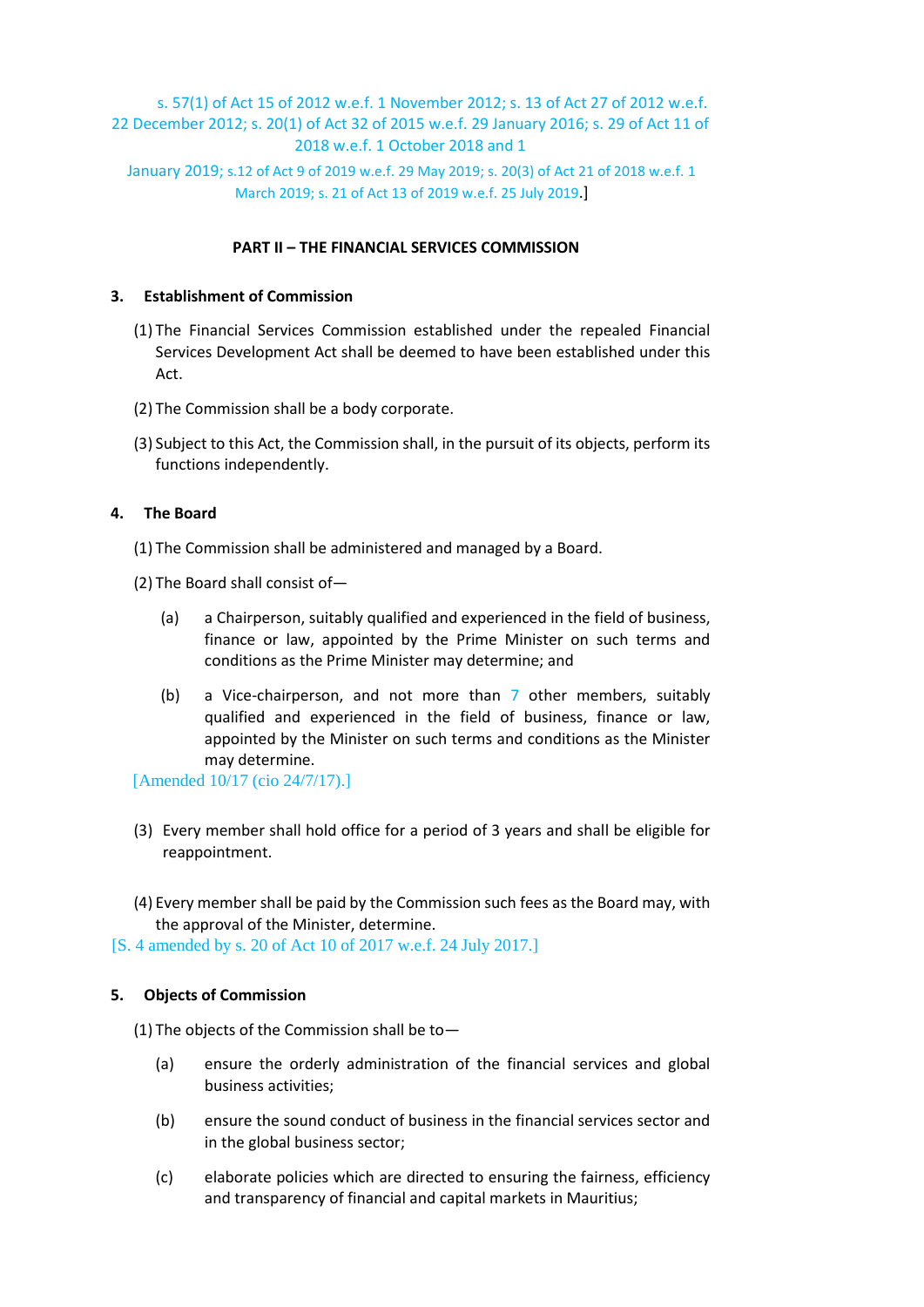s. 57(1) of Act 15 of 2012 w.e.f. 1 November 2012; s. 13 of Act 27 of 2012 w.e.f. 22 December 2012; s. 20(1) of Act 32 of 2015 w.e.f. 29 January 2016; s. 29 of Act 11 of 2018 w.e.f. 1 October 2018 and 1 January 2019; s.12 of Act 9 of 2019 w.e.f. 29 May 2019; s. 20(3) of Act 21 of 2018 w.e.f. 1 March 2019; s. 21 of Act 13 of 2019 w.e.f. 25 July 2019.]

## PART II – THE FINANCIAL SERVICES COMMISSION

### 3. Establishment of Commission

(1) The Financial Services Commission established under the repealed Financial Services Development Act shall be deemed to have been established under this Act.

(2) The Commission shall be a body corporate.

(3) Subject to this Act, the Commission shall, in the pursuit of its objects, perform its functions independently.

### 4. The Board

(1) The Commission shall be administered and managed by a Board.

(2) The Board shall consist of—

(a) a Chairperson, suitably qualified and experienced in the field of business, finance or law, appointed by the Prime Minister on such terms and conditions as the Prime Minister may determine; and

(b) a Vice-chairperson, and not more than 7 other members, suitably qualified and experienced in the field of business, finance or law, appointed by the Minister on such terms and conditions as the Minister may determine.

[Amended 10/17 (cio 24/7/17).]

(3) Every member shall hold office for a period of 3 years and shall be eligible for reappointment.

(4) Every member shall be paid by the Commission such fees as the Board may, with the approval of the Minister, determine.

[S. 4 amended by s. 20 of Act 10 of 2017 w.e.f. 24 July 2017.]

### 5. Objects of Commission

(1) The objects of the Commission shall be to—

(a) ensure the orderly administration of the financial services and global business activities;

(b) ensure the sound conduct of business in the financial services sector and in the global business sector;

(c) elaborate policies which are directed to ensuring the fairness, efficiency and transparency of financial and capital markets in Mauritius;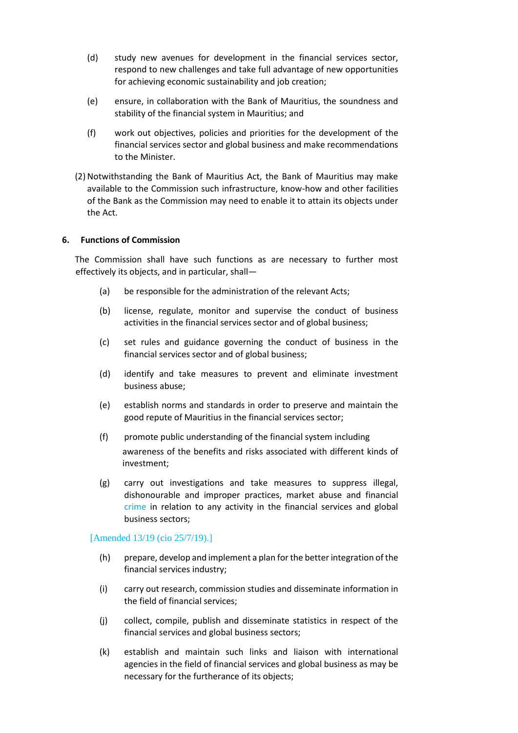(d) study new avenues for development in the financial services sector, respond to new challenges and take full advantage of new opportunities for achieving economic sustainability and job creation;

(e) ensure, in collaboration with the Bank of Mauritius, the soundness and stability of the financial system in Mauritius; and

(f) work out objectives, policies and priorities for the development of the financial services sector and global business and make recommendations to the Minister.

(2) Notwithstanding the Bank of Mauritius Act, the Bank of Mauritius may make available to the Commission such infrastructure, know-how and other facilities of the Bank as the Commission may need to enable it to attain its objects under the Act.

**6. Functions of Commission**

The Commission shall have such functions as are necessary to further most effectively its objects, and in particular, shall—

(a) be responsible for the administration of the relevant Acts;

(b) license, regulate, monitor and supervise the conduct of business activities in the financial services sector and of global business;

(c) set rules and guidance governing the conduct of business in the financial services sector and of global business;

(d) identify and take measures to prevent and eliminate investment business abuse;

(e) establish norms and standards in order to preserve and maintain the good repute of Mauritius in the financial services sector;

(f) promote public understanding of the financial system including awareness of the benefits and risks associated with different kinds of investment;

(g) carry out investigations and take measures to suppress illegal, dishonourable and improper practices, market abuse and financial crime in relation to any activity in the financial services and global business sectors;

[Amended 13/19 (cio 25/7/19).]

(h) prepare, develop and implement a plan for the better integration of the financial services industry;

(i) carry out research, commission studies and disseminate information in the field of financial services;

(j) collect, compile, publish and disseminate statistics in respect of the financial services and global business sectors;

(k) establish and maintain such links and liaison with international agencies in the field of financial services and global business as may be necessary for the furtherance of its objects;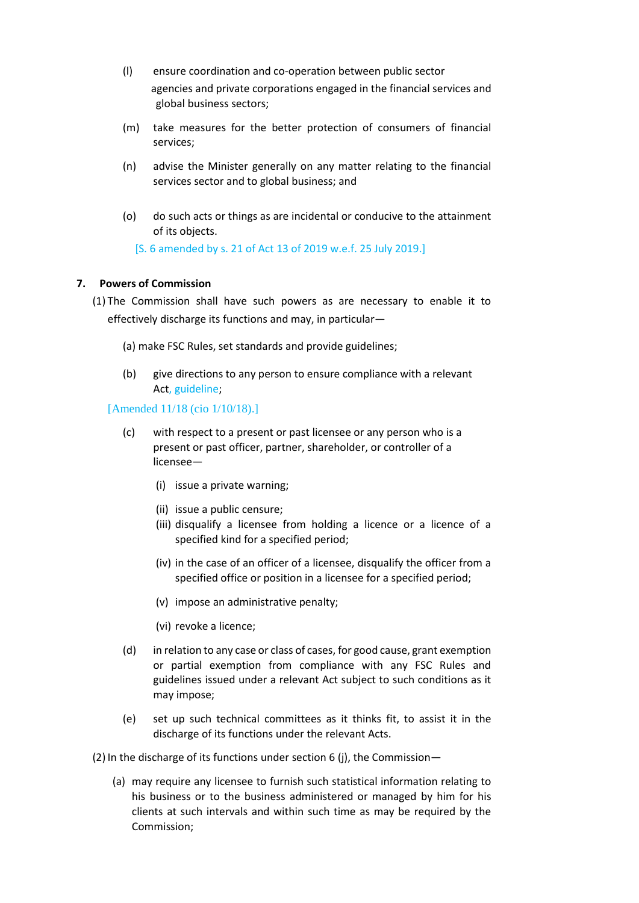(l) ensure coordination and co-operation between public sector agencies and private corporations engaged in the financial services and global business sectors;

(m) take measures for the better protection of consumers of financial services;

(n) advise the Minister generally on any matter relating to the financial services sector and to global business; and

(o) do such acts or things as are incidental or conducive to the attainment of its objects.

[S. 6 amended by s. 21 of Act 13 of 2019 w.e.f. 25 July 2019.]

### 7. Powers of Commission

(1) The Commission shall have such powers as are necessary to enable it to effectively discharge its functions and may, in particular—

(a) make FSC Rules, set standards and provide guidelines;

(b) give directions to any person to ensure compliance with a relevant Act, guideline;

[Amended 11/18 (cio 1/10/18).]

(c) with respect to a present or past licensee or any person who is a present or past officer, partner, shareholder, or controller of a licensee—

(i) issue a private warning;

(ii) issue a public censure;

(iii) disqualify a licensee from holding a licence or a licence of a specified kind for a specified period;

(iv) in the case of an officer of a licensee, disqualify the officer from a specified office or position in a licensee for a specified period;

(v) impose an administrative penalty;

(vi) revoke a licence;

(d) in relation to any case or class of cases, for good cause, grant exemption or partial exemption from compliance with any FSC Rules and guidelines issued under a relevant Act subject to such conditions as it may impose;

(e) set up such technical committees as it thinks fit, to assist it in the discharge of its functions under the relevant Acts.

(2) In the discharge of its functions under section 6 (j), the Commission—

(a) may require any licensee to furnish such statistical information relating to his business or to the business administered or managed by him for his clients at such intervals and within such time as may be required by the Commission;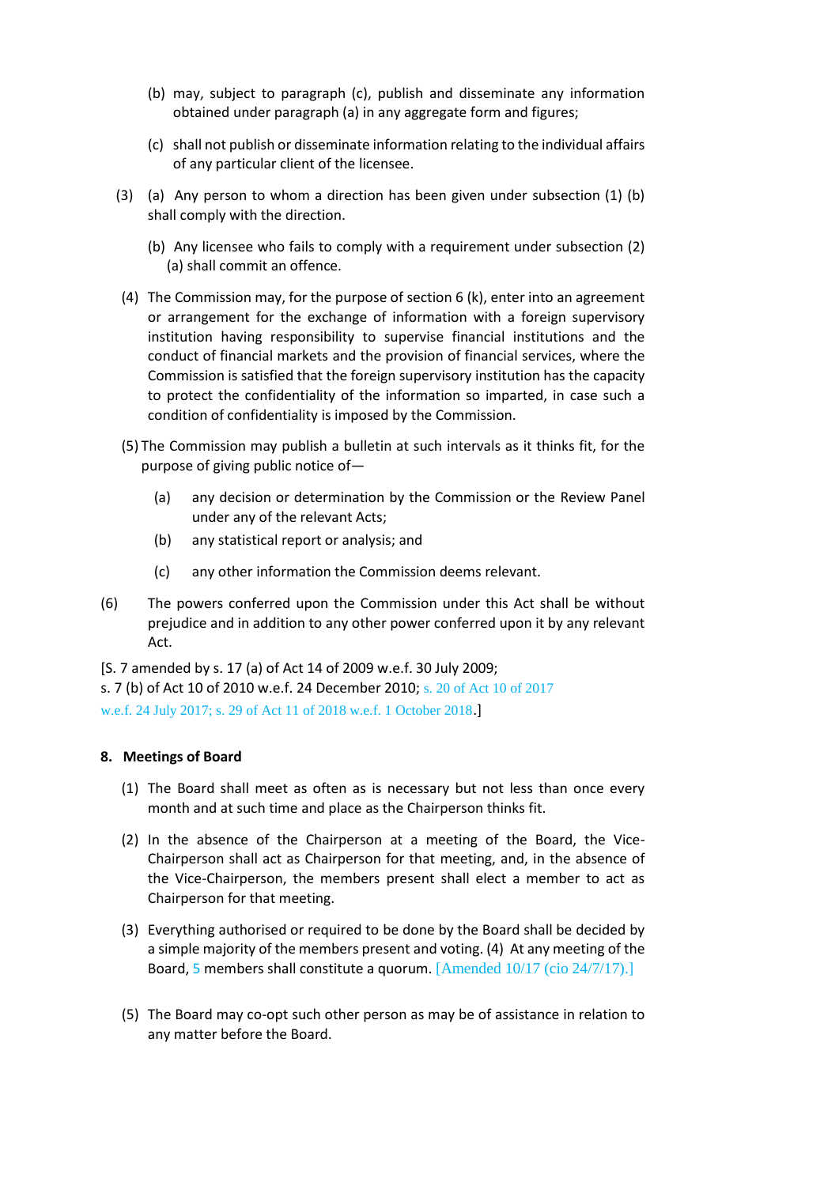(b) may, subject to paragraph (c), publish and disseminate any information obtained under paragraph (a) in any aggregate form and figures;

(c) shall not publish or disseminate information relating to the individual affairs of any particular client of the licensee.

(3) (a) Any person to whom a direction has been given under subsection (1) (b) shall comply with the direction.

(b) Any licensee who fails to comply with a requirement under subsection (2) (a) shall commit an offence.

(4) The Commission may, for the purpose of section 6 (k), enter into an agreement or arrangement for the exchange of information with a foreign supervisory institution having responsibility to supervise financial institutions and the conduct of financial markets and the provision of financial services, where the Commission is satisfied that the foreign supervisory institution has the capacity to protect the confidentiality of the information so imparted, in case such a condition of confidentiality is imposed by the Commission.

(5) The Commission may publish a bulletin at such intervals as it thinks fit, for the purpose of giving public notice of—

(a) any decision or determination by the Commission or the Review Panel under any of the relevant Acts;

(b) any statistical report or analysis; and

(c) any other information the Commission deems relevant.

(6) The powers conferred upon the Commission under this Act shall be without prejudice and in addition to any other power conferred upon it by any relevant Act.

[S. 7 amended by s. 17 (a) of Act 14 of 2009 w.e.f. 30 July 2009;
s. 7 (b) of Act 10 of 2010 w.e.f. 24 December 2010; s. 20 of Act 10 of 2017 w.e.f. 24 July 2017; s. 29 of Act 11 of 2018 w.e.f. 1 October 2018.]

**8. Meetings of Board**

(1) The Board shall meet as often as is necessary but not less than once every month and at such time and place as the Chairperson thinks fit.

(2) In the absence of the Chairperson at a meeting of the Board, the Vice-Chairperson shall act as Chairperson for that meeting, and, in the absence of the Vice-Chairperson, the members present shall elect a member to act as Chairperson for that meeting.

(3) Everything authorised or required to be done by the Board shall be decided by a simple majority of the members present and voting. (4) At any meeting of the Board, 5 members shall constitute a quorum. [Amended 10/17 (cio 24/7/17).]

(5) The Board may co-opt such other person as may be of assistance in relation to any matter before the Board.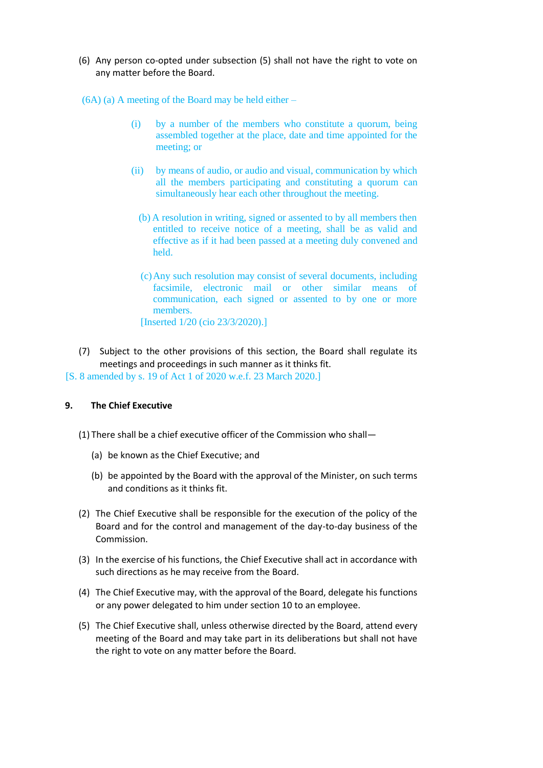(6) Any person co-opted under subsection (5) shall not have the right to vote on any matter before the Board.

(6A) (a) A meeting of the Board may be held either –

(i) by a number of the members who constitute a quorum, being assembled together at the place, date and time appointed for the meeting; or

(ii) by means of audio, or audio and visual, communication by which all the members participating and constituting a quorum can simultaneously hear each other throughout the meeting.

(b) A resolution in writing, signed or assented to by all members then entitled to receive notice of a meeting, shall be as valid and effective as if it had been passed at a meeting duly convened and held.

(c) Any such resolution may consist of several documents, including facsimile, electronic mail or other similar means of communication, each signed or assented to by one or more members.
[Inserted 1/20 (cio 23/3/2020).]

(7) Subject to the other provisions of this section, the Board shall regulate its meetings and proceedings in such manner as it thinks fit.
[S. 8 amended by s. 19 of Act 1 of 2020 w.e.f. 23 March 2020.]

**9. The Chief Executive**

(1) There shall be a chief executive officer of the Commission who shall—

(a) be known as the Chief Executive; and

(b) be appointed by the Board with the approval of the Minister, on such terms and conditions as it thinks fit.

(2) The Chief Executive shall be responsible for the execution of the policy of the Board and for the control and management of the day-to-day business of the Commission.

(3) In the exercise of his functions, the Chief Executive shall act in accordance with such directions as he may receive from the Board.

(4) The Chief Executive may, with the approval of the Board, delegate his functions or any power delegated to him under section 10 to an employee.

(5) The Chief Executive shall, unless otherwise directed by the Board, attend every meeting of the Board and may take part in its deliberations but shall not have the right to vote on any matter before the Board.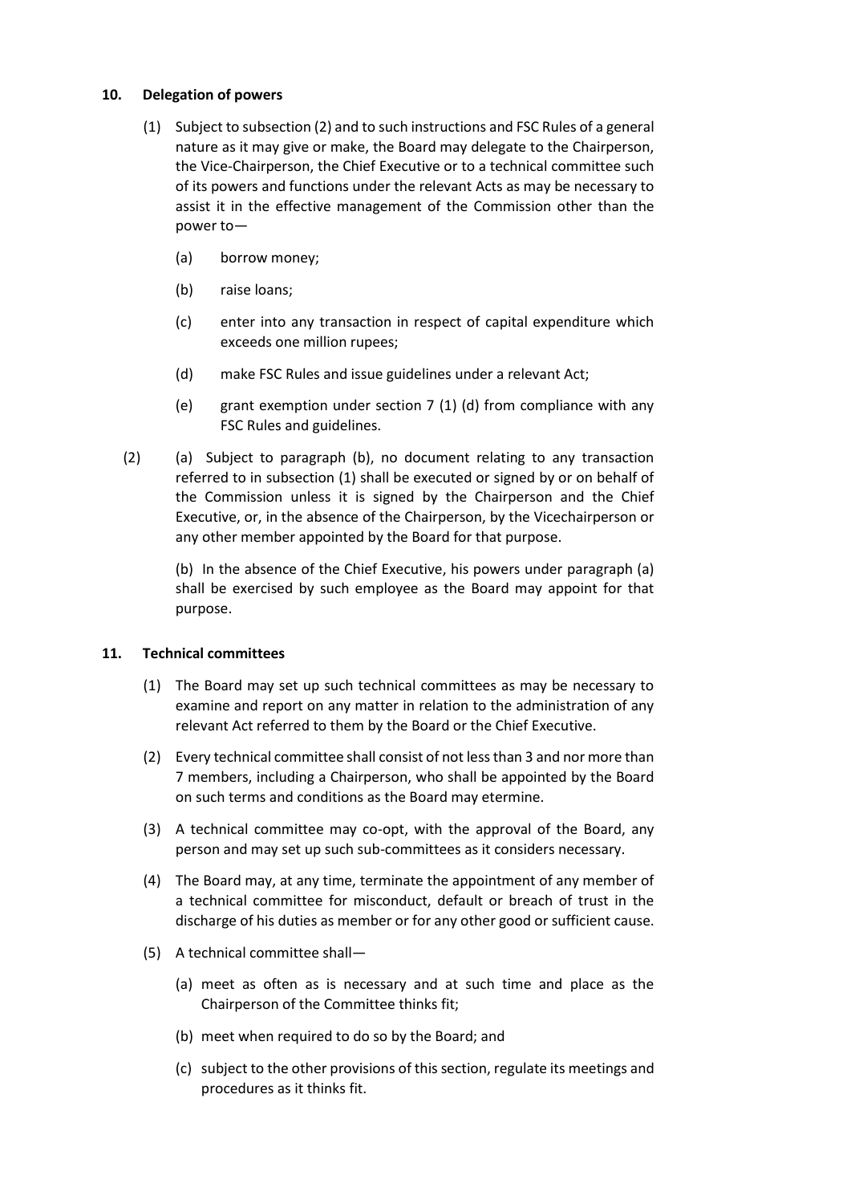### 10. Delegation of powers

(1) Subject to subsection (2) and to such instructions and FSC Rules of a general nature as it may give or make, the Board may delegate to the Chairperson, the Vice-Chairperson, the Chief Executive or to a technical committee such of its powers and functions under the relevant Acts as may be necessary to assist it in the effective management of the Commission other than the power to—

- (a) borrow money;
- (b) raise loans;
- (c) enter into any transaction in respect of capital expenditure which exceeds one million rupees;
- (d) make FSC Rules and issue guidelines under a relevant Act;
- (e) grant exemption under section 7 (1) (d) from compliance with any FSC Rules and guidelines.

(2) (a) Subject to paragraph (b), no document relating to any transaction referred to in subsection (1) shall be executed or signed by or on behalf of the Commission unless it is signed by the Chairperson and the Chief Executive, or, in the absence of the Chairperson, by the Vicechairperson or any other member appointed by the Board for that purpose.

(b) In the absence of the Chief Executive, his powers under paragraph (a) shall be exercised by such employee as the Board may appoint for that purpose.

### 11. Technical committees

(1) The Board may set up such technical committees as may be necessary to examine and report on any matter in relation to the administration of any relevant Act referred to them by the Board or the Chief Executive.

(2) Every technical committee shall consist of not less than 3 and nor more than 7 members, including a Chairperson, who shall be appointed by the Board on such terms and conditions as the Board may etermine.

(3) A technical committee may co-opt, with the approval of the Board, any person and may set up such sub-committees as it considers necessary.

(4) The Board may, at any time, terminate the appointment of any member of a technical committee for misconduct, default or breach of trust in the discharge of his duties as member or for any other good or sufficient cause.

(5) A technical committee shall—

- (a) meet as often as is necessary and at such time and place as the Chairperson of the Committee thinks fit;
- (b) meet when required to do so by the Board; and
- (c) subject to the other provisions of this section, regulate its meetings and procedures as it thinks fit.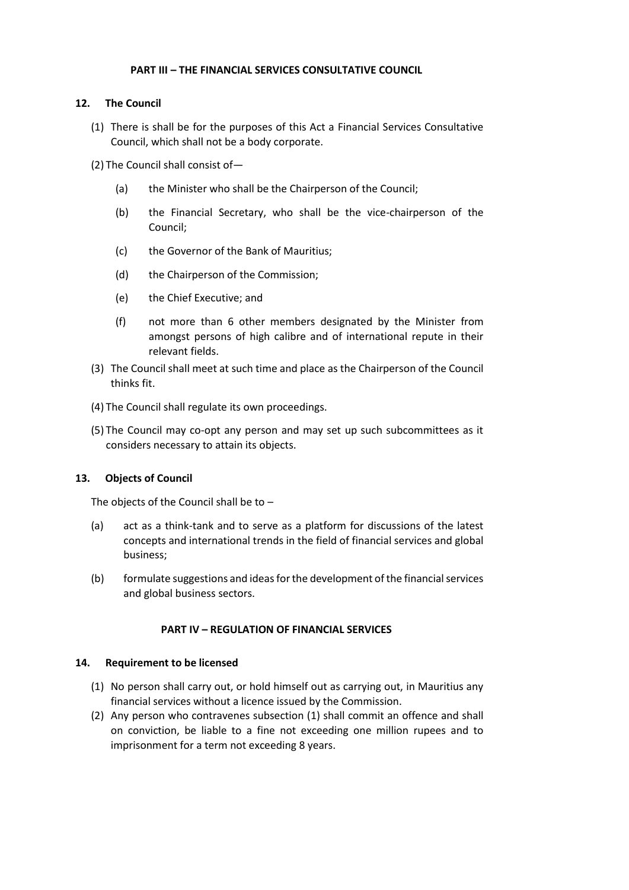## PART III – THE FINANCIAL SERVICES CONSULTATIVE COUNCIL

### 12. The Council

(1) There is shall be for the purposes of this Act a Financial Services Consultative Council, which shall not be a body corporate.

(2) The Council shall consist of—

- (a) the Minister who shall be the Chairperson of the Council;
- (b) the Financial Secretary, who shall be the vice-chairperson of the Council;
- (c) the Governor of the Bank of Mauritius;
- (d) the Chairperson of the Commission;
- (e) the Chief Executive; and
- (f) not more than 6 other members designated by the Minister from amongst persons of high calibre and of international repute in their relevant fields.

(3) The Council shall meet at such time and place as the Chairperson of the Council thinks fit.

(4) The Council shall regulate its own proceedings.

(5) The Council may co-opt any person and may set up such subcommittees as it considers necessary to attain its objects.

### 13. Objects of Council

The objects of the Council shall be to –

- (a) act as a think-tank and to serve as a platform for discussions of the latest concepts and international trends in the field of financial services and global business;
- (b) formulate suggestions and ideas for the development of the financial services and global business sectors.

## PART IV – REGULATION OF FINANCIAL SERVICES

### 14. Requirement to be licensed

(1) No person shall carry out, or hold himself out as carrying out, in Mauritius any financial services without a licence issued by the Commission.

(2) Any person who contravenes subsection (1) shall commit an offence and shall on conviction, be liable to a fine not exceeding one million rupees and to imprisonment for a term not exceeding 8 years.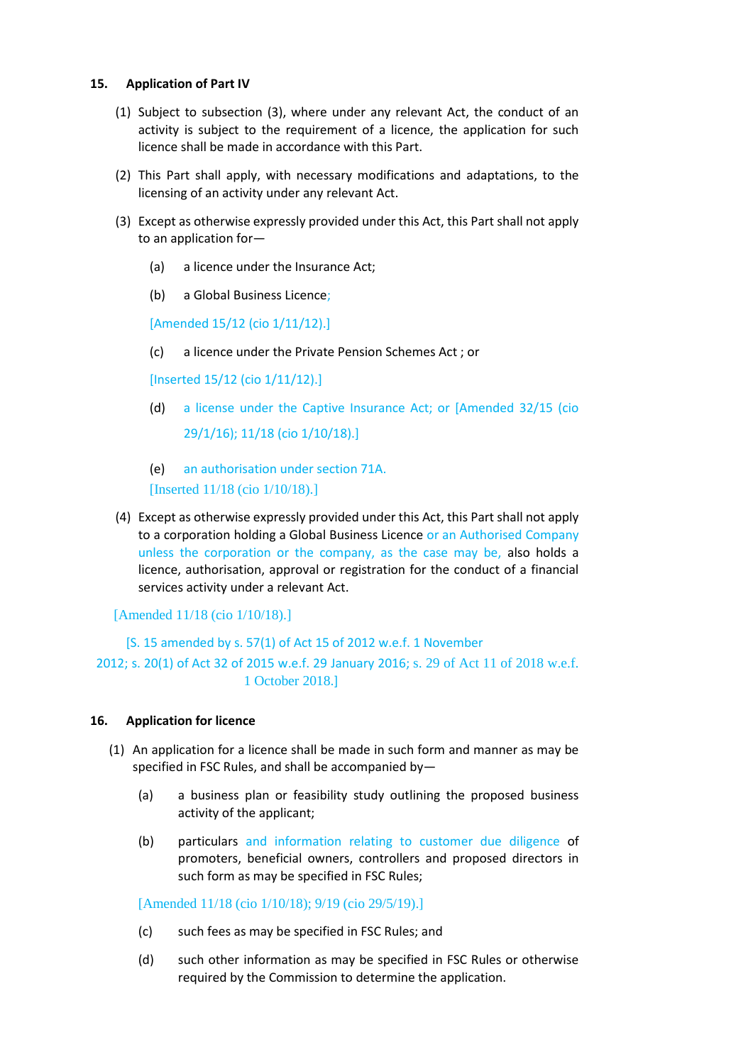**15. Application of Part IV**

(1) Subject to subsection (3), where under any relevant Act, the conduct of an activity is subject to the requirement of a licence, the application for such licence shall be made in accordance with this Part.

(2) This Part shall apply, with necessary modifications and adaptations, to the licensing of an activity under any relevant Act.

(3) Except as otherwise expressly provided under this Act, this Part shall not apply to an application for—

(a) a licence under the Insurance Act;

(b) a Global Business Licence;

[Amended 15/12 (cio 1/11/12).]

(c) a licence under the Private Pension Schemes Act ; or

[Inserted 15/12 (cio 1/11/12).]

(d) a license under the Captive Insurance Act; or [Amended 32/15 (cio 29/1/16); 11/18 (cio 1/10/18).]

(e) an authorisation under section 71A.

[Inserted 11/18 (cio 1/10/18).]

(4) Except as otherwise expressly provided under this Act, this Part shall not apply to a corporation holding a Global Business Licence or an Authorised Company unless the corporation or the company, as the case may be, also holds a licence, authorisation, approval or registration for the conduct of a financial services activity under a relevant Act.

[Amended 11/18 (cio 1/10/18).]

[S. 15 amended by s. 57(1) of Act 15 of 2012 w.e.f. 1 November 2012; s. 20(1) of Act 32 of 2015 w.e.f. 29 January 2016; s. 29 of Act 11 of 2018 w.e.f. 1 October 2018.]

**16. Application for licence**

(1) An application for a licence shall be made in such form and manner as may be specified in FSC Rules, and shall be accompanied by—

(a) a business plan or feasibility study outlining the proposed business activity of the applicant;

(b) particulars and information relating to customer due diligence of promoters, beneficial owners, controllers and proposed directors in such form as may be specified in FSC Rules;

[Amended 11/18 (cio 1/10/18); 9/19 (cio 29/5/19).]

(c) such fees as may be specified in FSC Rules; and

(d) such other information as may be specified in FSC Rules or otherwise required by the Commission to determine the application.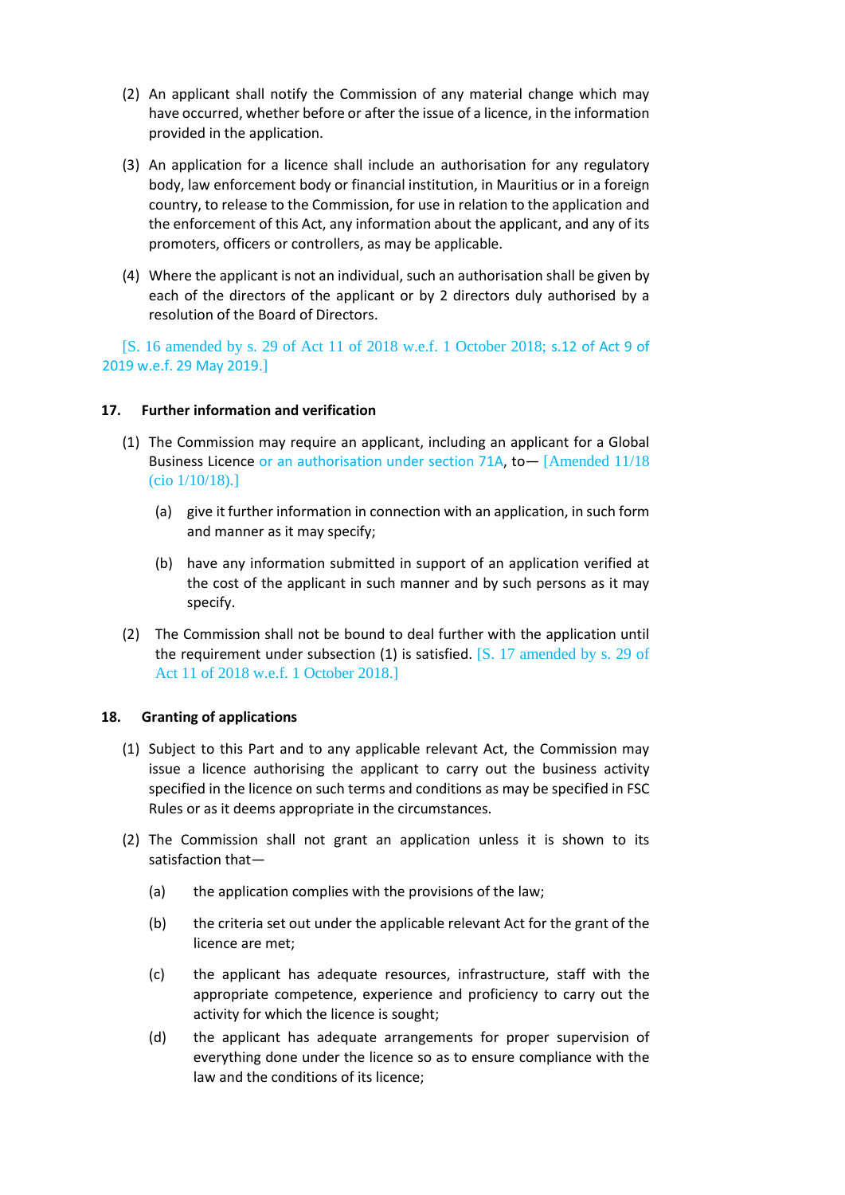(2) An applicant shall notify the Commission of any material change which may have occurred, whether before or after the issue of a licence, in the information provided in the application.

(3) An application for a licence shall include an authorisation for any regulatory body, law enforcement body or financial institution, in Mauritius or in a foreign country, to release to the Commission, for use in relation to the application and the enforcement of this Act, any information about the applicant, and any of its promoters, officers or controllers, as may be applicable.

(4) Where the applicant is not an individual, such an authorisation shall be given by each of the directors of the applicant or by 2 directors duly authorised by a resolution of the Board of Directors.

[S. 16 amended by s. 29 of Act 11 of 2018 w.e.f. 1 October 2018; s.12 of Act 9 of 2019 w.e.f. 29 May 2019.]

**17. Further information and verification**

(1) The Commission may require an applicant, including an applicant for a Global Business Licence or an authorisation under section 71A, to— [Amended 11/18 (cio 1/10/18).]

(a) give it further information in connection with an application, in such form and manner as it may specify;

(b) have any information submitted in support of an application verified at the cost of the applicant in such manner and by such persons as it may specify.

(2) The Commission shall not be bound to deal further with the application until the requirement under subsection (1) is satisfied. [S. 17 amended by s. 29 of Act 11 of 2018 w.e.f. 1 October 2018.]

**18. Granting of applications**

(1) Subject to this Part and to any applicable relevant Act, the Commission may issue a licence authorising the applicant to carry out the business activity specified in the licence on such terms and conditions as may be specified in FSC Rules or as it deems appropriate in the circumstances.

(2) The Commission shall not grant an application unless it is shown to its satisfaction that—

(a) the application complies with the provisions of the law;

(b) the criteria set out under the applicable relevant Act for the grant of the licence are met;

(c) the applicant has adequate resources, infrastructure, staff with the appropriate competence, experience and proficiency to carry out the activity for which the licence is sought;

(d) the applicant has adequate arrangements for proper supervision of everything done under the licence so as to ensure compliance with the law and the conditions of its licence;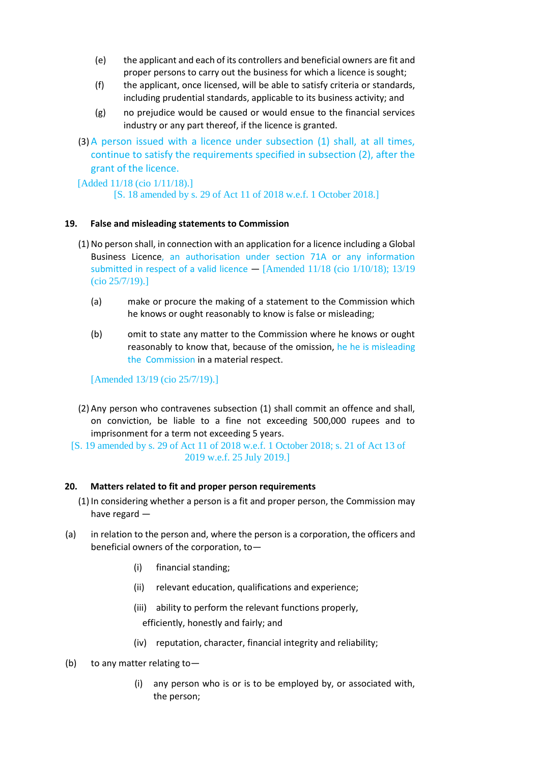(e) the applicant and each of its controllers and beneficial owners are fit and proper persons to carry out the business for which a licence is sought;

(f) the applicant, once licensed, will be able to satisfy criteria or standards, including prudential standards, applicable to its business activity; and

(g) no prejudice would be caused or would ensue to the financial services industry or any part thereof, if the licence is granted.

(3) A person issued with a licence under subsection (1) shall, at all times, continue to satisfy the requirements specified in subsection (2), after the grant of the licence.

[Added 11/18 (cio 1/11/18).]

[S. 18 amended by s. 29 of Act 11 of 2018 w.e.f. 1 October 2018.]

**19. False and misleading statements to Commission**

(1) No person shall, in connection with an application for a licence including a Global Business Licence, an authorisation under section 71A or any information submitted in respect of a valid licence — [Amended 11/18 (cio 1/10/18); 13/19 (cio 25/7/19).]

(a) make or procure the making of a statement to the Commission which he knows or ought reasonably to know is false or misleading;

(b) omit to state any matter to the Commission where he knows or ought reasonably to know that, because of the omission, he he is misleading the Commission in a material respect.

[Amended 13/19 (cio 25/7/19).]

(2) Any person who contravenes subsection (1) shall commit an offence and shall, on conviction, be liable to a fine not exceeding 500,000 rupees and to imprisonment for a term not exceeding 5 years.

[S. 19 amended by s. 29 of Act 11 of 2018 w.e.f. 1 October 2018; s. 21 of Act 13 of 2019 w.e.f. 25 July 2019.]

**20. Matters related to fit and proper person requirements**

(1) In considering whether a person is a fit and proper person, the Commission may have regard —

(a) in relation to the person and, where the person is a corporation, the officers and beneficial owners of the corporation, to—

(i) financial standing;

(ii) relevant education, qualifications and experience;

(iii) ability to perform the relevant functions properly, efficiently, honestly and fairly; and

(iv) reputation, character, financial integrity and reliability;

(b) to any matter relating to—

(i) any person who is or is to be employed by, or associated with, the person;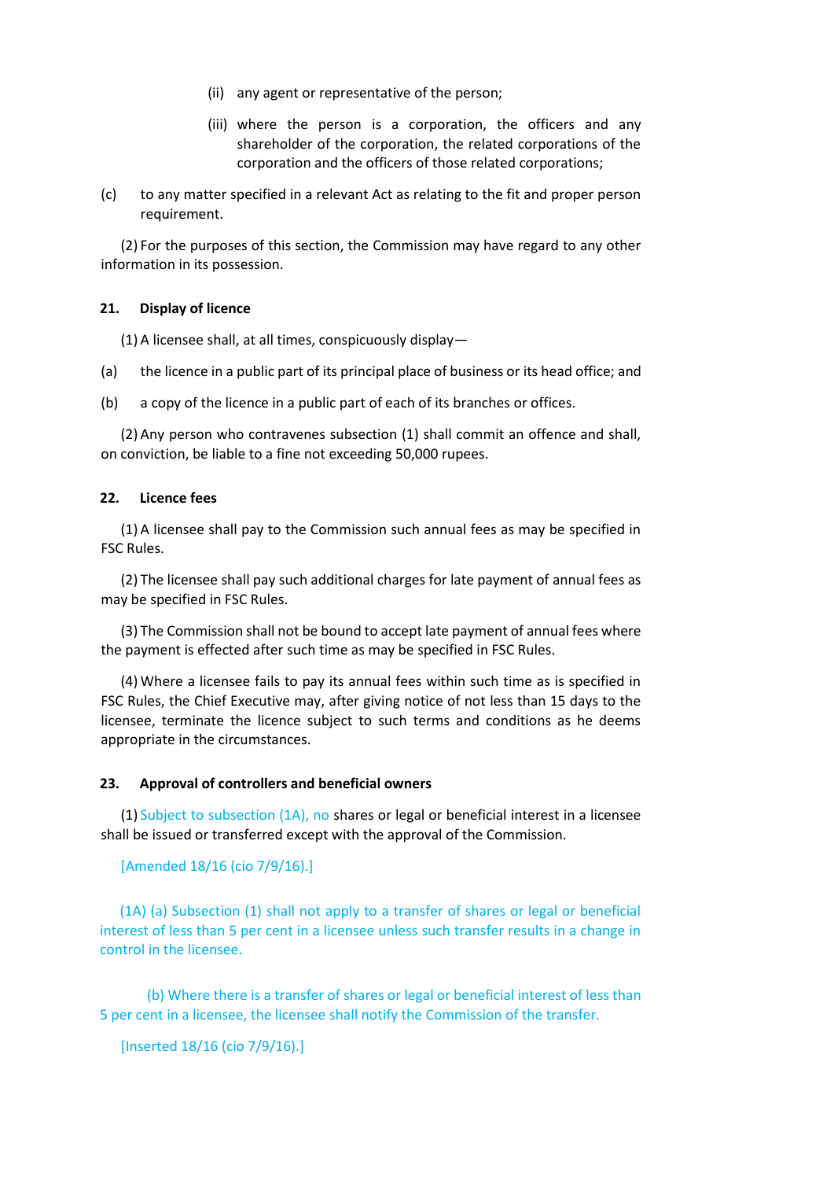(ii) any agent or representative of the person;

(iii) where the person is a corporation, the officers and any shareholder of the corporation, the related corporations of the corporation and the officers of those related corporations;

(c) to any matter specified in a relevant Act as relating to the fit and proper person requirement.

(2) For the purposes of this section, the Commission may have regard to any other information in its possession.

**21. Display of licence**

(1) A licensee shall, at all times, conspicuously display—

(a) the licence in a public part of its principal place of business or its head office; and

(b) a copy of the licence in a public part of each of its branches or offices.

(2) Any person who contravenes subsection (1) shall commit an offence and shall, on conviction, be liable to a fine not exceeding 50,000 rupees.

**22. Licence fees**

(1) A licensee shall pay to the Commission such annual fees as may be specified in FSC Rules.

(2) The licensee shall pay such additional charges for late payment of annual fees as may be specified in FSC Rules.

(3) The Commission shall not be bound to accept late payment of annual fees where the payment is effected after such time as may be specified in FSC Rules.

(4) Where a licensee fails to pay its annual fees within such time as is specified in FSC Rules, the Chief Executive may, after giving notice of not less than 15 days to the licensee, terminate the licence subject to such terms and conditions as he deems appropriate in the circumstances.

**23. Approval of controllers and beneficial owners**

(1) Subject to subsection (1A), no shares or legal or beneficial interest in a licensee shall be issued or transferred except with the approval of the Commission.

[Amended 18/16 (cio 7/9/16).]

(1A) (a) Subsection (1) shall not apply to a transfer of shares or legal or beneficial interest of less than 5 per cent in a licensee unless such transfer results in a change in control in the licensee.

(b) Where there is a transfer of shares or legal or beneficial interest of less than 5 per cent in a licensee, the licensee shall notify the Commission of the transfer.

[Inserted 18/16 (cio 7/9/16).]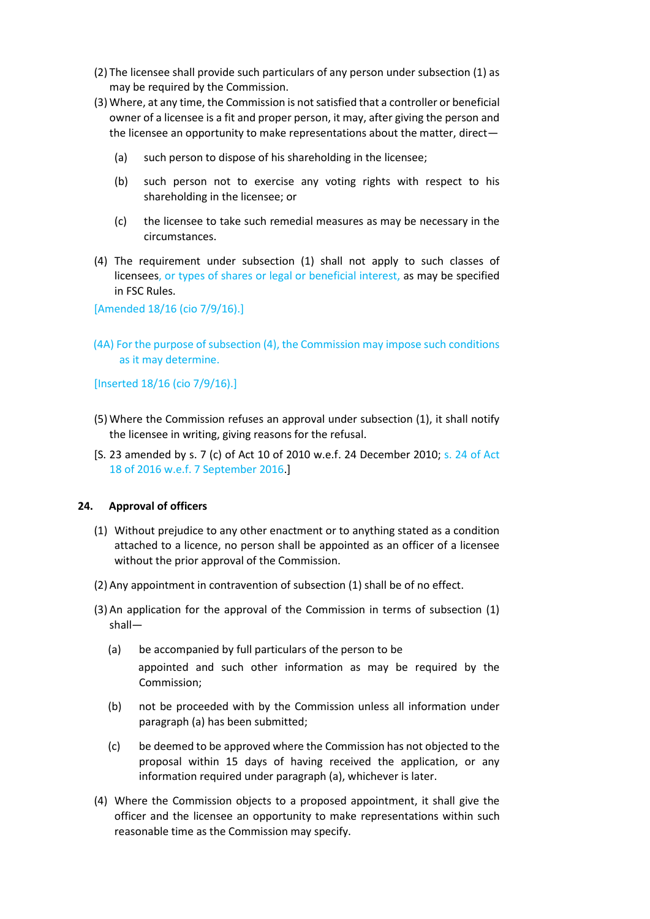(2) The licensee shall provide such particulars of any person under subsection (1) as may be required by the Commission.

(3) Where, at any time, the Commission is not satisfied that a controller or beneficial owner of a licensee is a fit and proper person, it may, after giving the person and the licensee an opportunity to make representations about the matter, direct—

(a) such person to dispose of his shareholding in the licensee;

(b) such person not to exercise any voting rights with respect to his shareholding in the licensee; or

(c) the licensee to take such remedial measures as may be necessary in the circumstances.

(4) The requirement under subsection (1) shall not apply to such classes of licensees, or types of shares or legal or beneficial interest, as may be specified in FSC Rules.

[Amended 18/16 (cio 7/9/16).]

(4A) For the purpose of subsection (4), the Commission may impose such conditions as it may determine.

[Inserted 18/16 (cio 7/9/16).]

(5) Where the Commission refuses an approval under subsection (1), it shall notify the licensee in writing, giving reasons for the refusal.

[S. 23 amended by s. 7 (c) of Act 10 of 2010 w.e.f. 24 December 2010; s. 24 of Act 18 of 2016 w.e.f. 7 September 2016.]

**24. Approval of officers**

(1) Without prejudice to any other enactment or to anything stated as a condition attached to a licence, no person shall be appointed as an officer of a licensee without the prior approval of the Commission.

(2) Any appointment in contravention of subsection (1) shall be of no effect.

(3) An application for the approval of the Commission in terms of subsection (1) shall—

(a) be accompanied by full particulars of the person to be appointed and such other information as may be required by the Commission;

(b) not be proceeded with by the Commission unless all information under paragraph (a) has been submitted;

(c) be deemed to be approved where the Commission has not objected to the proposal within 15 days of having received the application, or any information required under paragraph (a), whichever is later.

(4) Where the Commission objects to a proposed appointment, it shall give the officer and the licensee an opportunity to make representations within such reasonable time as the Commission may specify.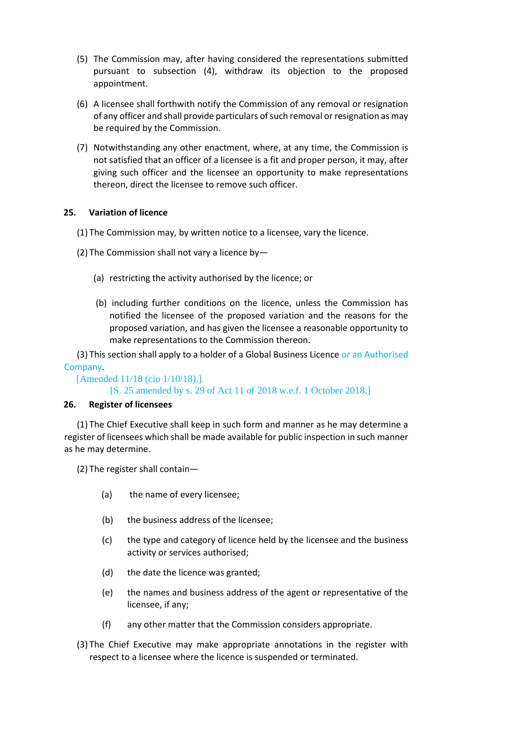(5) The Commission may, after having considered the representations submitted pursuant to subsection (4), withdraw its objection to the proposed appointment.

(6) A licensee shall forthwith notify the Commission of any removal or resignation of any officer and shall provide particulars of such removal or resignation as may be required by the Commission.

(7) Notwithstanding any other enactment, where, at any time, the Commission is not satisfied that an officer of a licensee is a fit and proper person, it may, after giving such officer and the licensee an opportunity to make representations thereon, direct the licensee to remove such officer.

### 25. Variation of licence

(1) The Commission may, by written notice to a licensee, vary the licence.

(2) The Commission shall not vary a licence by—

(a) restricting the activity authorised by the licence; or

(b) including further conditions on the licence, unless the Commission has notified the licensee of the proposed variation and the reasons for the proposed variation, and has given the licensee a reasonable opportunity to make representations to the Commission thereon.

(3) This section shall apply to a holder of a Global Business Licence or an Authorised Company.

[Amended 11/18 (cio 1/10/18).]

[S. 25 amended by s. 29 of Act 11 of 2018 w.e.f. 1 October 2018.]

### 26. Register of licensees

(1) The Chief Executive shall keep in such form and manner as he may determine a register of licensees which shall be made available for public inspection in such manner as he may determine.

(2) The register shall contain—

(a) the name of every licensee;

(b) the business address of the licensee;

(c) the type and category of licence held by the licensee and the business activity or services authorised;

(d) the date the licence was granted;

(e) the names and business address of the agent or representative of the licensee, if any;

(f) any other matter that the Commission considers appropriate.

(3) The Chief Executive may make appropriate annotations in the register with respect to a licensee where the licence is suspended or terminated.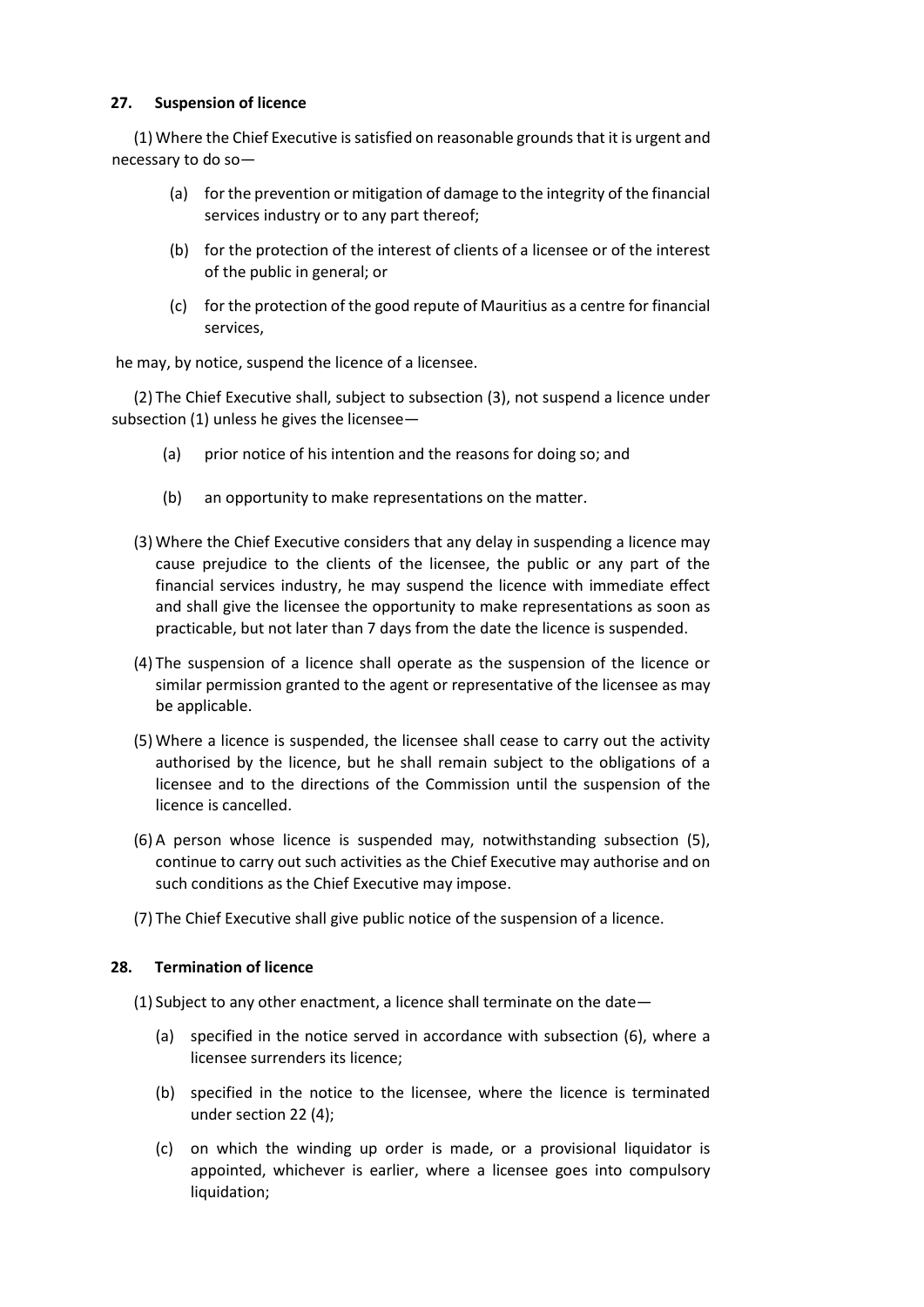### 27. Suspension of licence

(1) Where the Chief Executive is satisfied on reasonable grounds that it is urgent and necessary to do so—

- (a) for the prevention or mitigation of damage to the integrity of the financial services industry or to any part thereof;
- (b) for the protection of the interest of clients of a licensee or of the interest of the public in general; or
- (c) for the protection of the good repute of Mauritius as a centre for financial services,

he may, by notice, suspend the licence of a licensee.

(2) The Chief Executive shall, subject to subsection (3), not suspend a licence under subsection (1) unless he gives the licensee—

- (a) prior notice of his intention and the reasons for doing so; and
- (b) an opportunity to make representations on the matter.

(3) Where the Chief Executive considers that any delay in suspending a licence may cause prejudice to the clients of the licensee, the public or any part of the financial services industry, he may suspend the licence with immediate effect and shall give the licensee the opportunity to make representations as soon as practicable, but not later than 7 days from the date the licence is suspended.

(4) The suspension of a licence shall operate as the suspension of the licence or similar permission granted to the agent or representative of the licensee as may be applicable.

(5) Where a licence is suspended, the licensee shall cease to carry out the activity authorised by the licence, but he shall remain subject to the obligations of a licensee and to the directions of the Commission until the suspension of the licence is cancelled.

(6) A person whose licence is suspended may, notwithstanding subsection (5), continue to carry out such activities as the Chief Executive may authorise and on such conditions as the Chief Executive may impose.

(7) The Chief Executive shall give public notice of the suspension of a licence.

### 28. Termination of licence

(1) Subject to any other enactment, a licence shall terminate on the date—

- (a) specified in the notice served in accordance with subsection (6), where a licensee surrenders its licence;
- (b) specified in the notice to the licensee, where the licence is terminated under section 22 (4);
- (c) on which the winding up order is made, or a provisional liquidator is appointed, whichever is earlier, where a licensee goes into compulsory liquidation;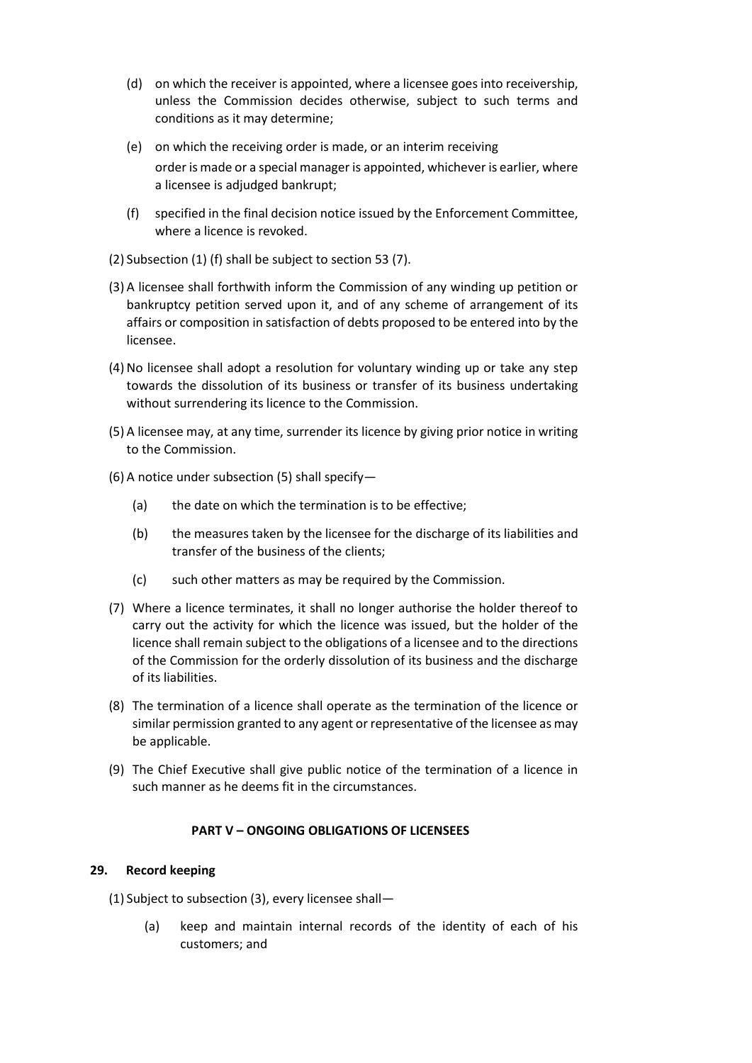(d) on which the receiver is appointed, where a licensee goes into receivership, unless the Commission decides otherwise, subject to such terms and conditions as it may determine;

(e) on which the receiving order is made, or an interim receiving order is made or a special manager is appointed, whichever is earlier, where a licensee is adjudged bankrupt;

(f) specified in the final decision notice issued by the Enforcement Committee, where a licence is revoked.

(2) Subsection (1) (f) shall be subject to section 53 (7).

(3) A licensee shall forthwith inform the Commission of any winding up petition or bankruptcy petition served upon it, and of any scheme of arrangement of its affairs or composition in satisfaction of debts proposed to be entered into by the licensee.

(4) No licensee shall adopt a resolution for voluntary winding up or take any step towards the dissolution of its business or transfer of its business undertaking without surrendering its licence to the Commission.

(5) A licensee may, at any time, surrender its licence by giving prior notice in writing to the Commission.

(6) A notice under subsection (5) shall specify—

(a) the date on which the termination is to be effective;

(b) the measures taken by the licensee for the discharge of its liabilities and transfer of the business of the clients;

(c) such other matters as may be required by the Commission.

(7) Where a licence terminates, it shall no longer authorise the holder thereof to carry out the activity for which the licence was issued, but the holder of the licence shall remain subject to the obligations of a licensee and to the directions of the Commission for the orderly dissolution of its business and the discharge of its liabilities.

(8) The termination of a licence shall operate as the termination of the licence or similar permission granted to any agent or representative of the licensee as may be applicable.

(9) The Chief Executive shall give public notice of the termination of a licence in such manner as he deems fit in the circumstances.

## PART V – ONGOING OBLIGATIONS OF LICENSEES

### 29. Record keeping

(1) Subject to subsection (3), every licensee shall—

(a) keep and maintain internal records of the identity of each of his customers; and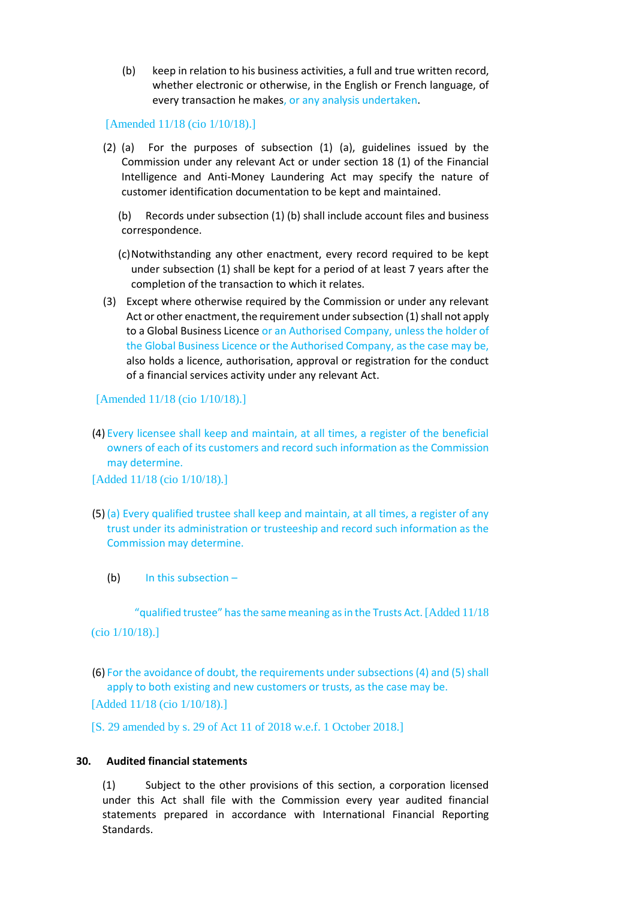(b) keep in relation to his business activities, a full and true written record, whether electronic or otherwise, in the English or French language, of every transaction he makes, or any analysis undertaken.

[Amended 11/18 (cio 1/10/18).]

(2) (a) For the purposes of subsection (1) (a), guidelines issued by the Commission under any relevant Act or under section 18 (1) of the Financial Intelligence and Anti-Money Laundering Act may specify the nature of customer identification documentation to be kept and maintained.

(b) Records under subsection (1) (b) shall include account files and business correspondence.

(c) Notwithstanding any other enactment, every record required to be kept under subsection (1) shall be kept for a period of at least 7 years after the completion of the transaction to which it relates.

(3) Except where otherwise required by the Commission or under any relevant Act or other enactment, the requirement under subsection (1) shall not apply to a Global Business Licence or an Authorised Company, unless the holder of the Global Business Licence or the Authorised Company, as the case may be, also holds a licence, authorisation, approval or registration for the conduct of a financial services activity under any relevant Act.

[Amended 11/18 (cio 1/10/18).]

(4) Every licensee shall keep and maintain, at all times, a register of the beneficial owners of each of its customers and record such information as the Commission may determine.

[Added 11/18 (cio 1/10/18).]

(5) (a) Every qualified trustee shall keep and maintain, at all times, a register of any trust under its administration or trusteeship and record such information as the Commission may determine.

(b) In this subsection –

"qualified trustee" has the same meaning as in the Trusts Act. [Added 11/18 (cio 1/10/18).]

(6) For the avoidance of doubt, the requirements under subsections (4) and (5) shall apply to both existing and new customers or trusts, as the case may be.

[Added 11/18 (cio 1/10/18).]

[S. 29 amended by s. 29 of Act 11 of 2018 w.e.f. 1 October 2018.]

**30. Audited financial statements**

(1) Subject to the other provisions of this section, a corporation licensed under this Act shall file with the Commission every year audited financial statements prepared in accordance with International Financial Reporting Standards.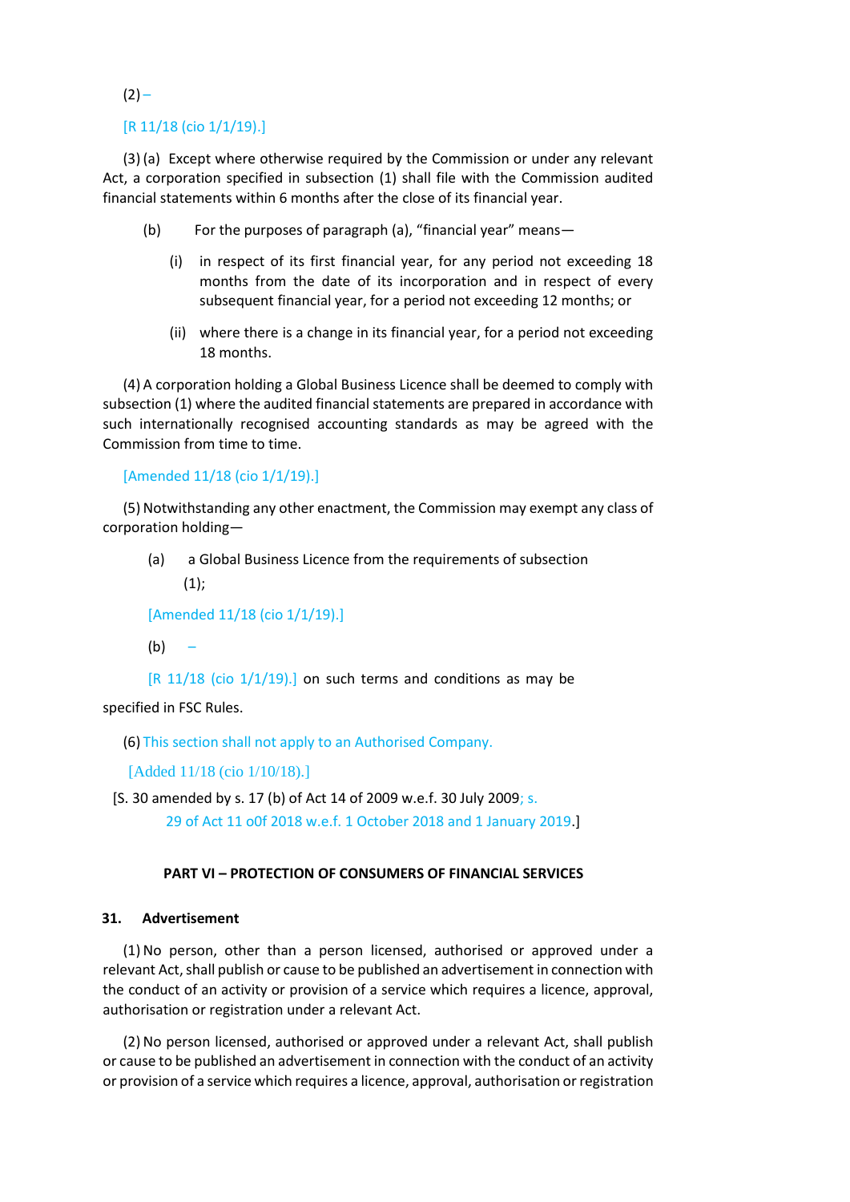(2) –

[R 11/18 (cio 1/1/19).]

(3) (a) Except where otherwise required by the Commission or under any relevant Act, a corporation specified in subsection (1) shall file with the Commission audited financial statements within 6 months after the close of its financial year.

(b) For the purposes of paragraph (a), "financial year" means—

(i) in respect of its first financial year, for any period not exceeding 18 months from the date of its incorporation and in respect of every subsequent financial year, for a period not exceeding 12 months; or

(ii) where there is a change in its financial year, for a period not exceeding 18 months.

(4) A corporation holding a Global Business Licence shall be deemed to comply with subsection (1) where the audited financial statements are prepared in accordance with such internationally recognised accounting standards as may be agreed with the Commission from time to time.

[Amended 11/18 (cio 1/1/19).]

(5) Notwithstanding any other enactment, the Commission may exempt any class of corporation holding—

(a) a Global Business Licence from the requirements of subsection (1);

[Amended 11/18 (cio 1/1/19).]

(b) –

[R 11/18 (cio 1/1/19).] on such terms and conditions as may be specified in FSC Rules.

(6) This section shall not apply to an Authorised Company.

[Added 11/18 (cio 1/10/18).]

[S. 30 amended by s. 17 (b) of Act 14 of 2009 w.e.f. 30 July 2009; s. 29 of Act 11 o0f 2018 w.e.f. 1 October 2018 and 1 January 2019.]

## PART VI – PROTECTION OF CONSUMERS OF FINANCIAL SERVICES

### 31. Advertisement

(1) No person, other than a person licensed, authorised or approved under a relevant Act, shall publish or cause to be published an advertisement in connection with the conduct of an activity or provision of a service which requires a licence, approval, authorisation or registration under a relevant Act.

(2) No person licensed, authorised or approved under a relevant Act, shall publish or cause to be published an advertisement in connection with the conduct of an activity or provision of a service which requires a licence, approval, authorisation or registration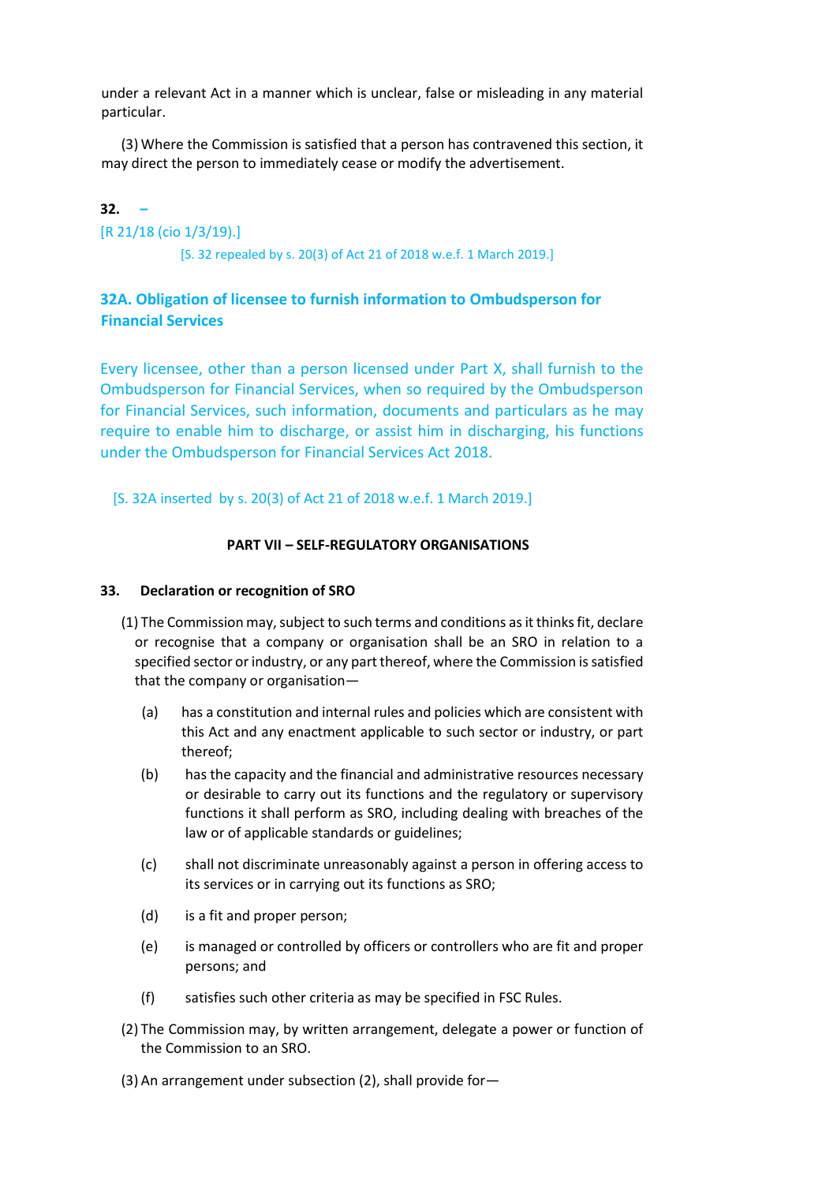under a relevant Act in a manner which is unclear, false or misleading in any material particular.

(3) Where the Commission is satisfied that a person has contravened this section, it may direct the person to immediately cease or modify the advertisement.

**32. –**

[R 21/18 (cio 1/3/19).]

[S. 32 repealed by s. 20(3) of Act 21 of 2018 w.e.f. 1 March 2019.]

### 32A. Obligation of licensee to furnish information to Ombudsperson for Financial Services

Every licensee, other than a person licensed under Part X, shall furnish to the Ombudsperson for Financial Services, when so required by the Ombudsperson for Financial Services, such information, documents and particulars as he may require to enable him to discharge, or assist him in discharging, his functions under the Ombudsperson for Financial Services Act 2018.

[S. 32A inserted by s. 20(3) of Act 21 of 2018 w.e.f. 1 March 2019.]

## PART VII – SELF-REGULATORY ORGANISATIONS

### 33. Declaration or recognition of SRO

(1) The Commission may, subject to such terms and conditions as it thinks fit, declare or recognise that a company or organisation shall be an SRO in relation to a specified sector or industry, or any part thereof, where the Commission is satisfied that the company or organisation—

(a) has a constitution and internal rules and policies which are consistent with this Act and any enactment applicable to such sector or industry, or part thereof;

(b) has the capacity and the financial and administrative resources necessary or desirable to carry out its functions and the regulatory or supervisory functions it shall perform as SRO, including dealing with breaches of the law or of applicable standards or guidelines;

(c) shall not discriminate unreasonably against a person in offering access to its services or in carrying out its functions as SRO;

(d) is a fit and proper person;

(e) is managed or controlled by officers or controllers who are fit and proper persons; and

(f) satisfies such other criteria as may be specified in FSC Rules.

(2) The Commission may, by written arrangement, delegate a power or function of the Commission to an SRO.

(3) An arrangement under subsection (2), shall provide for—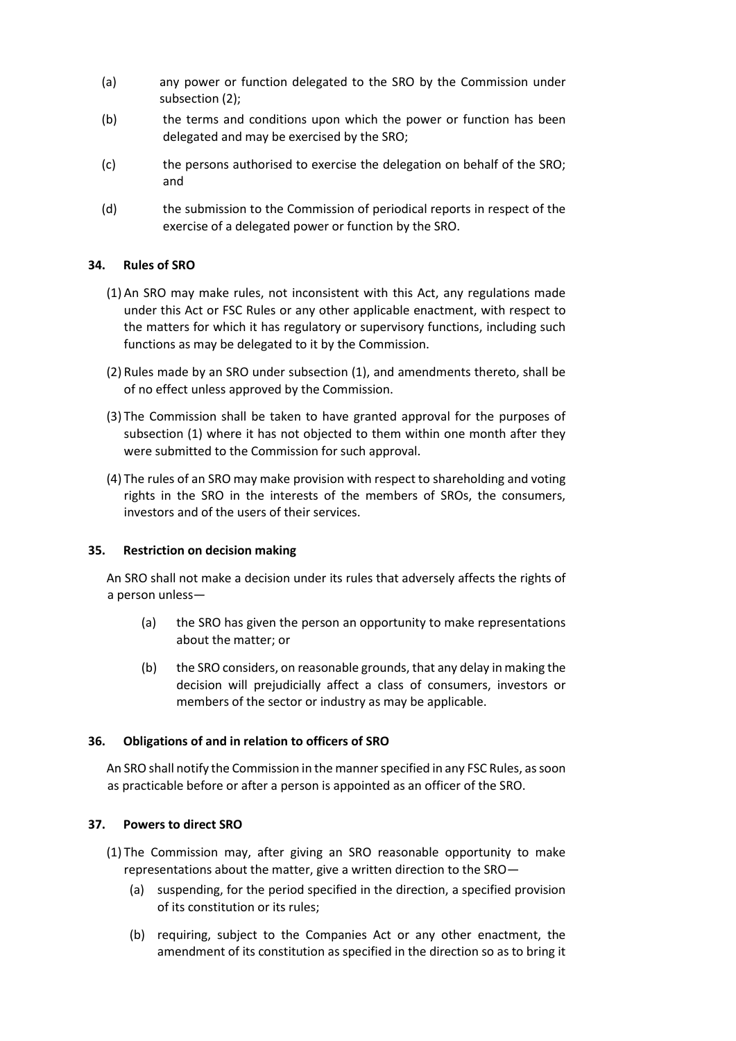(a) any power or function delegated to the SRO by the Commission under subsection (2);

(b) the terms and conditions upon which the power or function has been delegated and may be exercised by the SRO;

(c) the persons authorised to exercise the delegation on behalf of the SRO; and

(d) the submission to the Commission of periodical reports in respect of the exercise of a delegated power or function by the SRO.

### 34. Rules of SRO

(1) An SRO may make rules, not inconsistent with this Act, any regulations made under this Act or FSC Rules or any other applicable enactment, with respect to the matters for which it has regulatory or supervisory functions, including such functions as may be delegated to it by the Commission.

(2) Rules made by an SRO under subsection (1), and amendments thereto, shall be of no effect unless approved by the Commission.

(3) The Commission shall be taken to have granted approval for the purposes of subsection (1) where it has not objected to them within one month after they were submitted to the Commission for such approval.

(4) The rules of an SRO may make provision with respect to shareholding and voting rights in the SRO in the interests of the members of SROs, the consumers, investors and of the users of their services.

### 35. Restriction on decision making

An SRO shall not make a decision under its rules that adversely affects the rights of a person unless—

(a) the SRO has given the person an opportunity to make representations about the matter; or

(b) the SRO considers, on reasonable grounds, that any delay in making the decision will prejudicially affect a class of consumers, investors or members of the sector or industry as may be applicable.

### 36. Obligations of and in relation to officers of SRO

An SRO shall notify the Commission in the manner specified in any FSC Rules, as soon as practicable before or after a person is appointed as an officer of the SRO.

### 37. Powers to direct SRO

(1) The Commission may, after giving an SRO reasonable opportunity to make representations about the matter, give a written direction to the SRO—

(a) suspending, for the period specified in the direction, a specified provision of its constitution or its rules;

(b) requiring, subject to the Companies Act or any other enactment, the amendment of its constitution as specified in the direction so as to bring it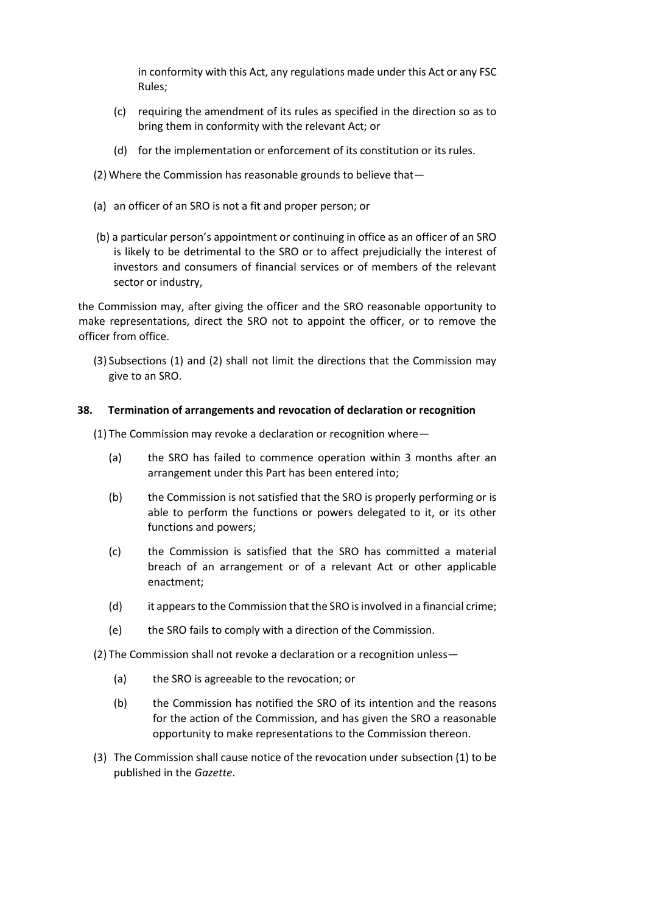in conformity with this Act, any regulations made under this Act or any FSC Rules;

(c) requiring the amendment of its rules as specified in the direction so as to bring them in conformity with the relevant Act; or

(d) for the implementation or enforcement of its constitution or its rules.

(2) Where the Commission has reasonable grounds to believe that—

(a) an officer of an SRO is not a fit and proper person; or

(b) a particular person's appointment or continuing in office as an officer of an SRO is likely to be detrimental to the SRO or to affect prejudicially the interest of investors and consumers of financial services or of members of the relevant sector or industry,

the Commission may, after giving the officer and the SRO reasonable opportunity to make representations, direct the SRO not to appoint the officer, or to remove the officer from office.

(3) Subsections (1) and (2) shall not limit the directions that the Commission may give to an SRO.

**38. Termination of arrangements and revocation of declaration or recognition**

(1) The Commission may revoke a declaration or recognition where—

(a) the SRO has failed to commence operation within 3 months after an arrangement under this Part has been entered into;

(b) the Commission is not satisfied that the SRO is properly performing or is able to perform the functions or powers delegated to it, or its other functions and powers;

(c) the Commission is satisfied that the SRO has committed a material breach of an arrangement or of a relevant Act or other applicable enactment;

(d) it appears to the Commission that the SRO is involved in a financial crime;

(e) the SRO fails to comply with a direction of the Commission.

(2) The Commission shall not revoke a declaration or a recognition unless—

(a) the SRO is agreeable to the revocation; or

(b) the Commission has notified the SRO of its intention and the reasons for the action of the Commission, and has given the SRO a reasonable opportunity to make representations to the Commission thereon.

(3) The Commission shall cause notice of the revocation under subsection (1) to be published in the *Gazette*.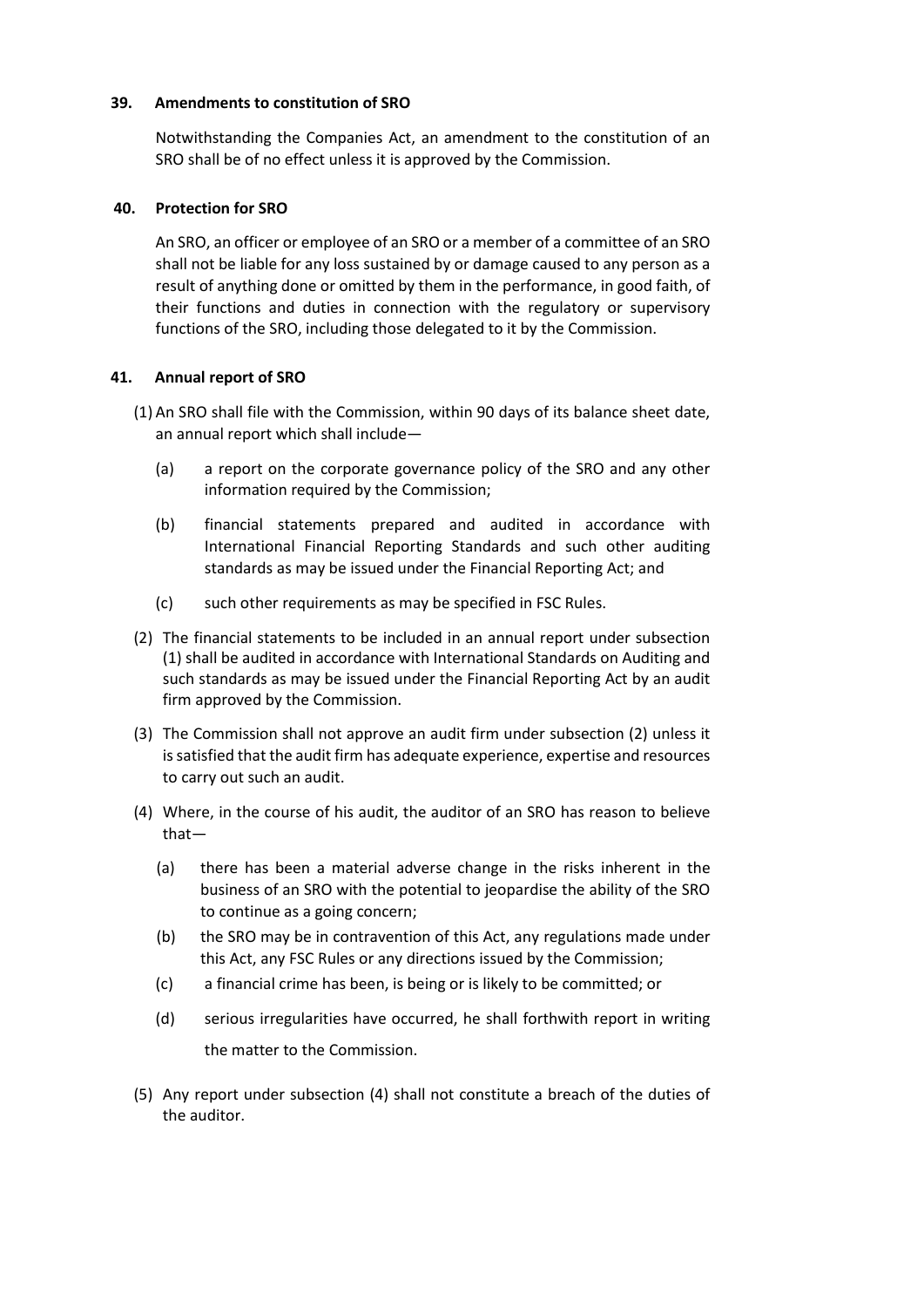### 39. Amendments to constitution of SRO

Notwithstanding the Companies Act, an amendment to the constitution of an SRO shall be of no effect unless it is approved by the Commission.

### 40. Protection for SRO

An SRO, an officer or employee of an SRO or a member of a committee of an SRO shall not be liable for any loss sustained by or damage caused to any person as a result of anything done or omitted by them in the performance, in good faith, of their functions and duties in connection with the regulatory or supervisory functions of the SRO, including those delegated to it by the Commission.

### 41. Annual report of SRO

(1) An SRO shall file with the Commission, within 90 days of its balance sheet date, an annual report which shall include—

- (a) a report on the corporate governance policy of the SRO and any other information required by the Commission;
- (b) financial statements prepared and audited in accordance with International Financial Reporting Standards and such other auditing standards as may be issued under the Financial Reporting Act; and
- (c) such other requirements as may be specified in FSC Rules.

(2) The financial statements to be included in an annual report under subsection (1) shall be audited in accordance with International Standards on Auditing and such standards as may be issued under the Financial Reporting Act by an audit firm approved by the Commission.

(3) The Commission shall not approve an audit firm under subsection (2) unless it is satisfied that the audit firm has adequate experience, expertise and resources to carry out such an audit.

(4) Where, in the course of his audit, the auditor of an SRO has reason to believe that—

- (a) there has been a material adverse change in the risks inherent in the business of an SRO with the potential to jeopardise the ability of the SRO to continue as a going concern;
- (b) the SRO may be in contravention of this Act, any regulations made under this Act, any FSC Rules or any directions issued by the Commission;
- (c) a financial crime has been, is being or is likely to be committed; or
- (d) serious irregularities have occurred, he shall forthwith report in writing the matter to the Commission.

(5) Any report under subsection (4) shall not constitute a breach of the duties of the auditor.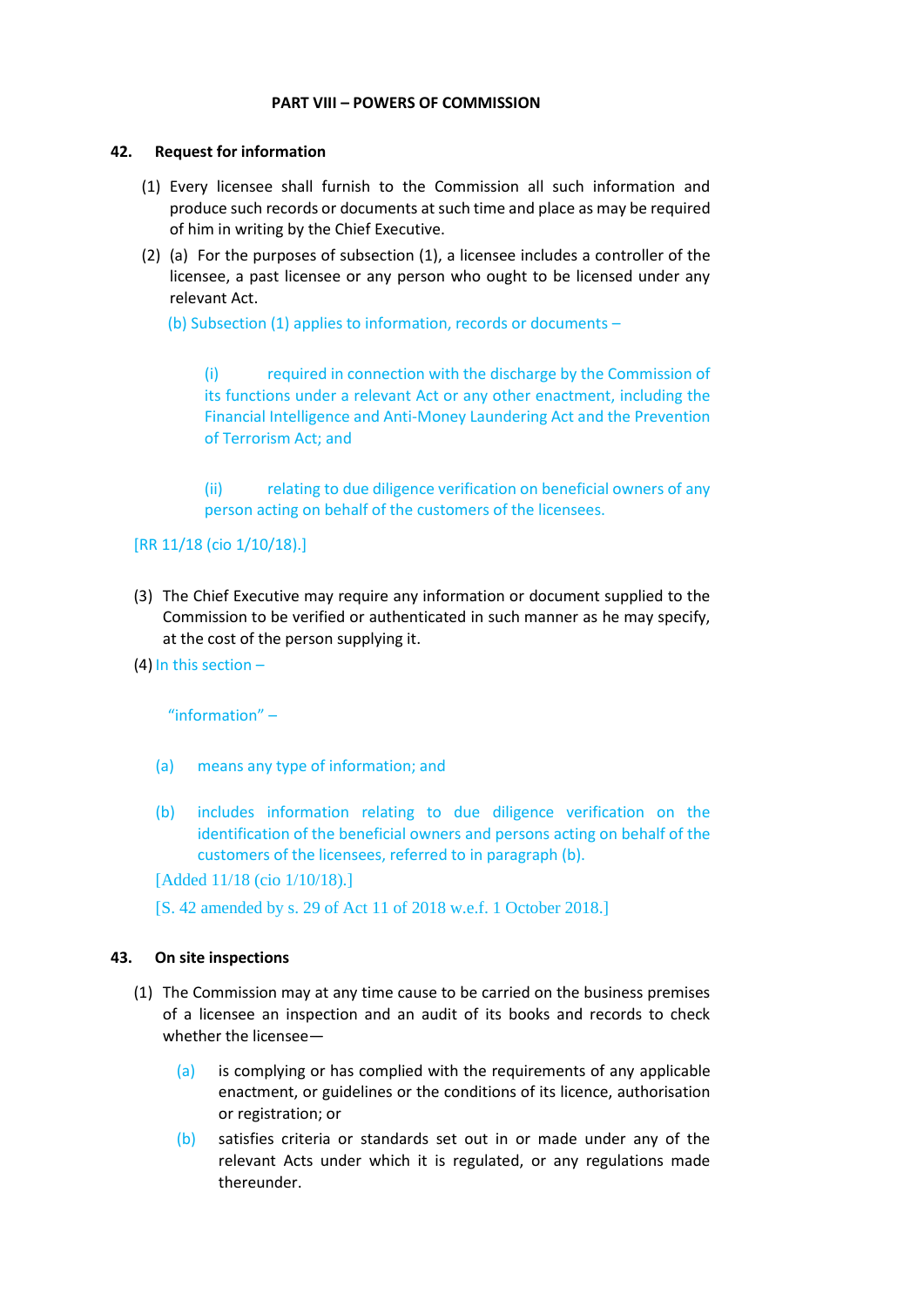## PART VIII – POWERS OF COMMISSION

### 42. Request for information

(1) Every licensee shall furnish to the Commission all such information and produce such records or documents at such time and place as may be required of him in writing by the Chief Executive.

(2) (a) For the purposes of subsection (1), a licensee includes a controller of the licensee, a past licensee or any person who ought to be licensed under any relevant Act.

(b) Subsection (1) applies to information, records or documents –

(i) required in connection with the discharge by the Commission of its functions under a relevant Act or any other enactment, including the Financial Intelligence and Anti-Money Laundering Act and the Prevention of Terrorism Act; and

(ii) relating to due diligence verification on beneficial owners of any person acting on behalf of the customers of the licensees.

[RR 11/18 (cio 1/10/18).]

(3) The Chief Executive may require any information or document supplied to the Commission to be verified or authenticated in such manner as he may specify, at the cost of the person supplying it.

(4) In this section –

"information" –

(a) means any type of information; and

(b) includes information relating to due diligence verification on the identification of the beneficial owners and persons acting on behalf of the customers of the licensees, referred to in paragraph (b).

[Added 11/18 (cio 1/10/18).]

[S. 42 amended by s. 29 of Act 11 of 2018 w.e.f. 1 October 2018.]

### 43. On site inspections

(1) The Commission may at any time cause to be carried on the business premises of a licensee an inspection and an audit of its books and records to check whether the licensee—

(a) is complying or has complied with the requirements of any applicable enactment, or guidelines or the conditions of its licence, authorisation or registration; or

(b) satisfies criteria or standards set out in or made under any of the relevant Acts under which it is regulated, or any regulations made thereunder.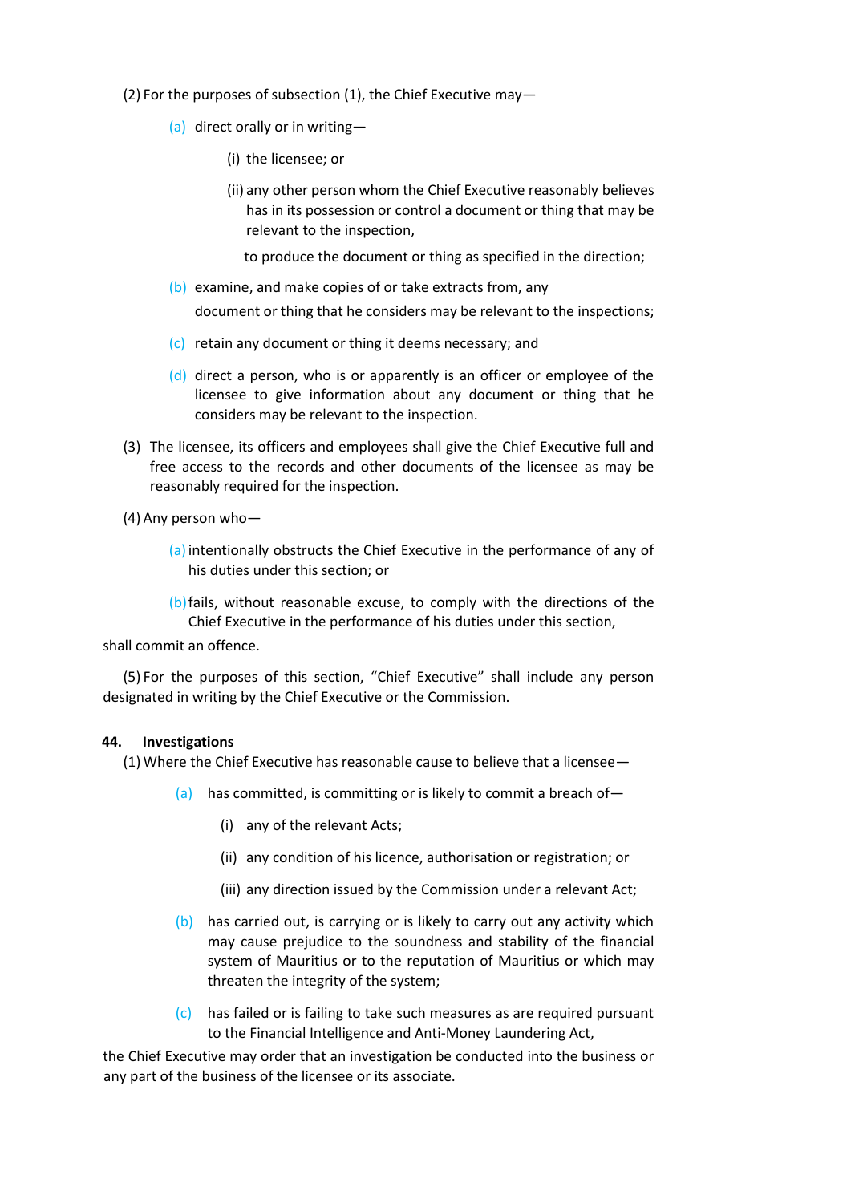(2) For the purposes of subsection (1), the Chief Executive may—

(a) direct orally or in writing—

(i) the licensee; or

(ii) any other person whom the Chief Executive reasonably believes has in its possession or control a document or thing that may be relevant to the inspection,

to produce the document or thing as specified in the direction;

(b) examine, and make copies of or take extracts from, any document or thing that he considers may be relevant to the inspections;

(c) retain any document or thing it deems necessary; and

(d) direct a person, who is or apparently is an officer or employee of the licensee to give information about any document or thing that he considers may be relevant to the inspection.

(3) The licensee, its officers and employees shall give the Chief Executive full and free access to the records and other documents of the licensee as may be reasonably required for the inspection.

(4) Any person who—

(a) intentionally obstructs the Chief Executive in the performance of any of his duties under this section; or

(b) fails, without reasonable excuse, to comply with the directions of the Chief Executive in the performance of his duties under this section,

shall commit an offence.

(5) For the purposes of this section, "Chief Executive" shall include any person designated in writing by the Chief Executive or the Commission.

**44. Investigations**

(1) Where the Chief Executive has reasonable cause to believe that a licensee—

(a) has committed, is committing or is likely to commit a breach of—

(i) any of the relevant Acts;

(ii) any condition of his licence, authorisation or registration; or

(iii) any direction issued by the Commission under a relevant Act;

(b) has carried out, is carrying or is likely to carry out any activity which may cause prejudice to the soundness and stability of the financial system of Mauritius or to the reputation of Mauritius or which may threaten the integrity of the system;

(c) has failed or is failing to take such measures as are required pursuant to the Financial Intelligence and Anti-Money Laundering Act,

the Chief Executive may order that an investigation be conducted into the business or any part of the business of the licensee or its associate.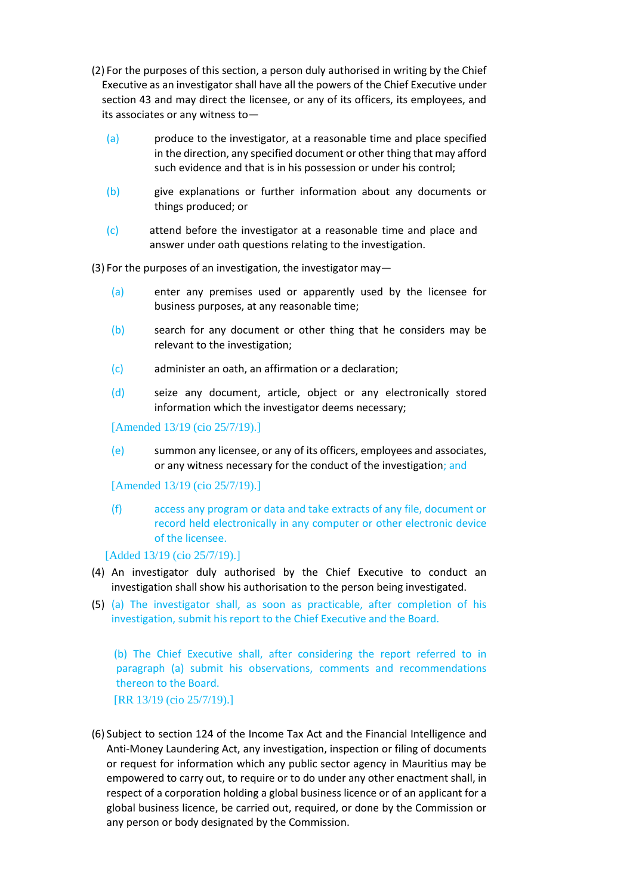(2) For the purposes of this section, a person duly authorised in writing by the Chief Executive as an investigator shall have all the powers of the Chief Executive under section 43 and may direct the licensee, or any of its officers, its employees, and its associates or any witness to—

(a) produce to the investigator, at a reasonable time and place specified in the direction, any specified document or other thing that may afford such evidence and that is in his possession or under his control;

(b) give explanations or further information about any documents or things produced; or

(c) attend before the investigator at a reasonable time and place and answer under oath questions relating to the investigation.

(3) For the purposes of an investigation, the investigator may—

(a) enter any premises used or apparently used by the licensee for business purposes, at any reasonable time;

(b) search for any document or other thing that he considers may be relevant to the investigation;

(c) administer an oath, an affirmation or a declaration;

(d) seize any document, article, object or any electronically stored information which the investigator deems necessary;

[Amended 13/19 (cio 25/7/19).]

(e) summon any licensee, or any of its officers, employees and associates, or any witness necessary for the conduct of the investigation; and

[Amended 13/19 (cio 25/7/19).]

(f) access any program or data and take extracts of any file, document or record held electronically in any computer or other electronic device of the licensee.

[Added 13/19 (cio 25/7/19).]

(4) An investigator duly authorised by the Chief Executive to conduct an investigation shall show his authorisation to the person being investigated.

(5) (a) The investigator shall, as soon as practicable, after completion of his investigation, submit his report to the Chief Executive and the Board.

(b) The Chief Executive shall, after considering the report referred to in paragraph (a) submit his observations, comments and recommendations thereon to the Board.

[RR 13/19 (cio 25/7/19).]

(6) Subject to section 124 of the Income Tax Act and the Financial Intelligence and Anti-Money Laundering Act, any investigation, inspection or filing of documents or request for information which any public sector agency in Mauritius may be empowered to carry out, to require or to do under any other enactment shall, in respect of a corporation holding a global business licence or of an applicant for a global business licence, be carried out, required, or done by the Commission or any person or body designated by the Commission.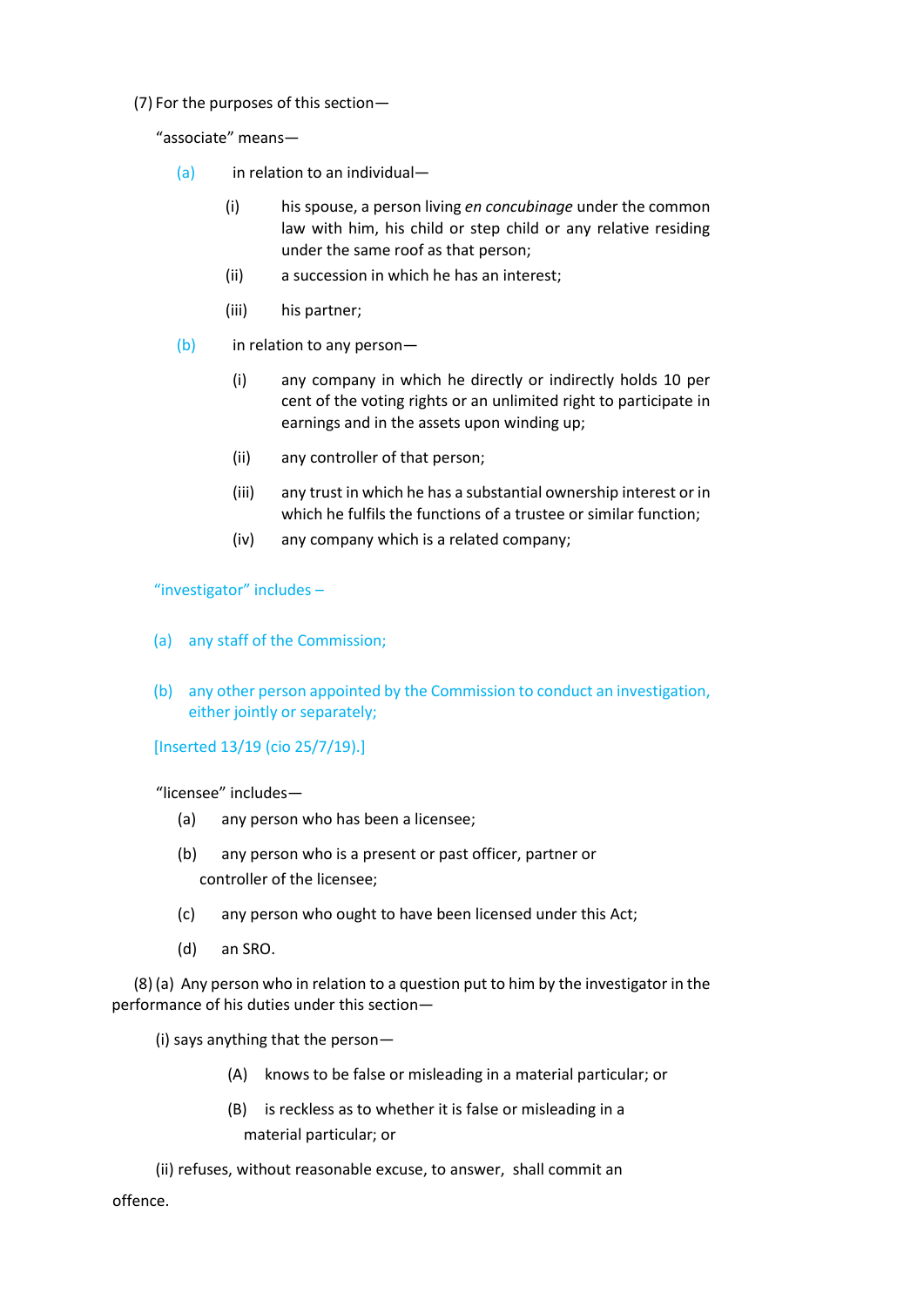(7) For the purposes of this section—

"associate" means—

(a) in relation to an individual—

(i) his spouse, a person living *en concubinage* under the common law with him, his child or step child or any relative residing under the same roof as that person;

(ii) a succession in which he has an interest;

(iii) his partner;

(b) in relation to any person—

(i) any company in which he directly or indirectly holds 10 per cent of the voting rights or an unlimited right to participate in earnings and in the assets upon winding up;

(ii) any controller of that person;

(iii) any trust in which he has a substantial ownership interest or in which he fulfils the functions of a trustee or similar function;

(iv) any company which is a related company;

"investigator" includes –

(a) any staff of the Commission;

(b) any other person appointed by the Commission to conduct an investigation, either jointly or separately;

[Inserted 13/19 (cio 25/7/19).]

"licensee" includes—

(a) any person who has been a licensee;

(b) any person who is a present or past officer, partner or controller of the licensee;

(c) any person who ought to have been licensed under this Act;

(d) an SRO.

(8) (a) Any person who in relation to a question put to him by the investigator in the performance of his duties under this section—

(i) says anything that the person—

(A) knows to be false or misleading in a material particular; or

(B) is reckless as to whether it is false or misleading in a material particular; or

(ii) refuses, without reasonable excuse, to answer, shall commit an offence.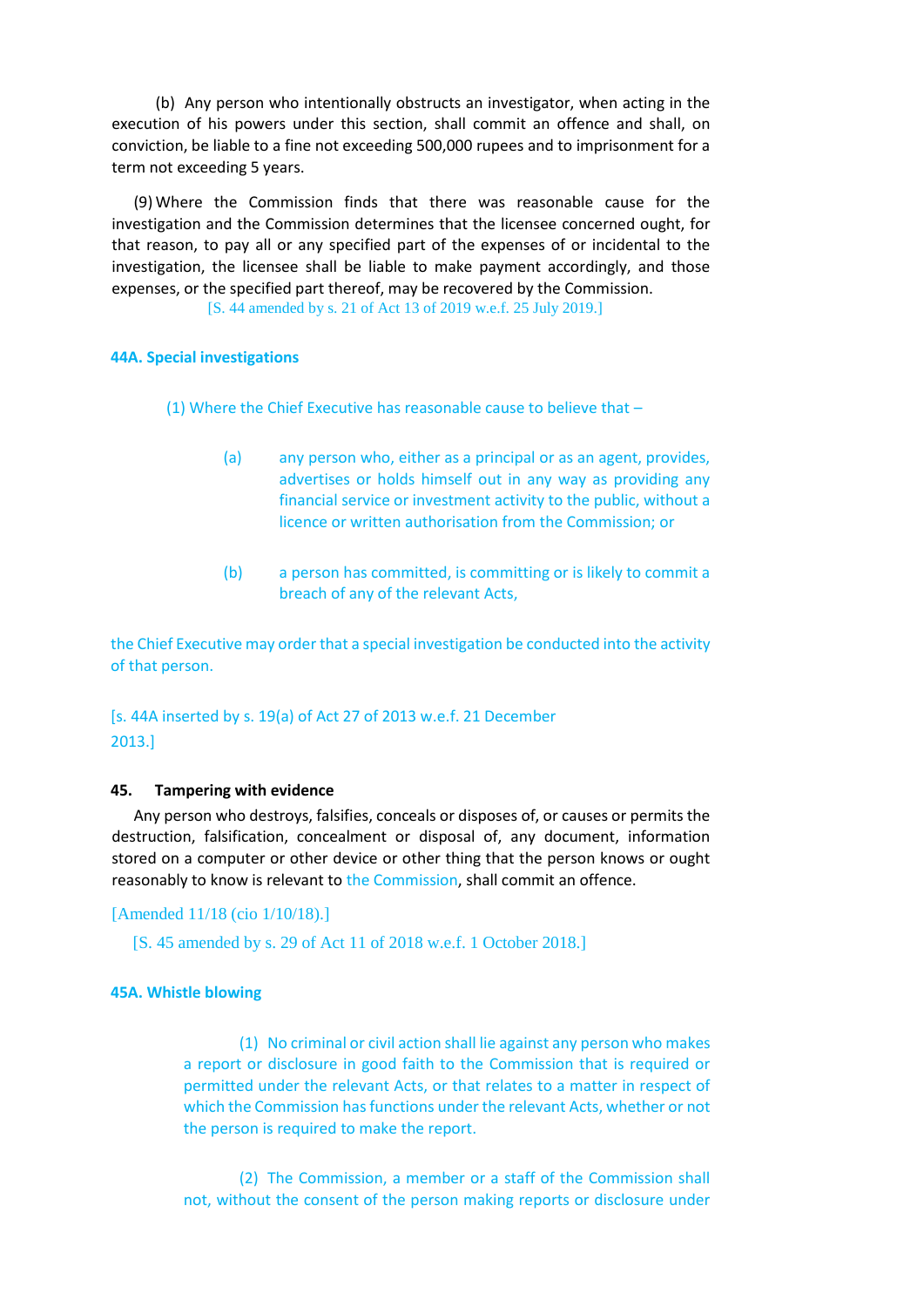(b) Any person who intentionally obstructs an investigator, when acting in the execution of his powers under this section, shall commit an offence and shall, on conviction, be liable to a fine not exceeding 500,000 rupees and to imprisonment for a term not exceeding 5 years.

(9) Where the Commission finds that there was reasonable cause for the investigation and the Commission determines that the licensee concerned ought, for that reason, to pay all or any specified part of the expenses of or incidental to the investigation, the licensee shall be liable to make payment accordingly, and those expenses, or the specified part thereof, may be recovered by the Commission.

[S. 44 amended by s. 21 of Act 13 of 2019 w.e.f. 25 July 2019.]

**44A. Special investigations**

(1) Where the Chief Executive has reasonable cause to believe that –

(a) any person who, either as a principal or as an agent, provides, advertises or holds himself out in any way as providing any financial service or investment activity to the public, without a licence or written authorisation from the Commission; or

(b) a person has committed, is committing or is likely to commit a breach of any of the relevant Acts,

the Chief Executive may order that a special investigation be conducted into the activity of that person.

[s. 44A inserted by s. 19(a) of Act 27 of 2013 w.e.f. 21 December 2013.]

**45. Tampering with evidence**

Any person who destroys, falsifies, conceals or disposes of, or causes or permits the destruction, falsification, concealment or disposal of, any document, information stored on a computer or other device or other thing that the person knows or ought reasonably to know is relevant to the Commission, shall commit an offence.

[Amended 11/18 (cio 1/10/18).]

[S. 45 amended by s. 29 of Act 11 of 2018 w.e.f. 1 October 2018.]

**45A. Whistle blowing**

(1) No criminal or civil action shall lie against any person who makes a report or disclosure in good faith to the Commission that is required or permitted under the relevant Acts, or that relates to a matter in respect of which the Commission has functions under the relevant Acts, whether or not the person is required to make the report.

(2) The Commission, a member or a staff of the Commission shall not, without the consent of the person making reports or disclosure under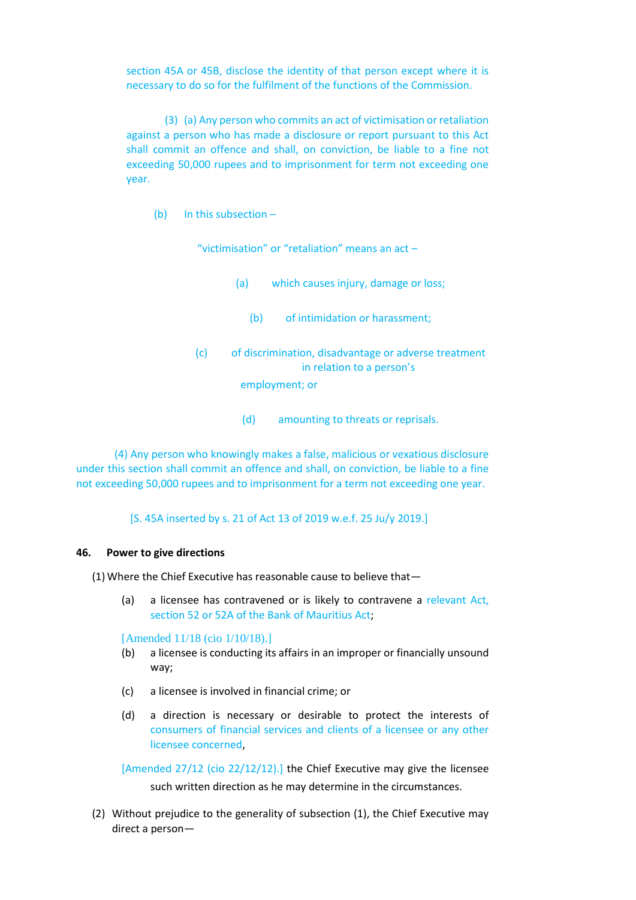section 45A or 45B, disclose the identity of that person except where it is necessary to do so for the fulfilment of the functions of the Commission.

(3) (a) Any person who commits an act of victimisation or retaliation against a person who has made a disclosure or report pursuant to this Act shall commit an offence and shall, on conviction, be liable to a fine not exceeding 50,000 rupees and to imprisonment for term not exceeding one year.

(b) In this subsection –

"victimisation" or "retaliation" means an act –

(a) which causes injury, damage or loss;

(b) of intimidation or harassment;

(c) of discrimination, disadvantage or adverse treatment in relation to a person's employment; or

(d) amounting to threats or reprisals.

(4) Any person who knowingly makes a false, malicious or vexatious disclosure under this section shall commit an offence and shall, on conviction, be liable to a fine not exceeding 50,000 rupees and to imprisonment for a term not exceeding one year.

[S. 45A inserted by s. 21 of Act 13 of 2019 w.e.f. 25 Ju/y 2019.]

### 46. Power to give directions

(1) Where the Chief Executive has reasonable cause to believe that—

(a) a licensee has contravened or is likely to contravene a relevant Act, section 52 or 52A of the Bank of Mauritius Act;

[Amended 11/18 (cio 1/10/18).]

(b) a licensee is conducting its affairs in an improper or financially unsound way;

(c) a licensee is involved in financial crime; or

(d) a direction is necessary or desirable to protect the interests of consumers of financial services and clients of a licensee or any other licensee concerned,

[Amended 27/12 (cio 22/12/12).] the Chief Executive may give the licensee such written direction as he may determine in the circumstances.

(2) Without prejudice to the generality of subsection (1), the Chief Executive may direct a person—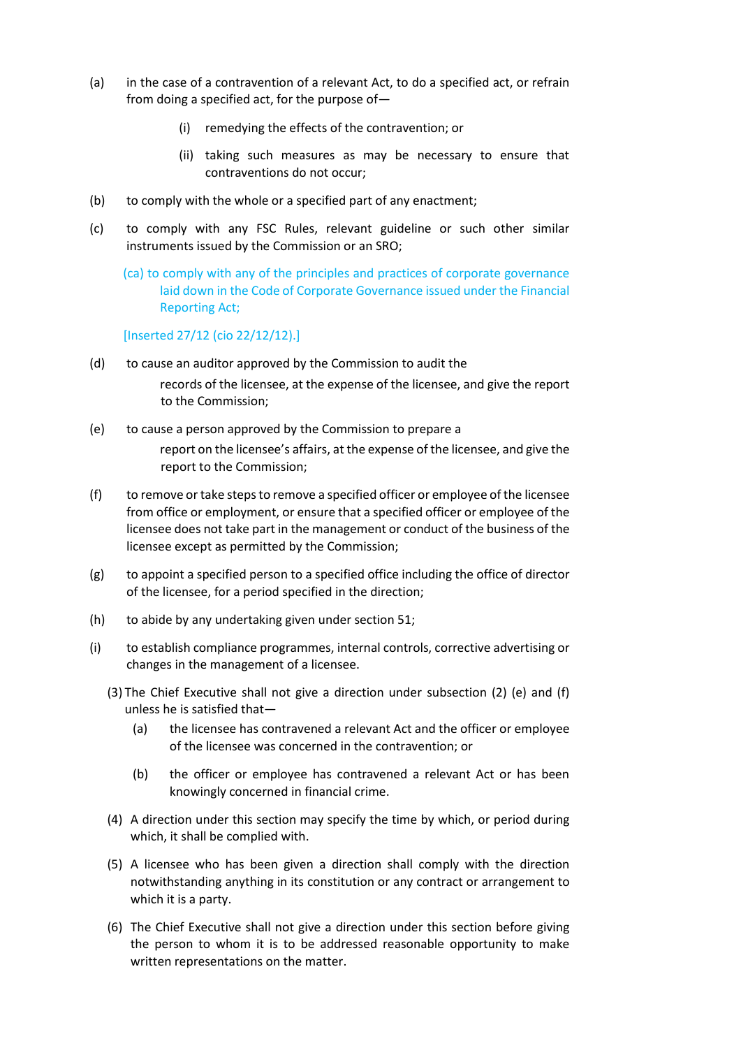(a) in the case of a contravention of a relevant Act, to do a specified act, or refrain from doing a specified act, for the purpose of—

  (i) remedying the effects of the contravention; or

  (ii) taking such measures as may be necessary to ensure that contraventions do not occur;

(b) to comply with the whole or a specified part of any enactment;

(c) to comply with any FSC Rules, relevant guideline or such other similar instruments issued by the Commission or an SRO;

(ca) to comply with any of the principles and practices of corporate governance laid down in the Code of Corporate Governance issued under the Financial Reporting Act;

[Inserted 27/12 (cio 22/12/12).]

(d) to cause an auditor approved by the Commission to audit the records of the licensee, at the expense of the licensee, and give the report to the Commission;

(e) to cause a person approved by the Commission to prepare a report on the licensee's affairs, at the expense of the licensee, and give the report to the Commission;

(f) to remove or take steps to remove a specified officer or employee of the licensee from office or employment, or ensure that a specified officer or employee of the licensee does not take part in the management or conduct of the business of the licensee except as permitted by the Commission;

(g) to appoint a specified person to a specified office including the office of director of the licensee, for a period specified in the direction;

(h) to abide by any undertaking given under section 51;

(i) to establish compliance programmes, internal controls, corrective advertising or changes in the management of a licensee.

(3) The Chief Executive shall not give a direction under subsection (2) (e) and (f) unless he is satisfied that—

  (a) the licensee has contravened a relevant Act and the officer or employee of the licensee was concerned in the contravention; or

  (b) the officer or employee has contravened a relevant Act or has been knowingly concerned in financial crime.

(4) A direction under this section may specify the time by which, or period during which, it shall be complied with.

(5) A licensee who has been given a direction shall comply with the direction notwithstanding anything in its constitution or any contract or arrangement to which it is a party.

(6) The Chief Executive shall not give a direction under this section before giving the person to whom it is to be addressed reasonable opportunity to make written representations on the matter.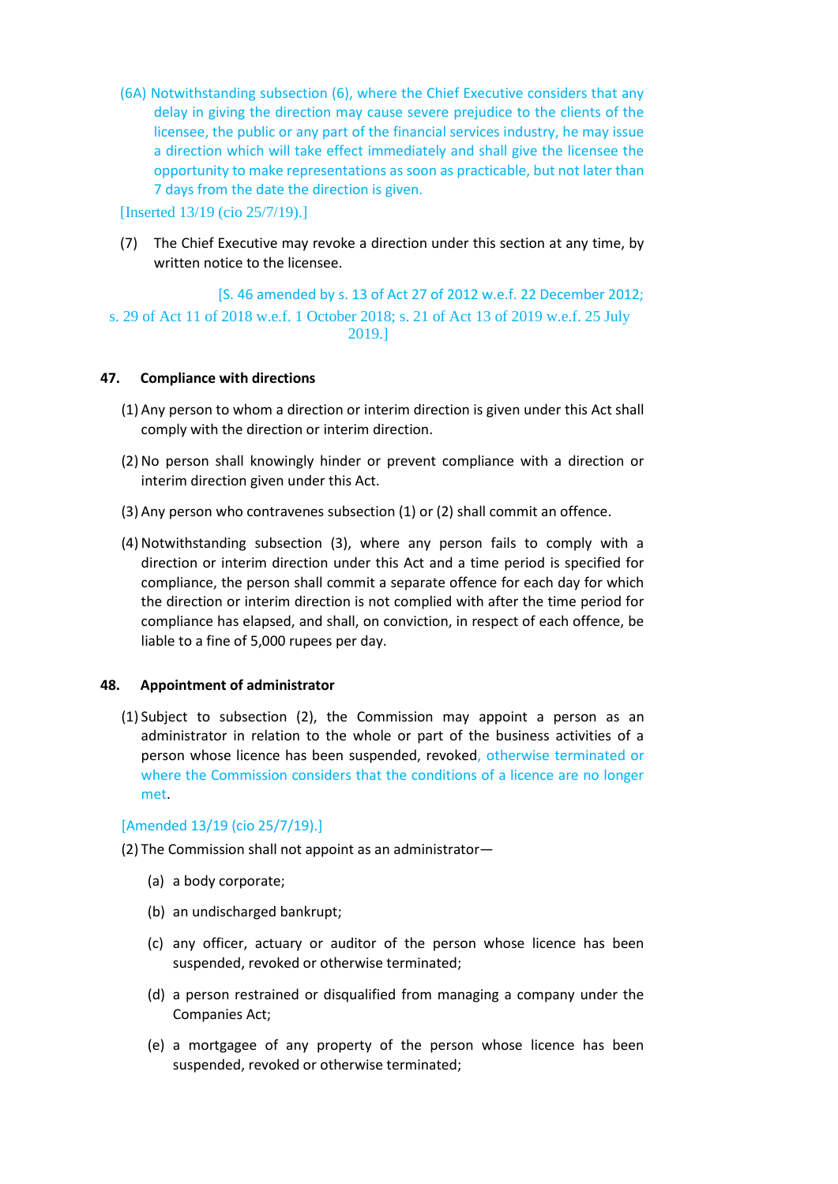(6A) Notwithstanding subsection (6), where the Chief Executive considers that any delay in giving the direction may cause severe prejudice to the clients of the licensee, the public or any part of the financial services industry, he may issue a direction which will take effect immediately and shall give the licensee the opportunity to make representations as soon as practicable, but not later than 7 days from the date the direction is given.

[Inserted 13/19 (cio 25/7/19).]

(7) The Chief Executive may revoke a direction under this section at any time, by written notice to the licensee.

[S. 46 amended by s. 13 of Act 27 of 2012 w.e.f. 22 December 2012; s. 29 of Act 11 of 2018 w.e.f. 1 October 2018; s. 21 of Act 13 of 2019 w.e.f. 25 July 2019.]

**47. Compliance with directions**

(1) Any person to whom a direction or interim direction is given under this Act shall comply with the direction or interim direction.

(2) No person shall knowingly hinder or prevent compliance with a direction or interim direction given under this Act.

(3) Any person who contravenes subsection (1) or (2) shall commit an offence.

(4) Notwithstanding subsection (3), where any person fails to comply with a direction or interim direction under this Act and a time period is specified for compliance, the person shall commit a separate offence for each day for which the direction or interim direction is not complied with after the time period for compliance has elapsed, and shall, on conviction, in respect of each offence, be liable to a fine of 5,000 rupees per day.

**48. Appointment of administrator**

(1) Subject to subsection (2), the Commission may appoint a person as an administrator in relation to the whole or part of the business activities of a person whose licence has been suspended, revoked, otherwise terminated or where the Commission considers that the conditions of a licence are no longer met.

[Amended 13/19 (cio 25/7/19).]

(2) The Commission shall not appoint as an administrator—

(a) a body corporate;

(b) an undischarged bankrupt;

(c) any officer, actuary or auditor of the person whose licence has been suspended, revoked or otherwise terminated;

(d) a person restrained or disqualified from managing a company under the Companies Act;

(e) a mortgagee of any property of the person whose licence has been suspended, revoked or otherwise terminated;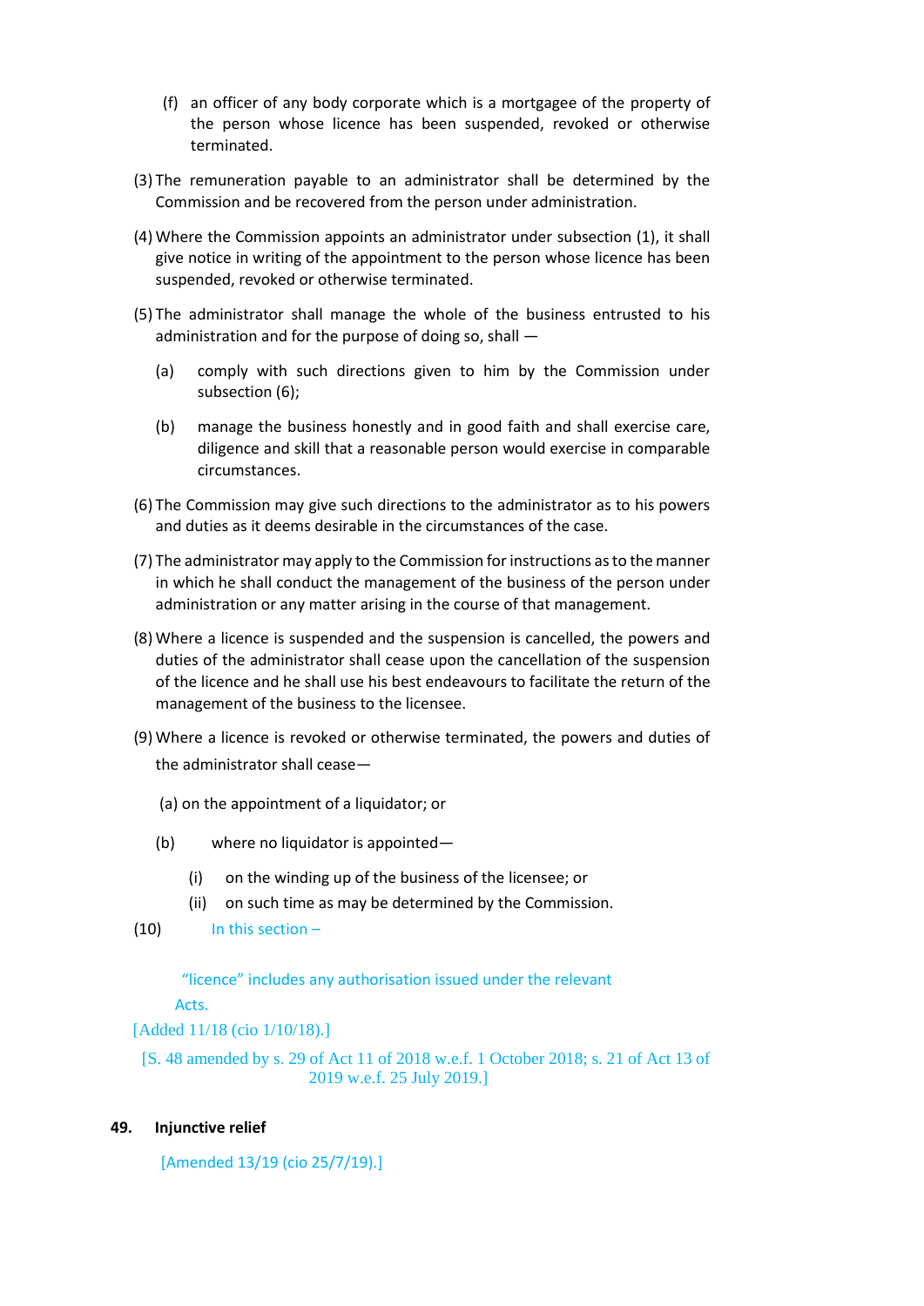(f) an officer of any body corporate which is a mortgagee of the property of the person whose licence has been suspended, revoked or otherwise terminated.

(3) The remuneration payable to an administrator shall be determined by the Commission and be recovered from the person under administration.

(4) Where the Commission appoints an administrator under subsection (1), it shall give notice in writing of the appointment to the person whose licence has been suspended, revoked or otherwise terminated.

(5) The administrator shall manage the whole of the business entrusted to his administration and for the purpose of doing so, shall —

(a) comply with such directions given to him by the Commission under subsection (6);

(b) manage the business honestly and in good faith and shall exercise care, diligence and skill that a reasonable person would exercise in comparable circumstances.

(6) The Commission may give such directions to the administrator as to his powers and duties as it deems desirable in the circumstances of the case.

(7) The administrator may apply to the Commission for instructions as to the manner in which he shall conduct the management of the business of the person under administration or any matter arising in the course of that management.

(8) Where a licence is suspended and the suspension is cancelled, the powers and duties of the administrator shall cease upon the cancellation of the suspension of the licence and he shall use his best endeavours to facilitate the return of the management of the business to the licensee.

(9) Where a licence is revoked or otherwise terminated, the powers and duties of the administrator shall cease—

(a) on the appointment of a liquidator; or

(b) where no liquidator is appointed—

(i) on the winding up of the business of the licensee; or

(ii) on such time as may be determined by the Commission.

(10) In this section –

"licence" includes any authorisation issued under the relevant Acts.

[Added 11/18 (cio 1/10/18).]

[S. 48 amended by s. 29 of Act 11 of 2018 w.e.f. 1 October 2018; s. 21 of Act 13 of 2019 w.e.f. 25 July 2019.]

**49. Injunctive relief**

[Amended 13/19 (cio 25/7/19).]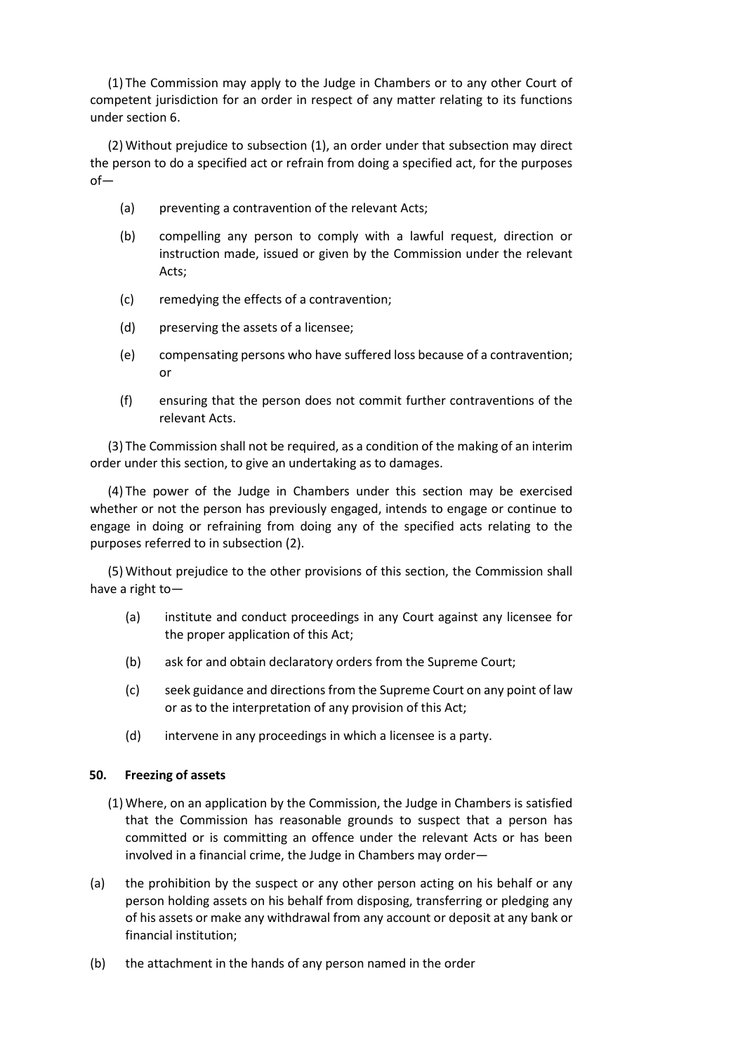(1) The Commission may apply to the Judge in Chambers or to any other Court of competent jurisdiction for an order in respect of any matter relating to its functions under section 6.

(2) Without prejudice to subsection (1), an order under that subsection may direct the person to do a specified act or refrain from doing a specified act, for the purposes of—

(a) preventing a contravention of the relevant Acts;

(b) compelling any person to comply with a lawful request, direction or instruction made, issued or given by the Commission under the relevant Acts;

(c) remedying the effects of a contravention;

(d) preserving the assets of a licensee;

(e) compensating persons who have suffered loss because of a contravention; or

(f) ensuring that the person does not commit further contraventions of the relevant Acts.

(3) The Commission shall not be required, as a condition of the making of an interim order under this section, to give an undertaking as to damages.

(4) The power of the Judge in Chambers under this section may be exercised whether or not the person has previously engaged, intends to engage or continue to engage in doing or refraining from doing any of the specified acts relating to the purposes referred to in subsection (2).

(5) Without prejudice to the other provisions of this section, the Commission shall have a right to—

(a) institute and conduct proceedings in any Court against any licensee for the proper application of this Act;

(b) ask for and obtain declaratory orders from the Supreme Court;

(c) seek guidance and directions from the Supreme Court on any point of law or as to the interpretation of any provision of this Act;

(d) intervene in any proceedings in which a licensee is a party.

**50. Freezing of assets**

(1) Where, on an application by the Commission, the Judge in Chambers is satisfied that the Commission has reasonable grounds to suspect that a person has committed or is committing an offence under the relevant Acts or has been involved in a financial crime, the Judge in Chambers may order—

(a) the prohibition by the suspect or any other person acting on his behalf or any person holding assets on his behalf from disposing, transferring or pledging any of his assets or make any withdrawal from any account or deposit at any bank or financial institution;

(b) the attachment in the hands of any person named in the order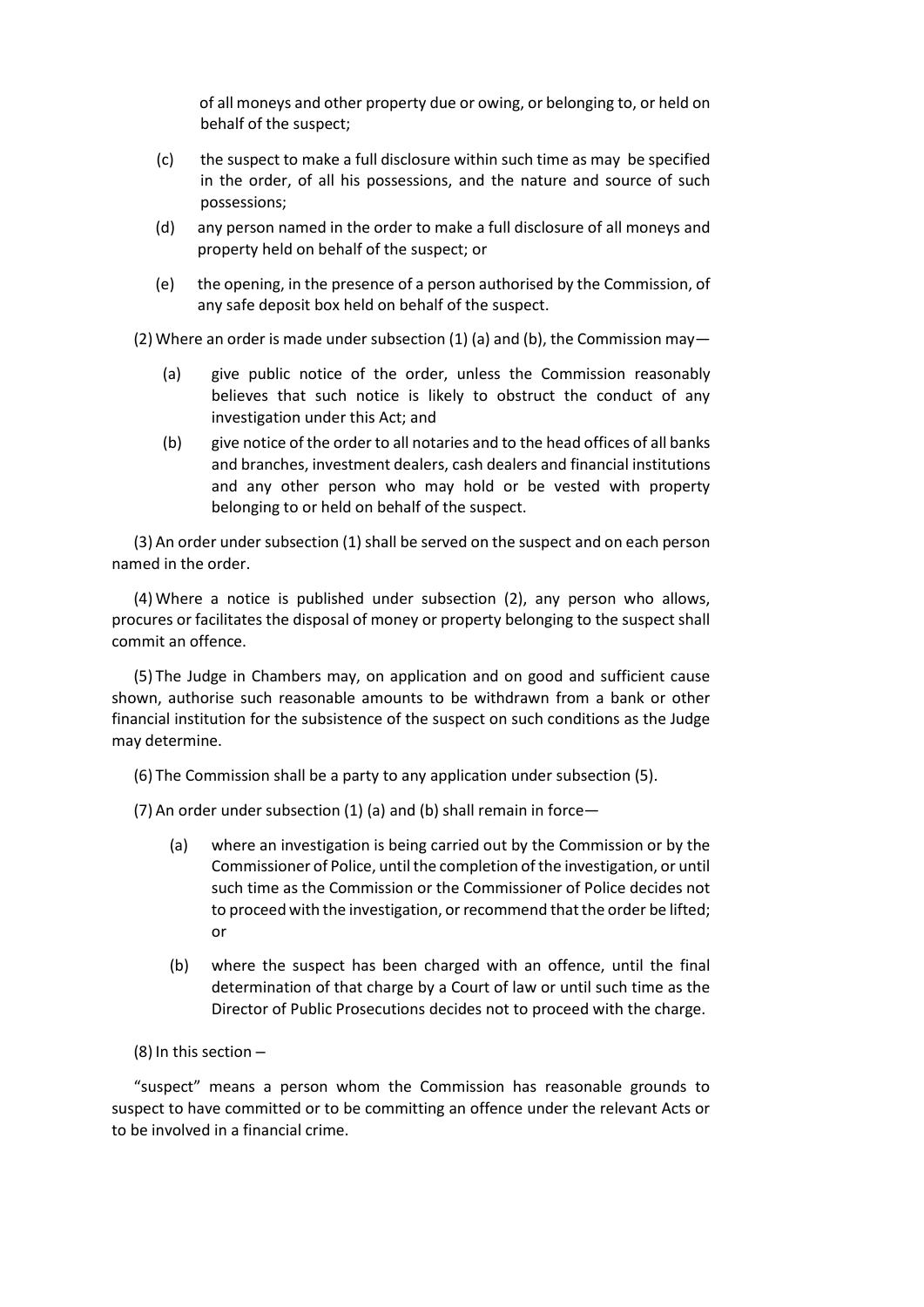of all moneys and other property due or owing, or belonging to, or held on behalf of the suspect;

(c) the suspect to make a full disclosure within such time as may be specified in the order, of all his possessions, and the nature and source of such possessions;

(d) any person named in the order to make a full disclosure of all moneys and property held on behalf of the suspect; or

(e) the opening, in the presence of a person authorised by the Commission, of any safe deposit box held on behalf of the suspect.

(2) Where an order is made under subsection (1) (a) and (b), the Commission may—

(a) give public notice of the order, unless the Commission reasonably believes that such notice is likely to obstruct the conduct of any investigation under this Act; and

(b) give notice of the order to all notaries and to the head offices of all banks and branches, investment dealers, cash dealers and financial institutions and any other person who may hold or be vested with property belonging to or held on behalf of the suspect.

(3) An order under subsection (1) shall be served on the suspect and on each person named in the order.

(4) Where a notice is published under subsection (2), any person who allows, procures or facilitates the disposal of money or property belonging to the suspect shall commit an offence.

(5) The Judge in Chambers may, on application and on good and sufficient cause shown, authorise such reasonable amounts to be withdrawn from a bank or other financial institution for the subsistence of the suspect on such conditions as the Judge may determine.

(6) The Commission shall be a party to any application under subsection (5).

(7) An order under subsection (1) (a) and (b) shall remain in force—

(a) where an investigation is being carried out by the Commission or by the Commissioner of Police, until the completion of the investigation, or until such time as the Commission or the Commissioner of Police decides not to proceed with the investigation, or recommend that the order be lifted; or

(b) where the suspect has been charged with an offence, until the final determination of that charge by a Court of law or until such time as the Director of Public Prosecutions decides not to proceed with the charge.

(8) In this section –

"suspect" means a person whom the Commission has reasonable grounds to suspect to have committed or to be committing an offence under the relevant Acts or to be involved in a financial crime.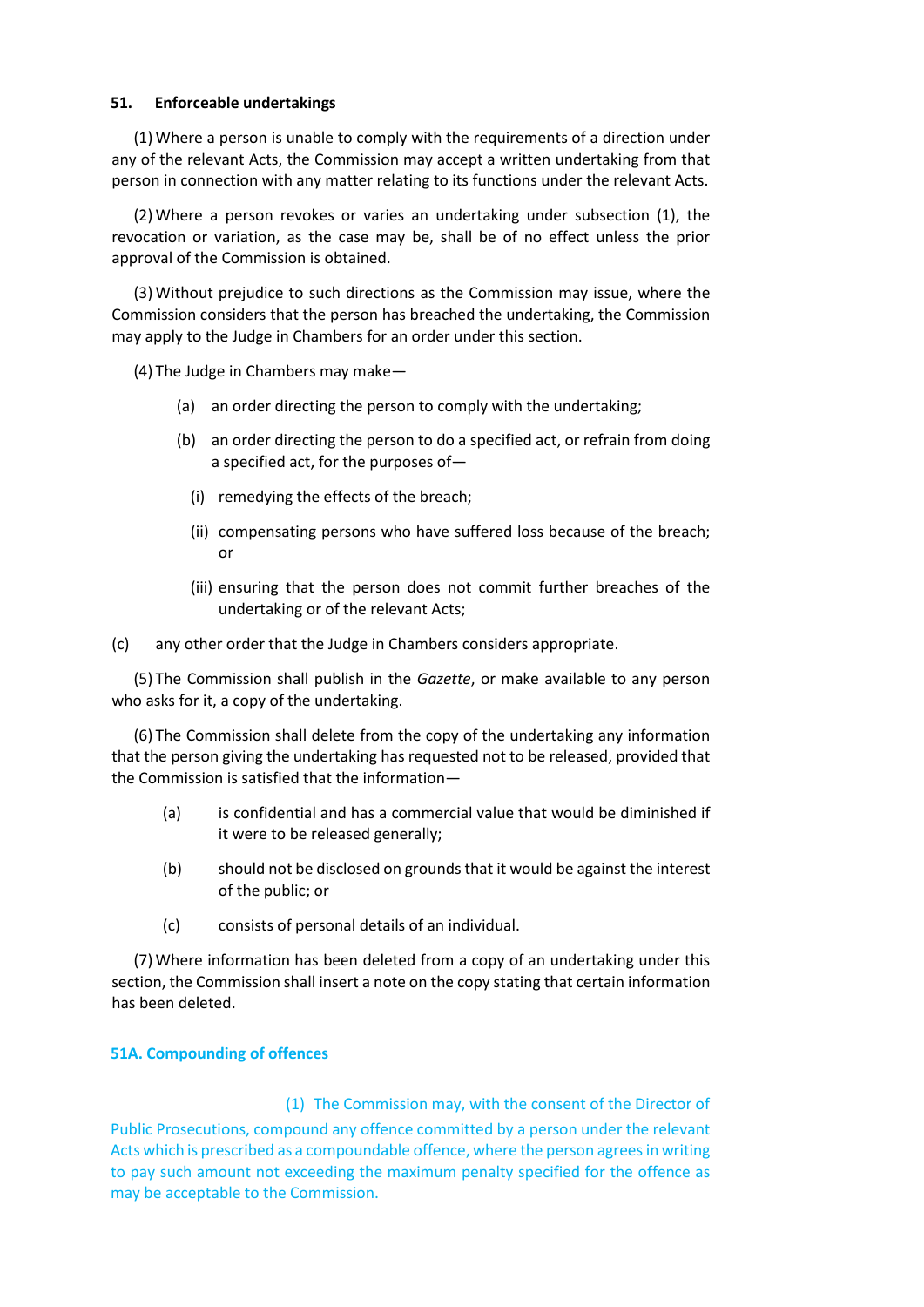**51. Enforceable undertakings**

(1) Where a person is unable to comply with the requirements of a direction under any of the relevant Acts, the Commission may accept a written undertaking from that person in connection with any matter relating to its functions under the relevant Acts.

(2) Where a person revokes or varies an undertaking under subsection (1), the revocation or variation, as the case may be, shall be of no effect unless the prior approval of the Commission is obtained.

(3) Without prejudice to such directions as the Commission may issue, where the Commission considers that the person has breached the undertaking, the Commission may apply to the Judge in Chambers for an order under this section.

(4) The Judge in Chambers may make—

(a) an order directing the person to comply with the undertaking;

(b) an order directing the person to do a specified act, or refrain from doing a specified act, for the purposes of—

(i) remedying the effects of the breach;

(ii) compensating persons who have suffered loss because of the breach; or

(iii) ensuring that the person does not commit further breaches of the undertaking or of the relevant Acts;

(c) any other order that the Judge in Chambers considers appropriate.

(5) The Commission shall publish in the *Gazette*, or make available to any person who asks for it, a copy of the undertaking.

(6) The Commission shall delete from the copy of the undertaking any information that the person giving the undertaking has requested not to be released, provided that the Commission is satisfied that the information—

(a) is confidential and has a commercial value that would be diminished if it were to be released generally;

(b) should not be disclosed on grounds that it would be against the interest of the public; or

(c) consists of personal details of an individual.

(7) Where information has been deleted from a copy of an undertaking under this section, the Commission shall insert a note on the copy stating that certain information has been deleted.

**51A. Compounding of offences**

(1) The Commission may, with the consent of the Director of Public Prosecutions, compound any offence committed by a person under the relevant Acts which is prescribed as a compoundable offence, where the person agrees in writing to pay such amount not exceeding the maximum penalty specified for the offence as may be acceptable to the Commission.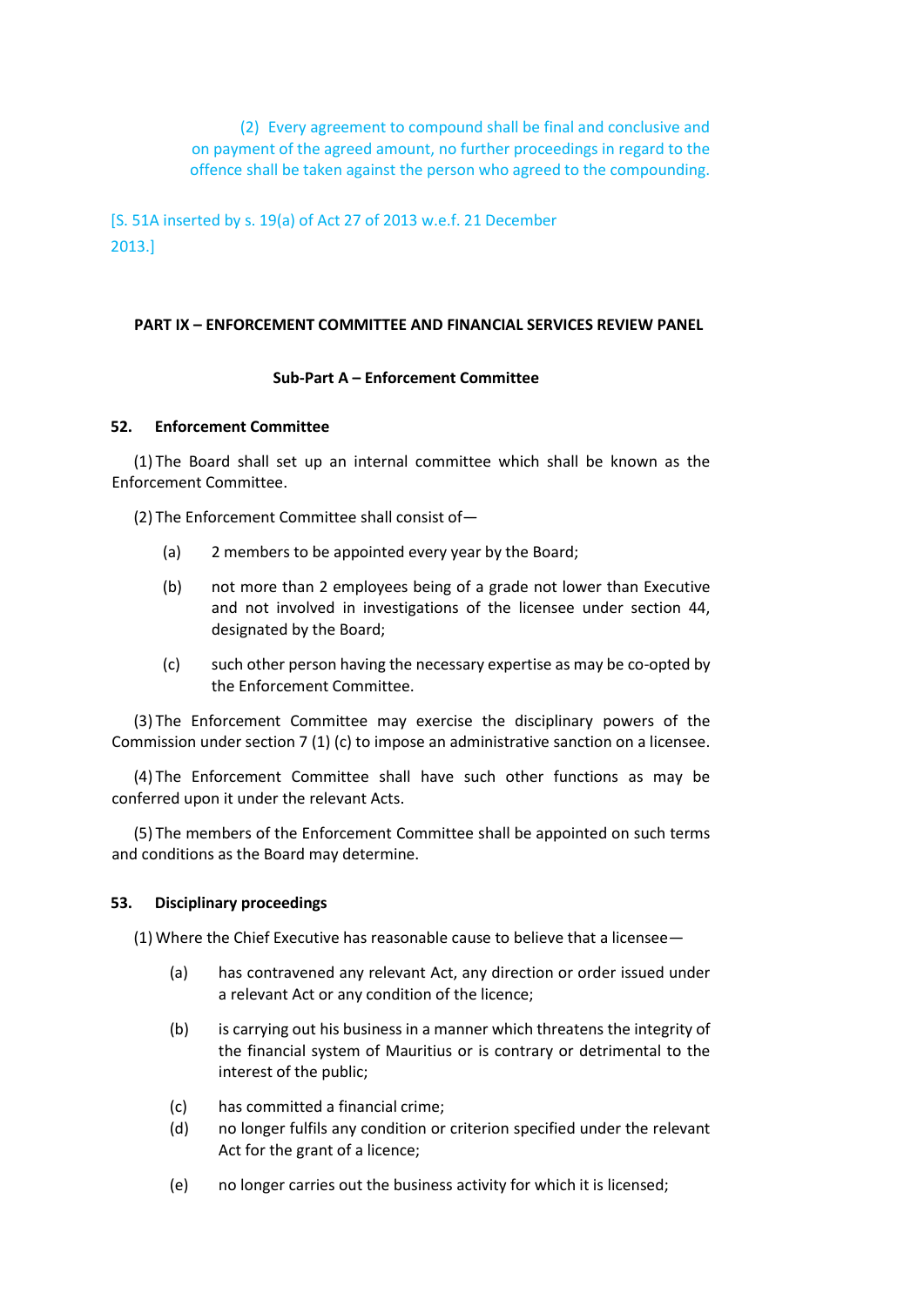(2) Every agreement to compound shall be final and conclusive and on payment of the agreed amount, no further proceedings in regard to the offence shall be taken against the person who agreed to the compounding.

[S. 51A inserted by s. 19(a) of Act 27 of 2013 w.e.f. 21 December 2013.]

## PART IX – ENFORCEMENT COMMITTEE AND FINANCIAL SERVICES REVIEW PANEL

### Sub-Part A – Enforcement Committee

**52. Enforcement Committee**

(1) The Board shall set up an internal committee which shall be known as the Enforcement Committee.

(2) The Enforcement Committee shall consist of—

(a) 2 members to be appointed every year by the Board;

(b) not more than 2 employees being of a grade not lower than Executive and not involved in investigations of the licensee under section 44, designated by the Board;

(c) such other person having the necessary expertise as may be co-opted by the Enforcement Committee.

(3) The Enforcement Committee may exercise the disciplinary powers of the Commission under section 7 (1) (c) to impose an administrative sanction on a licensee.

(4) The Enforcement Committee shall have such other functions as may be conferred upon it under the relevant Acts.

(5) The members of the Enforcement Committee shall be appointed on such terms and conditions as the Board may determine.

**53. Disciplinary proceedings**

(1) Where the Chief Executive has reasonable cause to believe that a licensee—

(a) has contravened any relevant Act, any direction or order issued under a relevant Act or any condition of the licence;

(b) is carrying out his business in a manner which threatens the integrity of the financial system of Mauritius or is contrary or detrimental to the interest of the public;

(c) has committed a financial crime;

(d) no longer fulfils any condition or criterion specified under the relevant Act for the grant of a licence;

(e) no longer carries out the business activity for which it is licensed;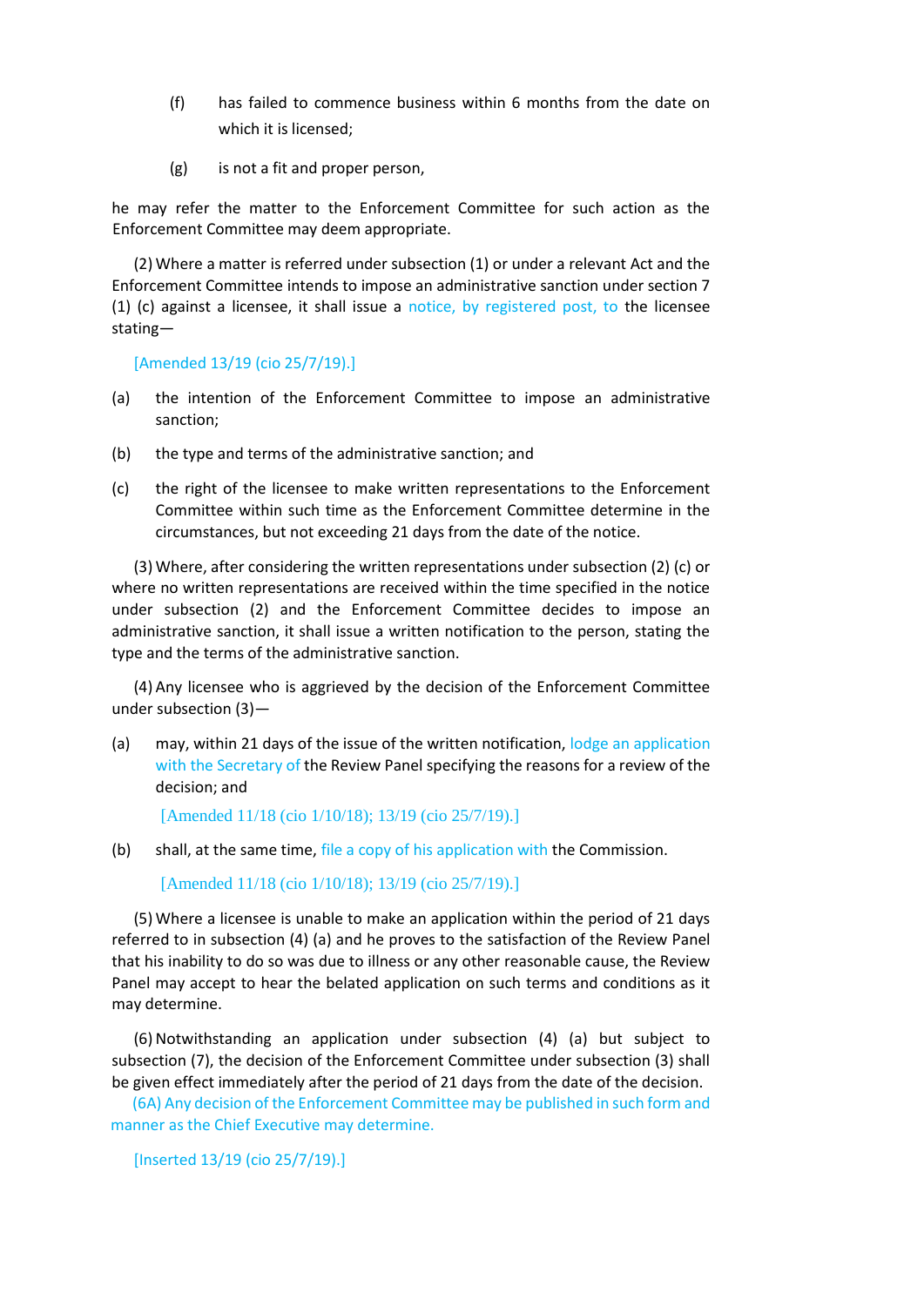(f) has failed to commence business within 6 months from the date on which it is licensed;

(g) is not a fit and proper person,

he may refer the matter to the Enforcement Committee for such action as the Enforcement Committee may deem appropriate.

(2) Where a matter is referred under subsection (1) or under a relevant Act and the Enforcement Committee intends to impose an administrative sanction under section 7 (1) (c) against a licensee, it shall issue a notice, by registered post, to the licensee stating—

[Amended 13/19 (cio 25/7/19).]

(a) the intention of the Enforcement Committee to impose an administrative sanction;

(b) the type and terms of the administrative sanction; and

(c) the right of the licensee to make written representations to the Enforcement Committee within such time as the Enforcement Committee determine in the circumstances, but not exceeding 21 days from the date of the notice.

(3) Where, after considering the written representations under subsection (2) (c) or where no written representations are received within the time specified in the notice under subsection (2) and the Enforcement Committee decides to impose an administrative sanction, it shall issue a written notification to the person, stating the type and the terms of the administrative sanction.

(4) Any licensee who is aggrieved by the decision of the Enforcement Committee under subsection (3)—

(a) may, within 21 days of the issue of the written notification, lodge an application with the Secretary of the Review Panel specifying the reasons for a review of the decision; and

[Amended 11/18 (cio 1/10/18); 13/19 (cio 25/7/19).]

(b) shall, at the same time, file a copy of his application with the Commission.

[Amended 11/18 (cio 1/10/18); 13/19 (cio 25/7/19).]

(5) Where a licensee is unable to make an application within the period of 21 days referred to in subsection (4) (a) and he proves to the satisfaction of the Review Panel that his inability to do so was due to illness or any other reasonable cause, the Review Panel may accept to hear the belated application on such terms and conditions as it may determine.

(6) Notwithstanding an application under subsection (4) (a) but subject to subsection (7), the decision of the Enforcement Committee under subsection (3) shall be given effect immediately after the period of 21 days from the date of the decision.

(6A) Any decision of the Enforcement Committee may be published in such form and manner as the Chief Executive may determine.

[Inserted 13/19 (cio 25/7/19).]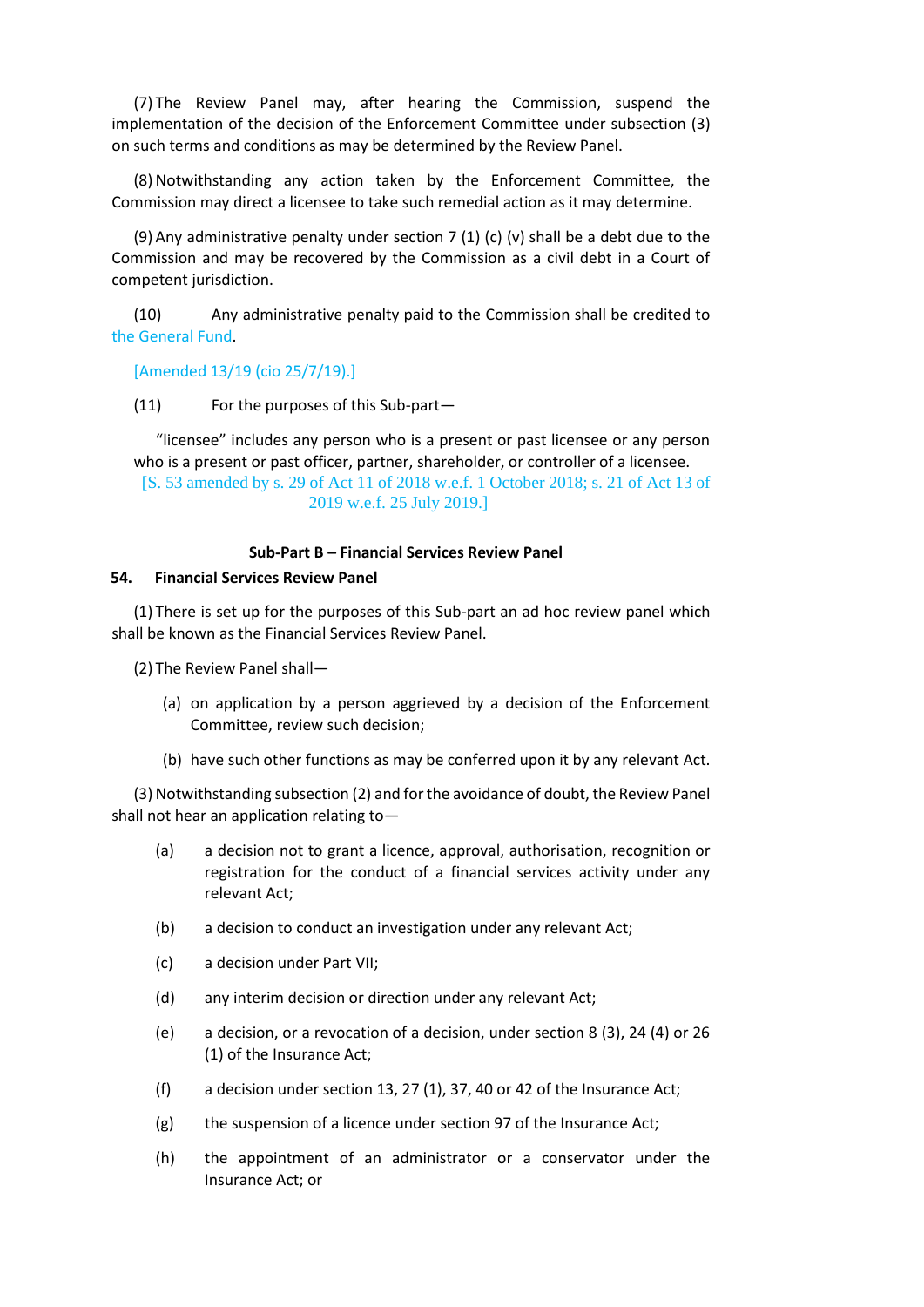(7) The Review Panel may, after hearing the Commission, suspend the implementation of the decision of the Enforcement Committee under subsection (3) on such terms and conditions as may be determined by the Review Panel.

(8) Notwithstanding any action taken by the Enforcement Committee, the Commission may direct a licensee to take such remedial action as it may determine.

(9) Any administrative penalty under section 7 (1) (c) (v) shall be a debt due to the Commission and may be recovered by the Commission as a civil debt in a Court of competent jurisdiction.

(10) Any administrative penalty paid to the Commission shall be credited to the General Fund.

[Amended 13/19 (cio 25/7/19).]

(11) For the purposes of this Sub-part—

"licensee" includes any person who is a present or past licensee or any person who is a present or past officer, partner, shareholder, or controller of a licensee.

[S. 53 amended by s. 29 of Act 11 of 2018 w.e.f. 1 October 2018; s. 21 of Act 13 of 2019 w.e.f. 25 July 2019.]

**Sub-Part B – Financial Services Review Panel**

**54. Financial Services Review Panel**

(1) There is set up for the purposes of this Sub-part an ad hoc review panel which shall be known as the Financial Services Review Panel.

(2) The Review Panel shall—

(a) on application by a person aggrieved by a decision of the Enforcement Committee, review such decision;

(b) have such other functions as may be conferred upon it by any relevant Act.

(3) Notwithstanding subsection (2) and for the avoidance of doubt, the Review Panel shall not hear an application relating to—

(a) a decision not to grant a licence, approval, authorisation, recognition or registration for the conduct of a financial services activity under any relevant Act;

(b) a decision to conduct an investigation under any relevant Act;

(c) a decision under Part VII;

(d) any interim decision or direction under any relevant Act;

(e) a decision, or a revocation of a decision, under section 8 (3), 24 (4) or 26 (1) of the Insurance Act;

(f) a decision under section 13, 27 (1), 37, 40 or 42 of the Insurance Act;

(g) the suspension of a licence under section 97 of the Insurance Act;

(h) the appointment of an administrator or a conservator under the Insurance Act; or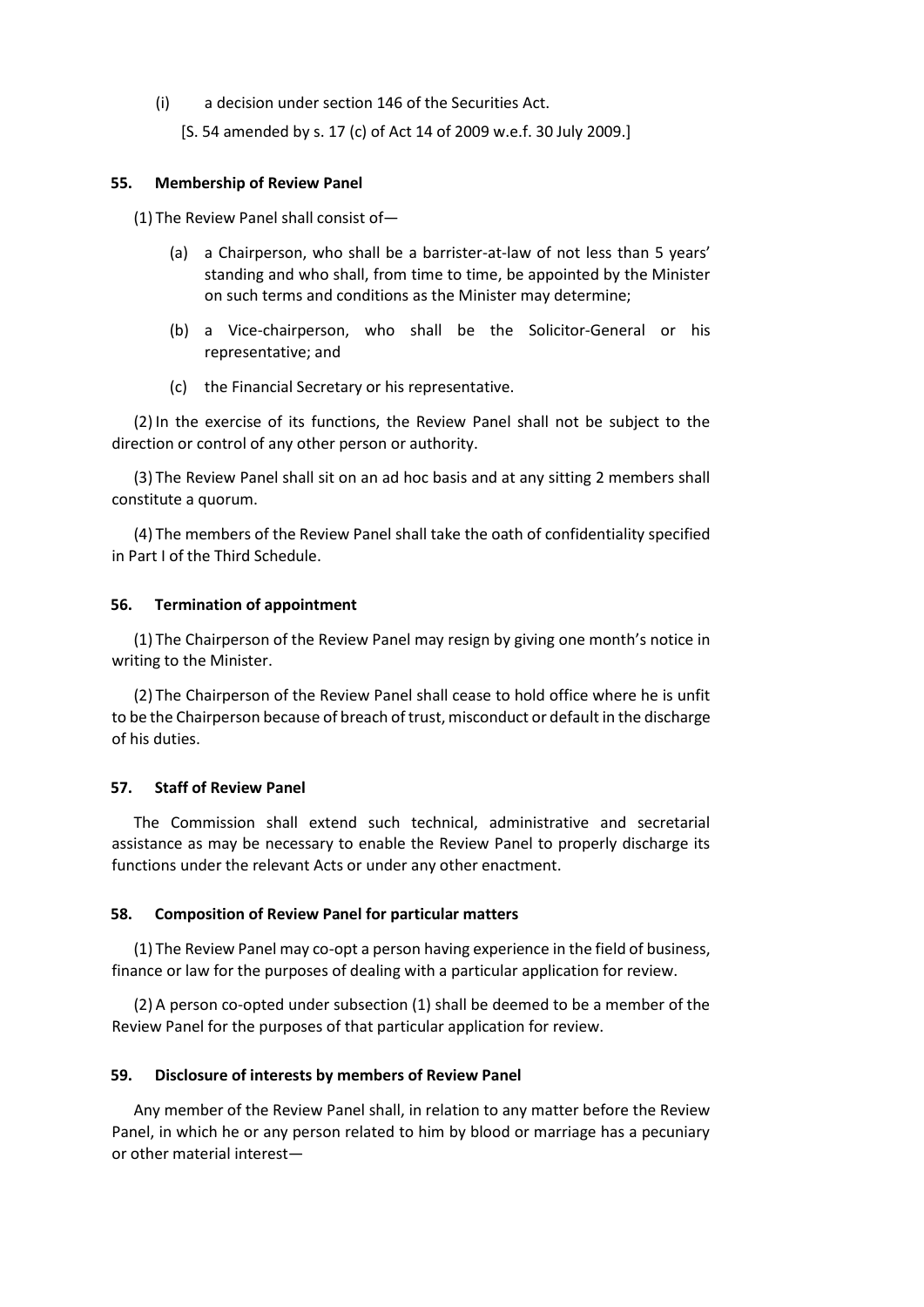(i) a decision under section 146 of the Securities Act.

[S. 54 amended by s. 17 (c) of Act 14 of 2009 w.e.f. 30 July 2009.]

### 55. Membership of Review Panel

(1) The Review Panel shall consist of—

(a) a Chairperson, who shall be a barrister-at-law of not less than 5 years' standing and who shall, from time to time, be appointed by the Minister on such terms and conditions as the Minister may determine;

(b) a Vice-chairperson, who shall be the Solicitor-General or his representative; and

(c) the Financial Secretary or his representative.

(2) In the exercise of its functions, the Review Panel shall not be subject to the direction or control of any other person or authority.

(3) The Review Panel shall sit on an ad hoc basis and at any sitting 2 members shall constitute a quorum.

(4) The members of the Review Panel shall take the oath of confidentiality specified in Part I of the Third Schedule.

### 56. Termination of appointment

(1) The Chairperson of the Review Panel may resign by giving one month's notice in writing to the Minister.

(2) The Chairperson of the Review Panel shall cease to hold office where he is unfit to be the Chairperson because of breach of trust, misconduct or default in the discharge of his duties.

### 57. Staff of Review Panel

The Commission shall extend such technical, administrative and secretarial assistance as may be necessary to enable the Review Panel to properly discharge its functions under the relevant Acts or under any other enactment.

### 58. Composition of Review Panel for particular matters

(1) The Review Panel may co-opt a person having experience in the field of business, finance or law for the purposes of dealing with a particular application for review.

(2) A person co-opted under subsection (1) shall be deemed to be a member of the Review Panel for the purposes of that particular application for review.

### 59. Disclosure of interests by members of Review Panel

Any member of the Review Panel shall, in relation to any matter before the Review Panel, in which he or any person related to him by blood or marriage has a pecuniary or other material interest—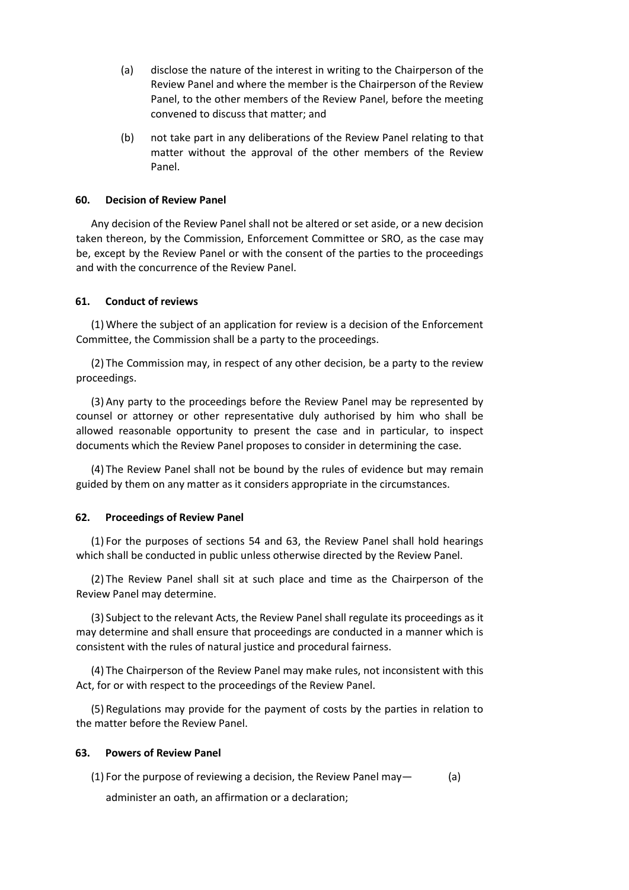(a) disclose the nature of the interest in writing to the Chairperson of the Review Panel and where the member is the Chairperson of the Review Panel, to the other members of the Review Panel, before the meeting convened to discuss that matter; and

(b) not take part in any deliberations of the Review Panel relating to that matter without the approval of the other members of the Review Panel.

**60. Decision of Review Panel**

Any decision of the Review Panel shall not be altered or set aside, or a new decision taken thereon, by the Commission, Enforcement Committee or SRO, as the case may be, except by the Review Panel or with the consent of the parties to the proceedings and with the concurrence of the Review Panel.

**61. Conduct of reviews**

(1) Where the subject of an application for review is a decision of the Enforcement Committee, the Commission shall be a party to the proceedings.

(2) The Commission may, in respect of any other decision, be a party to the review proceedings.

(3) Any party to the proceedings before the Review Panel may be represented by counsel or attorney or other representative duly authorised by him who shall be allowed reasonable opportunity to present the case and in particular, to inspect documents which the Review Panel proposes to consider in determining the case.

(4) The Review Panel shall not be bound by the rules of evidence but may remain guided by them on any matter as it considers appropriate in the circumstances.

**62. Proceedings of Review Panel**

(1) For the purposes of sections 54 and 63, the Review Panel shall hold hearings which shall be conducted in public unless otherwise directed by the Review Panel.

(2) The Review Panel shall sit at such place and time as the Chairperson of the Review Panel may determine.

(3) Subject to the relevant Acts, the Review Panel shall regulate its proceedings as it may determine and shall ensure that proceedings are conducted in a manner which is consistent with the rules of natural justice and procedural fairness.

(4) The Chairperson of the Review Panel may make rules, not inconsistent with this Act, for or with respect to the proceedings of the Review Panel.

(5) Regulations may provide for the payment of costs by the parties in relation to the matter before the Review Panel.

**63. Powers of Review Panel**

(1) For the purpose of reviewing a decision, the Review Panel may—

(a) administer an oath, an affirmation or a declaration;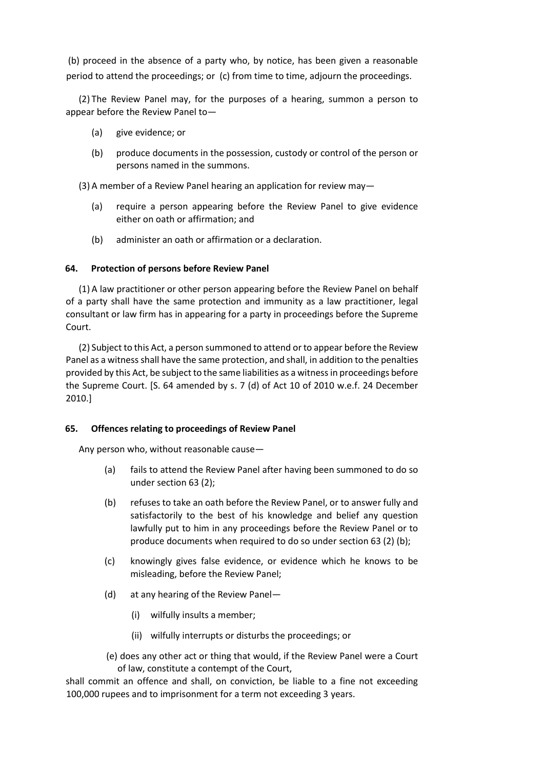(b) proceed in the absence of a party who, by notice, has been given a reasonable period to attend the proceedings; or (c) from time to time, adjourn the proceedings.

(2) The Review Panel may, for the purposes of a hearing, summon a person to appear before the Review Panel to—

- (a) give evidence; or
- (b) produce documents in the possession, custody or control of the person or persons named in the summons.

(3) A member of a Review Panel hearing an application for review may—

- (a) require a person appearing before the Review Panel to give evidence either on oath or affirmation; and
- (b) administer an oath or affirmation or a declaration.

#### 64. Protection of persons before Review Panel

(1) A law practitioner or other person appearing before the Review Panel on behalf of a party shall have the same protection and immunity as a law practitioner, legal consultant or law firm has in appearing for a party in proceedings before the Supreme Court.

(2) Subject to this Act, a person summoned to attend or to appear before the Review Panel as a witness shall have the same protection, and shall, in addition to the penalties provided by this Act, be subject to the same liabilities as a witness in proceedings before the Supreme Court. [S. 64 amended by s. 7 (d) of Act 10 of 2010 w.e.f. 24 December 2010.]

#### 65. Offences relating to proceedings of Review Panel

Any person who, without reasonable cause—

- (a) fails to attend the Review Panel after having been summoned to do so under section 63 (2);
- (b) refuses to take an oath before the Review Panel, or to answer fully and satisfactorily to the best of his knowledge and belief any question lawfully put to him in any proceedings before the Review Panel or to produce documents when required to do so under section 63 (2) (b);
- (c) knowingly gives false evidence, or evidence which he knows to be misleading, before the Review Panel;
- (d) at any hearing of the Review Panel—
  - (i) wilfully insults a member;
  - (ii) wilfully interrupts or disturbs the proceedings; or
- (e) does any other act or thing that would, if the Review Panel were a Court of law, constitute a contempt of the Court,

shall commit an offence and shall, on conviction, be liable to a fine not exceeding 100,000 rupees and to imprisonment for a term not exceeding 3 years.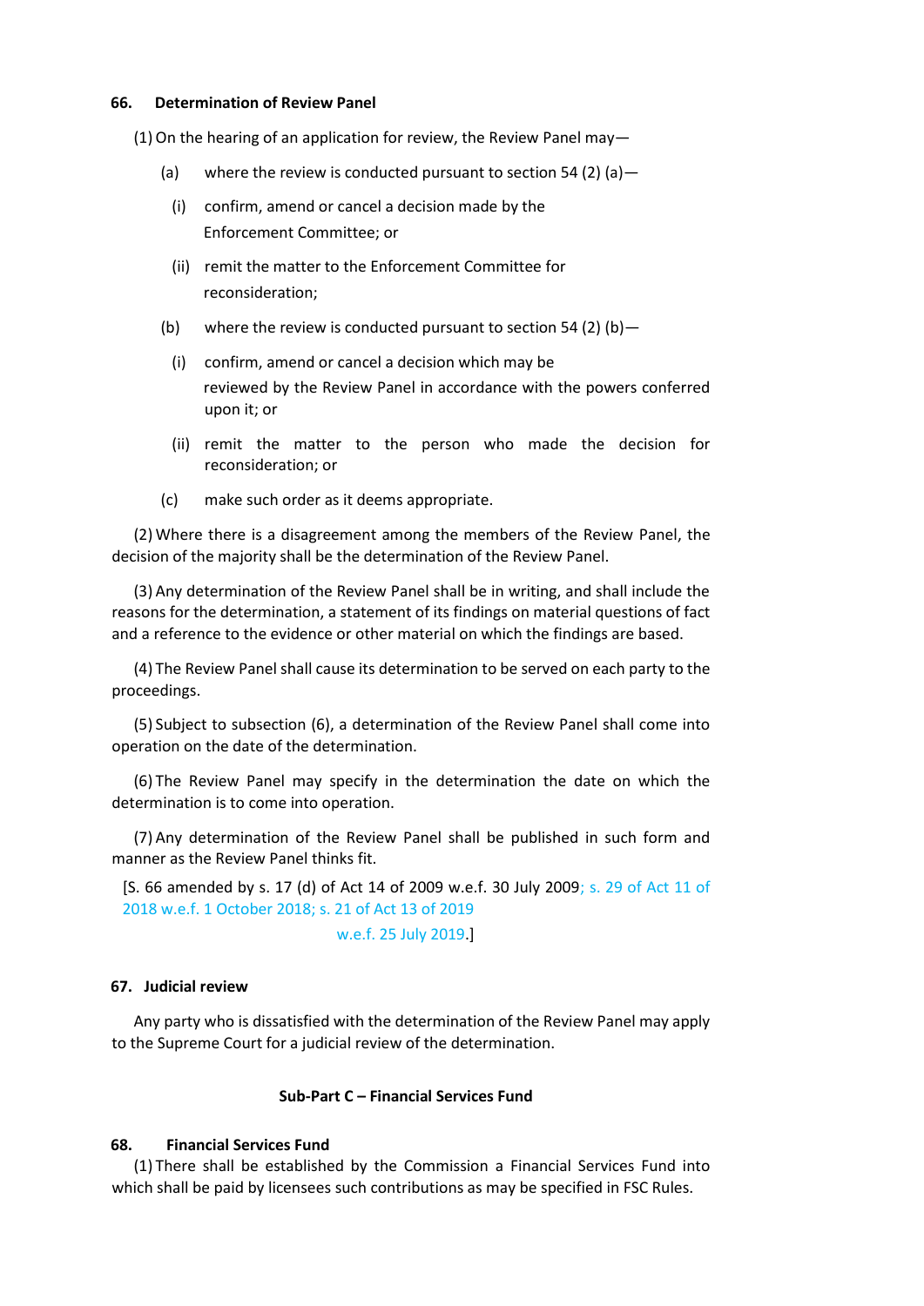**66. Determination of Review Panel**

(1) On the hearing of an application for review, the Review Panel may—

(a) where the review is conducted pursuant to section 54 (2) (a)—

(i) confirm, amend or cancel a decision made by the Enforcement Committee; or

(ii) remit the matter to the Enforcement Committee for reconsideration;

(b) where the review is conducted pursuant to section 54 (2) (b)—

(i) confirm, amend or cancel a decision which may be reviewed by the Review Panel in accordance with the powers conferred upon it; or

(ii) remit the matter to the person who made the decision for reconsideration; or

(c) make such order as it deems appropriate.

(2) Where there is a disagreement among the members of the Review Panel, the decision of the majority shall be the determination of the Review Panel.

(3) Any determination of the Review Panel shall be in writing, and shall include the reasons for the determination, a statement of its findings on material questions of fact and a reference to the evidence or other material on which the findings are based.

(4) The Review Panel shall cause its determination to be served on each party to the proceedings.

(5) Subject to subsection (6), a determination of the Review Panel shall come into operation on the date of the determination.

(6) The Review Panel may specify in the determination the date on which the determination is to come into operation.

(7) Any determination of the Review Panel shall be published in such form and manner as the Review Panel thinks fit.

[S. 66 amended by s. 17 (d) of Act 14 of 2009 w.e.f. 30 July 2009; s. 29 of Act 11 of 2018 w.e.f. 1 October 2018; s. 21 of Act 13 of 2019 w.e.f. 25 July 2019.]

**67. Judicial review**

Any party who is dissatisfied with the determination of the Review Panel may apply to the Supreme Court for a judicial review of the determination.

**Sub-Part C – Financial Services Fund**

**68. Financial Services Fund**

(1) There shall be established by the Commission a Financial Services Fund into which shall be paid by licensees such contributions as may be specified in FSC Rules.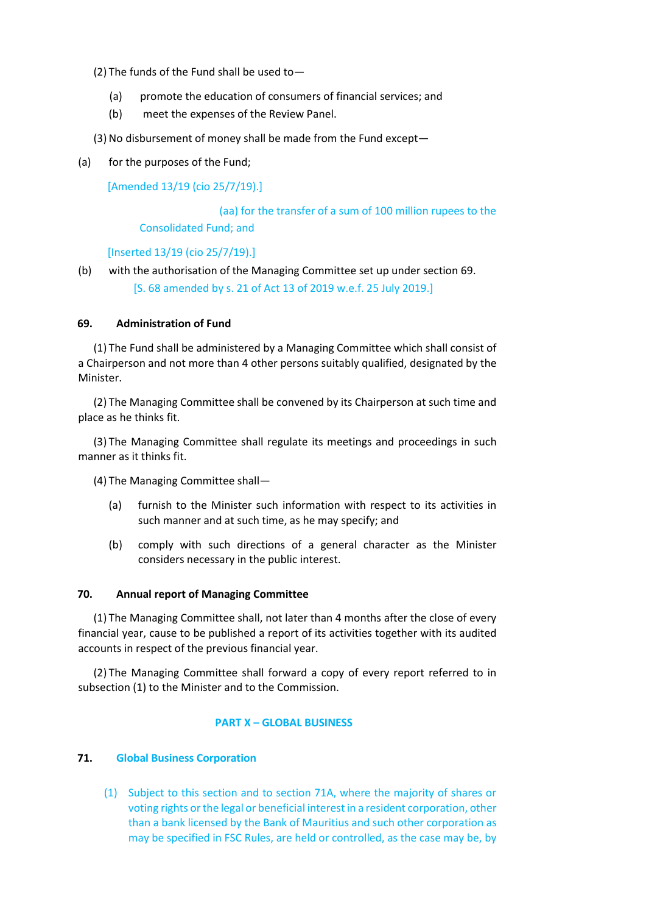(2) The funds of the Fund shall be used to—

(a) promote the education of consumers of financial services; and

(b) meet the expenses of the Review Panel.

(3) No disbursement of money shall be made from the Fund except—

(a) for the purposes of the Fund;

[Amended 13/19 (cio 25/7/19).]

(aa) for the transfer of a sum of 100 million rupees to the Consolidated Fund; and

[Inserted 13/19 (cio 25/7/19).]

(b) with the authorisation of the Managing Committee set up under section 69.

[S. 68 amended by s. 21 of Act 13 of 2019 w.e.f. 25 July 2019.]

**69. Administration of Fund**

(1) The Fund shall be administered by a Managing Committee which shall consist of a Chairperson and not more than 4 other persons suitably qualified, designated by the Minister.

(2) The Managing Committee shall be convened by its Chairperson at such time and place as he thinks fit.

(3) The Managing Committee shall regulate its meetings and proceedings in such manner as it thinks fit.

(4) The Managing Committee shall—

(a) furnish to the Minister such information with respect to its activities in such manner and at such time, as he may specify; and

(b) comply with such directions of a general character as the Minister considers necessary in the public interest.

**70. Annual report of Managing Committee**

(1) The Managing Committee shall, not later than 4 months after the close of every financial year, cause to be published a report of its activities together with its audited accounts in respect of the previous financial year.

(2) The Managing Committee shall forward a copy of every report referred to in subsection (1) to the Minister and to the Commission.

## PART X – GLOBAL BUSINESS

**71. Global Business Corporation**

(1) Subject to this section and to section 71A, where the majority of shares or voting rights or the legal or beneficial interest in a resident corporation, other than a bank licensed by the Bank of Mauritius and such other corporation as may be specified in FSC Rules, are held or controlled, as the case may be, by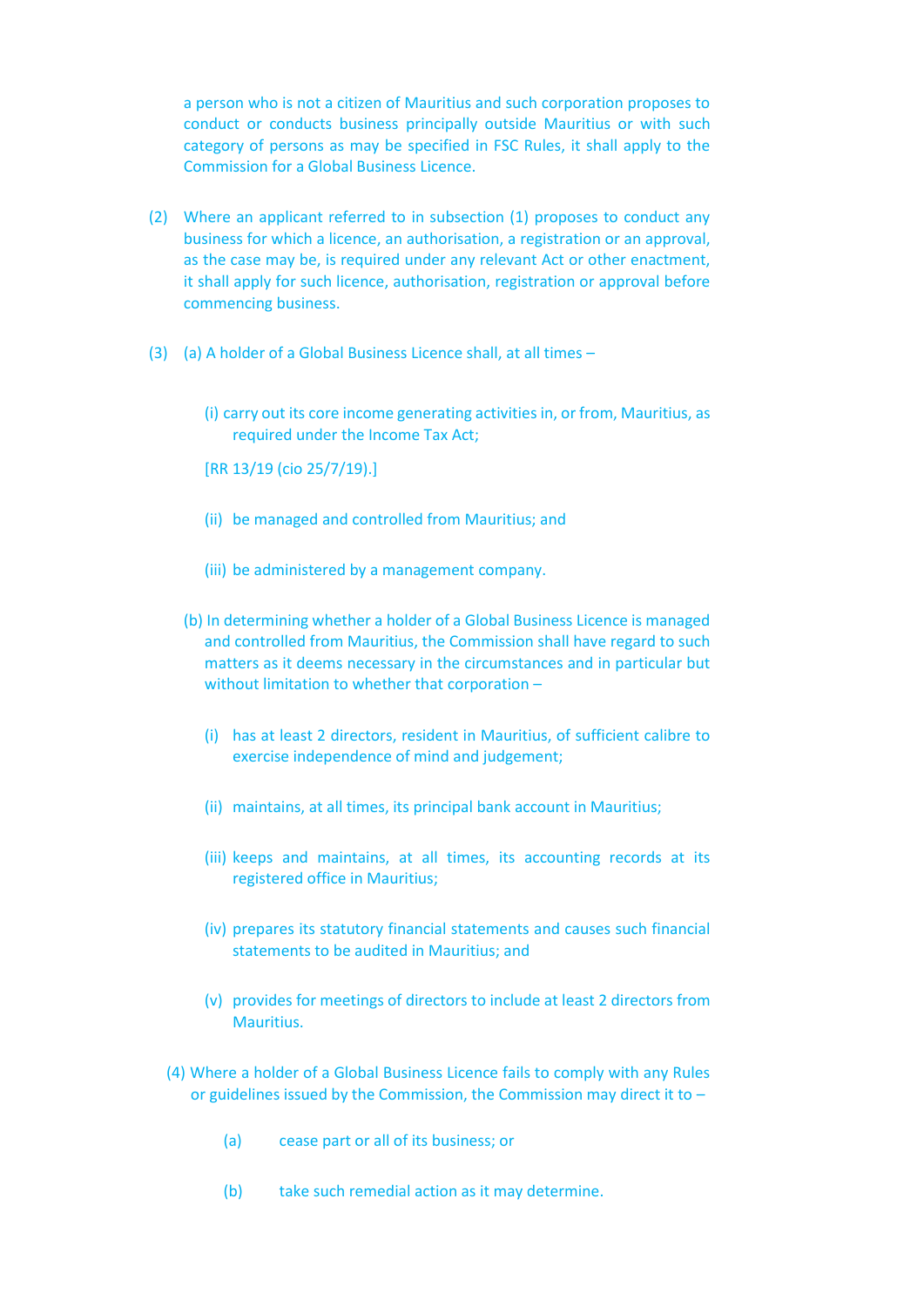a person who is not a citizen of Mauritius and such corporation proposes to conduct or conducts business principally outside Mauritius or with such category of persons as may be specified in FSC Rules, it shall apply to the Commission for a Global Business Licence.

(2) Where an applicant referred to in subsection (1) proposes to conduct any business for which a licence, an authorisation, a registration or an approval, as the case may be, is required under any relevant Act or other enactment, it shall apply for such licence, authorisation, registration or approval before commencing business.

(3) (a) A holder of a Global Business Licence shall, at all times –

(i) carry out its core income generating activities in, or from, Mauritius, as required under the Income Tax Act;

[RR 13/19 (cio 25/7/19).]

(ii) be managed and controlled from Mauritius; and

(iii) be administered by a management company.

(b) In determining whether a holder of a Global Business Licence is managed and controlled from Mauritius, the Commission shall have regard to such matters as it deems necessary in the circumstances and in particular but without limitation to whether that corporation –

(i) has at least 2 directors, resident in Mauritius, of sufficient calibre to exercise independence of mind and judgement;

(ii) maintains, at all times, its principal bank account in Mauritius;

(iii) keeps and maintains, at all times, its accounting records at its registered office in Mauritius;

(iv) prepares its statutory financial statements and causes such financial statements to be audited in Mauritius; and

(v) provides for meetings of directors to include at least 2 directors from Mauritius.

(4) Where a holder of a Global Business Licence fails to comply with any Rules or guidelines issued by the Commission, the Commission may direct it to –

(a) cease part or all of its business; or

(b) take such remedial action as it may determine.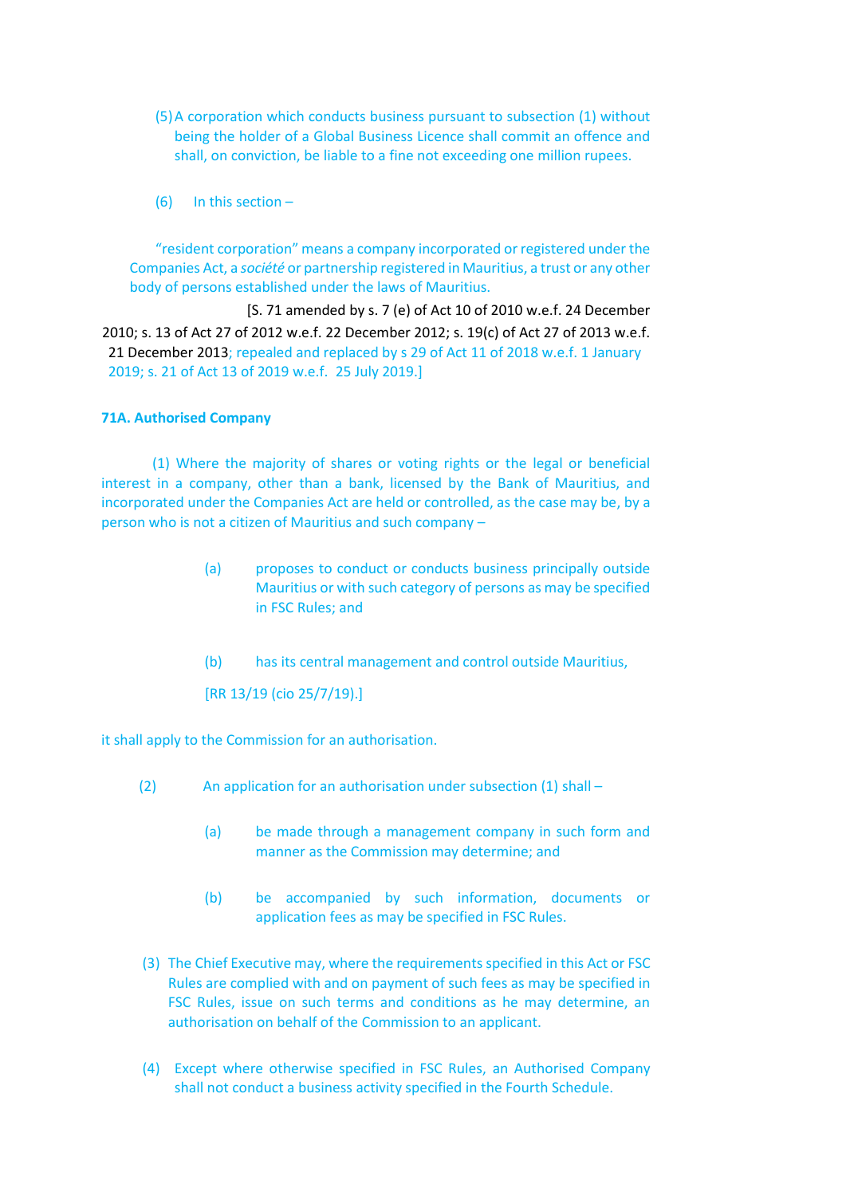(5) A corporation which conducts business pursuant to subsection (1) without being the holder of a Global Business Licence shall commit an offence and shall, on conviction, be liable to a fine not exceeding one million rupees.

(6) In this section –

"resident corporation" means a company incorporated or registered under the Companies Act, a *société* or partnership registered in Mauritius, a trust or any other body of persons established under the laws of Mauritius.

[S. 71 amended by s. 7 (e) of Act 10 of 2010 w.e.f. 24 December 2010; s. 13 of Act 27 of 2012 w.e.f. 22 December 2012; s. 19(c) of Act 27 of 2013 w.e.f. 21 December 2013; repealed and replaced by s 29 of Act 11 of 2018 w.e.f. 1 January 2019; s. 21 of Act 13 of 2019 w.e.f. 25 July 2019.]

**71A. Authorised Company**

(1) Where the majority of shares or voting rights or the legal or beneficial interest in a company, other than a bank, licensed by the Bank of Mauritius, and incorporated under the Companies Act are held or controlled, as the case may be, by a person who is not a citizen of Mauritius and such company –

(a) proposes to conduct or conducts business principally outside Mauritius or with such category of persons as may be specified in FSC Rules; and

(b) has its central management and control outside Mauritius,

[RR 13/19 (cio 25/7/19).]

it shall apply to the Commission for an authorisation.

(2) An application for an authorisation under subsection (1) shall –

(a) be made through a management company in such form and manner as the Commission may determine; and

(b) be accompanied by such information, documents or application fees as may be specified in FSC Rules.

(3) The Chief Executive may, where the requirements specified in this Act or FSC Rules are complied with and on payment of such fees as may be specified in FSC Rules, issue on such terms and conditions as he may determine, an authorisation on behalf of the Commission to an applicant.

(4) Except where otherwise specified in FSC Rules, an Authorised Company shall not conduct a business activity specified in the Fourth Schedule.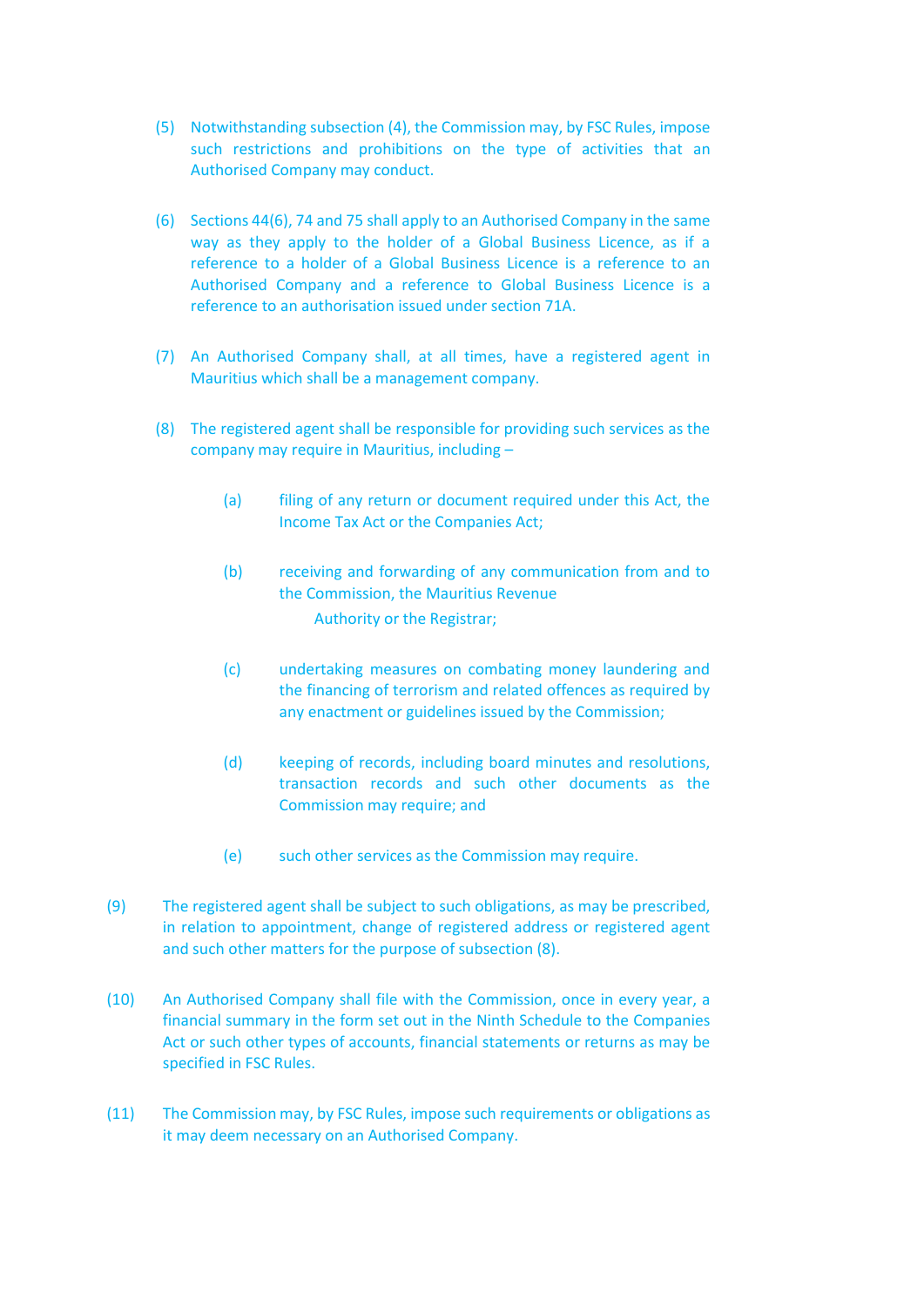(5) Notwithstanding subsection (4), the Commission may, by FSC Rules, impose such restrictions and prohibitions on the type of activities that an Authorised Company may conduct.

(6) Sections 44(6), 74 and 75 shall apply to an Authorised Company in the same way as they apply to the holder of a Global Business Licence, as if a reference to a holder of a Global Business Licence is a reference to an Authorised Company and a reference to Global Business Licence is a reference to an authorisation issued under section 71A.

(7) An Authorised Company shall, at all times, have a registered agent in Mauritius which shall be a management company.

(8) The registered agent shall be responsible for providing such services as the company may require in Mauritius, including –

   (a) filing of any return or document required under this Act, the Income Tax Act or the Companies Act;

   (b) receiving and forwarding of any communication from and to the Commission, the Mauritius Revenue Authority or the Registrar;

   (c) undertaking measures on combating money laundering and the financing of terrorism and related offences as required by any enactment or guidelines issued by the Commission;

   (d) keeping of records, including board minutes and resolutions, transaction records and such other documents as the Commission may require; and

   (e) such other services as the Commission may require.

(9) The registered agent shall be subject to such obligations, as may be prescribed, in relation to appointment, change of registered address or registered agent and such other matters for the purpose of subsection (8).

(10) An Authorised Company shall file with the Commission, once in every year, a financial summary in the form set out in the Ninth Schedule to the Companies Act or such other types of accounts, financial statements or returns as may be specified in FSC Rules.

(11) The Commission may, by FSC Rules, impose such requirements or obligations as it may deem necessary on an Authorised Company.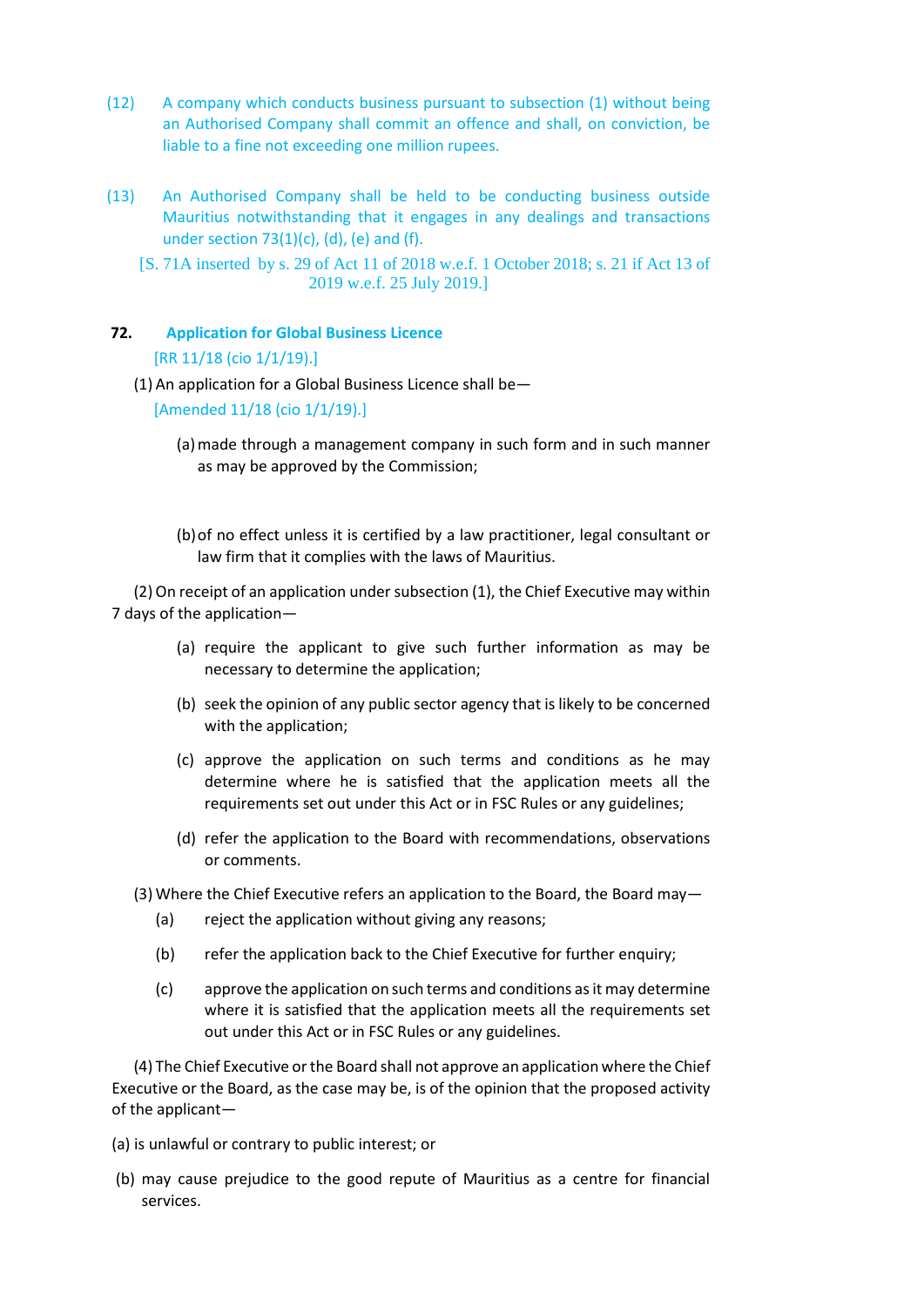(12) A company which conducts business pursuant to subsection (1) without being an Authorised Company shall commit an offence and shall, on conviction, be liable to a fine not exceeding one million rupees.

(13) An Authorised Company shall be held to be conducting business outside Mauritius notwithstanding that it engages in any dealings and transactions under section 73(1)(c), (d), (e) and (f).

[S. 71A inserted by s. 29 of Act 11 of 2018 w.e.f. 1 October 2018; s. 21 if Act 13 of 2019 w.e.f. 25 July 2019.]

**72. Application for Global Business Licence**

[RR 11/18 (cio 1/1/19).]

(1) An application for a Global Business Licence shall be—

[Amended 11/18 (cio 1/1/19).]

(a) made through a management company in such form and in such manner as may be approved by the Commission;

(b) of no effect unless it is certified by a law practitioner, legal consultant or law firm that it complies with the laws of Mauritius.

(2) On receipt of an application under subsection (1), the Chief Executive may within 7 days of the application—

(a) require the applicant to give such further information as may be necessary to determine the application;

(b) seek the opinion of any public sector agency that is likely to be concerned with the application;

(c) approve the application on such terms and conditions as he may determine where he is satisfied that the application meets all the requirements set out under this Act or in FSC Rules or any guidelines;

(d) refer the application to the Board with recommendations, observations or comments.

(3) Where the Chief Executive refers an application to the Board, the Board may—

(a) reject the application without giving any reasons;

(b) refer the application back to the Chief Executive for further enquiry;

(c) approve the application on such terms and conditions as it may determine where it is satisfied that the application meets all the requirements set out under this Act or in FSC Rules or any guidelines.

(4) The Chief Executive or the Board shall not approve an application where the Chief Executive or the Board, as the case may be, is of the opinion that the proposed activity of the applicant—

(a) is unlawful or contrary to public interest; or

(b) may cause prejudice to the good repute of Mauritius as a centre for financial services.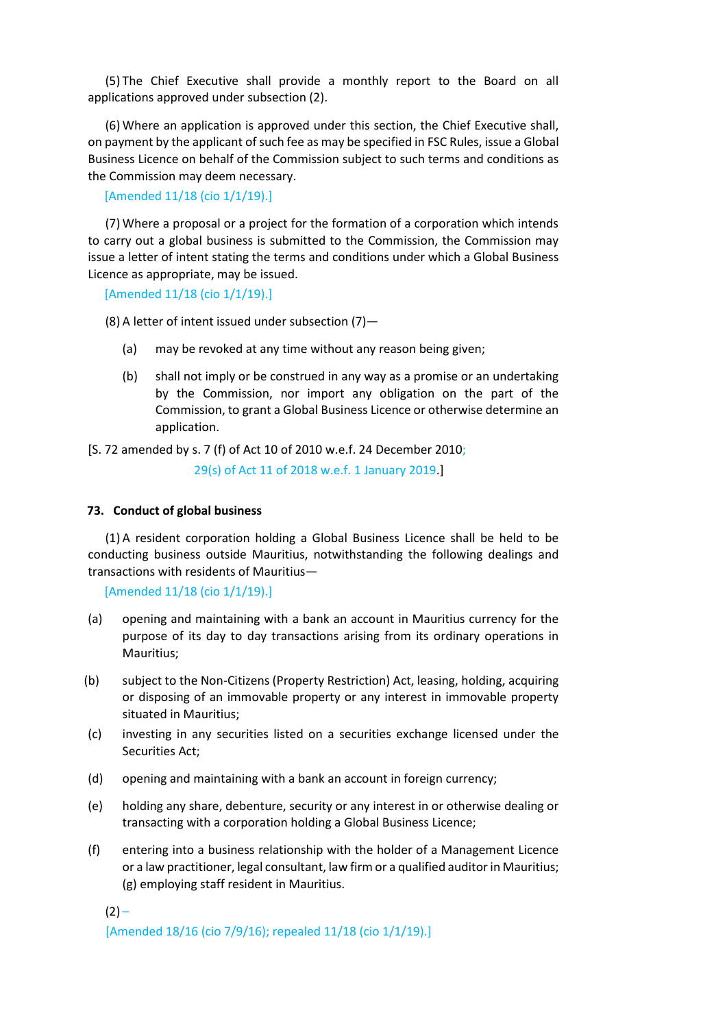(5) The Chief Executive shall provide a monthly report to the Board on all applications approved under subsection (2).

(6) Where an application is approved under this section, the Chief Executive shall, on payment by the applicant of such fee as may be specified in FSC Rules, issue a Global Business Licence on behalf of the Commission subject to such terms and conditions as the Commission may deem necessary.

[Amended 11/18 (cio 1/1/19).]

(7) Where a proposal or a project for the formation of a corporation which intends to carry out a global business is submitted to the Commission, the Commission may issue a letter of intent stating the terms and conditions under which a Global Business Licence as appropriate, may be issued.

[Amended 11/18 (cio 1/1/19).]

(8) A letter of intent issued under subsection (7)—

(a) may be revoked at any time without any reason being given;

(b) shall not imply or be construed in any way as a promise or an undertaking by the Commission, nor import any obligation on the part of the Commission, to grant a Global Business Licence or otherwise determine an application.

[S. 72 amended by s. 7 (f) of Act 10 of 2010 w.e.f. 24 December 2010; 29(s) of Act 11 of 2018 w.e.f. 1 January 2019.]

**73. Conduct of global business**

(1) A resident corporation holding a Global Business Licence shall be held to be conducting business outside Mauritius, notwithstanding the following dealings and transactions with residents of Mauritius—

[Amended 11/18 (cio 1/1/19).]

(a) opening and maintaining with a bank an account in Mauritius currency for the purpose of its day to day transactions arising from its ordinary operations in Mauritius;

(b) subject to the Non-Citizens (Property Restriction) Act, leasing, holding, acquiring or disposing of an immovable property or any interest in immovable property situated in Mauritius;

(c) investing in any securities listed on a securities exchange licensed under the Securities Act;

(d) opening and maintaining with a bank an account in foreign currency;

(e) holding any share, debenture, security or any interest in or otherwise dealing or transacting with a corporation holding a Global Business Licence;

(f) entering into a business relationship with the holder of a Management Licence or a law practitioner, legal consultant, law firm or a qualified auditor in Mauritius;

(g) employing staff resident in Mauritius.

(2) –

[Amended 18/16 (cio 7/9/16); repealed 11/18 (cio 1/1/19).]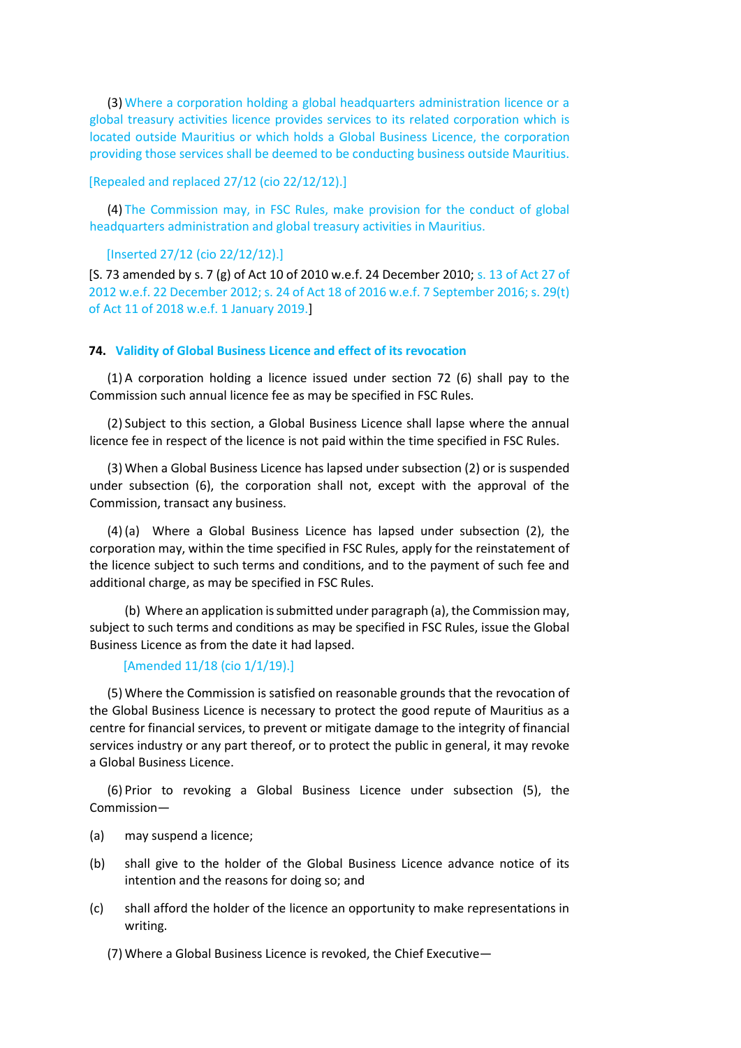(3) Where a corporation holding a global headquarters administration licence or a global treasury activities licence provides services to its related corporation which is located outside Mauritius or which holds a Global Business Licence, the corporation providing those services shall be deemed to be conducting business outside Mauritius.

[Repealed and replaced 27/12 (cio 22/12/12).]

(4) The Commission may, in FSC Rules, make provision for the conduct of global headquarters administration and global treasury activities in Mauritius.

[Inserted 27/12 (cio 22/12/12).]

[S. 73 amended by s. 7 (g) of Act 10 of 2010 w.e.f. 24 December 2010; s. 13 of Act 27 of 2012 w.e.f. 22 December 2012; s. 24 of Act 18 of 2016 w.e.f. 7 September 2016; s. 29(t) of Act 11 of 2018 w.e.f. 1 January 2019.]

**74. Validity of Global Business Licence and effect of its revocation**

(1) A corporation holding a licence issued under section 72 (6) shall pay to the Commission such annual licence fee as may be specified in FSC Rules.

(2) Subject to this section, a Global Business Licence shall lapse where the annual licence fee in respect of the licence is not paid within the time specified in FSC Rules.

(3) When a Global Business Licence has lapsed under subsection (2) or is suspended under subsection (6), the corporation shall not, except with the approval of the Commission, transact any business.

(4) (a) Where a Global Business Licence has lapsed under subsection (2), the corporation may, within the time specified in FSC Rules, apply for the reinstatement of the licence subject to such terms and conditions, and to the payment of such fee and additional charge, as may be specified in FSC Rules.

(b) Where an application is submitted under paragraph (a), the Commission may, subject to such terms and conditions as may be specified in FSC Rules, issue the Global Business Licence as from the date it had lapsed.

[Amended 11/18 (cio 1/1/19).]

(5) Where the Commission is satisfied on reasonable grounds that the revocation of the Global Business Licence is necessary to protect the good repute of Mauritius as a centre for financial services, to prevent or mitigate damage to the integrity of financial services industry or any part thereof, or to protect the public in general, it may revoke a Global Business Licence.

(6) Prior to revoking a Global Business Licence under subsection (5), the Commission—

(a) may suspend a licence;

(b) shall give to the holder of the Global Business Licence advance notice of its intention and the reasons for doing so; and

(c) shall afford the holder of the licence an opportunity to make representations in writing.

(7) Where a Global Business Licence is revoked, the Chief Executive—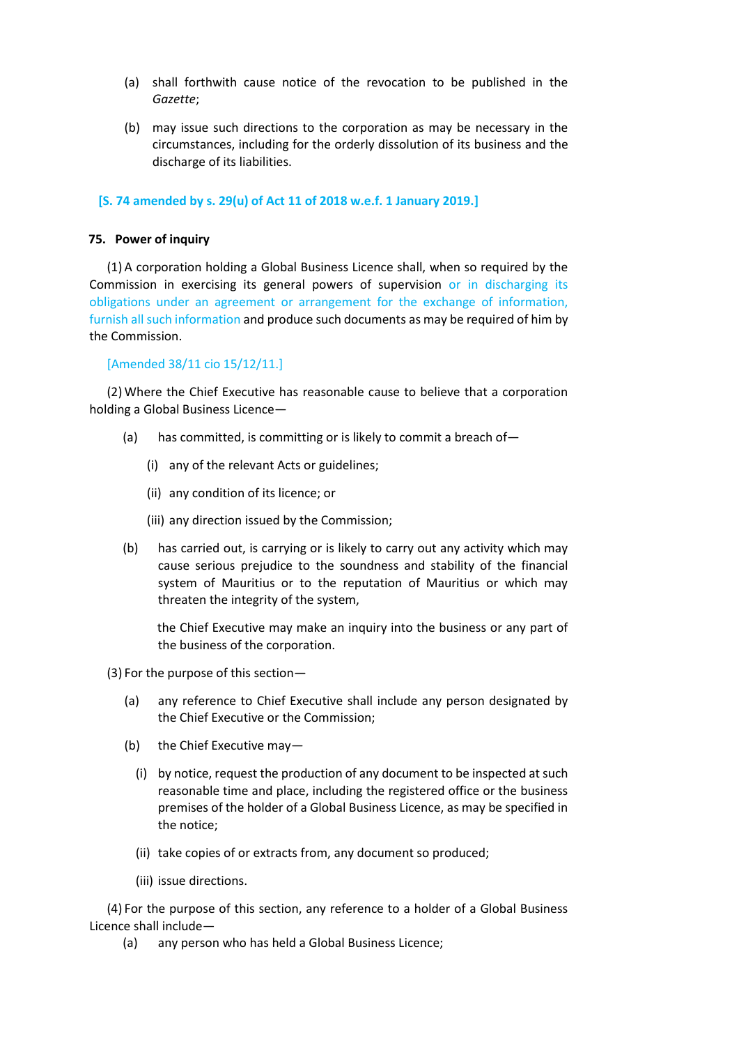(a) shall forthwith cause notice of the revocation to be published in the *Gazette*;

(b) may issue such directions to the corporation as may be necessary in the circumstances, including for the orderly dissolution of its business and the discharge of its liabilities.

**[S. 74 amended by s. 29(u) of Act 11 of 2018 w.e.f. 1 January 2019.]**

**75. Power of inquiry**

(1) A corporation holding a Global Business Licence shall, when so required by the Commission in exercising its general powers of supervision or in discharging its obligations under an agreement or arrangement for the exchange of information, furnish all such information and produce such documents as may be required of him by the Commission.

[Amended 38/11 cio 15/12/11.]

(2) Where the Chief Executive has reasonable cause to believe that a corporation holding a Global Business Licence—

(a) has committed, is committing or is likely to commit a breach of—

(i) any of the relevant Acts or guidelines;

(ii) any condition of its licence; or

(iii) any direction issued by the Commission;

(b) has carried out, is carrying or is likely to carry out any activity which may cause serious prejudice to the soundness and stability of the financial system of Mauritius or to the reputation of Mauritius or which may threaten the integrity of the system,

the Chief Executive may make an inquiry into the business or any part of the business of the corporation.

(3) For the purpose of this section—

(a) any reference to Chief Executive shall include any person designated by the Chief Executive or the Commission;

(b) the Chief Executive may—

(i) by notice, request the production of any document to be inspected at such reasonable time and place, including the registered office or the business premises of the holder of a Global Business Licence, as may be specified in the notice;

(ii) take copies of or extracts from, any document so produced;

(iii) issue directions.

(4) For the purpose of this section, any reference to a holder of a Global Business Licence shall include—

(a) any person who has held a Global Business Licence;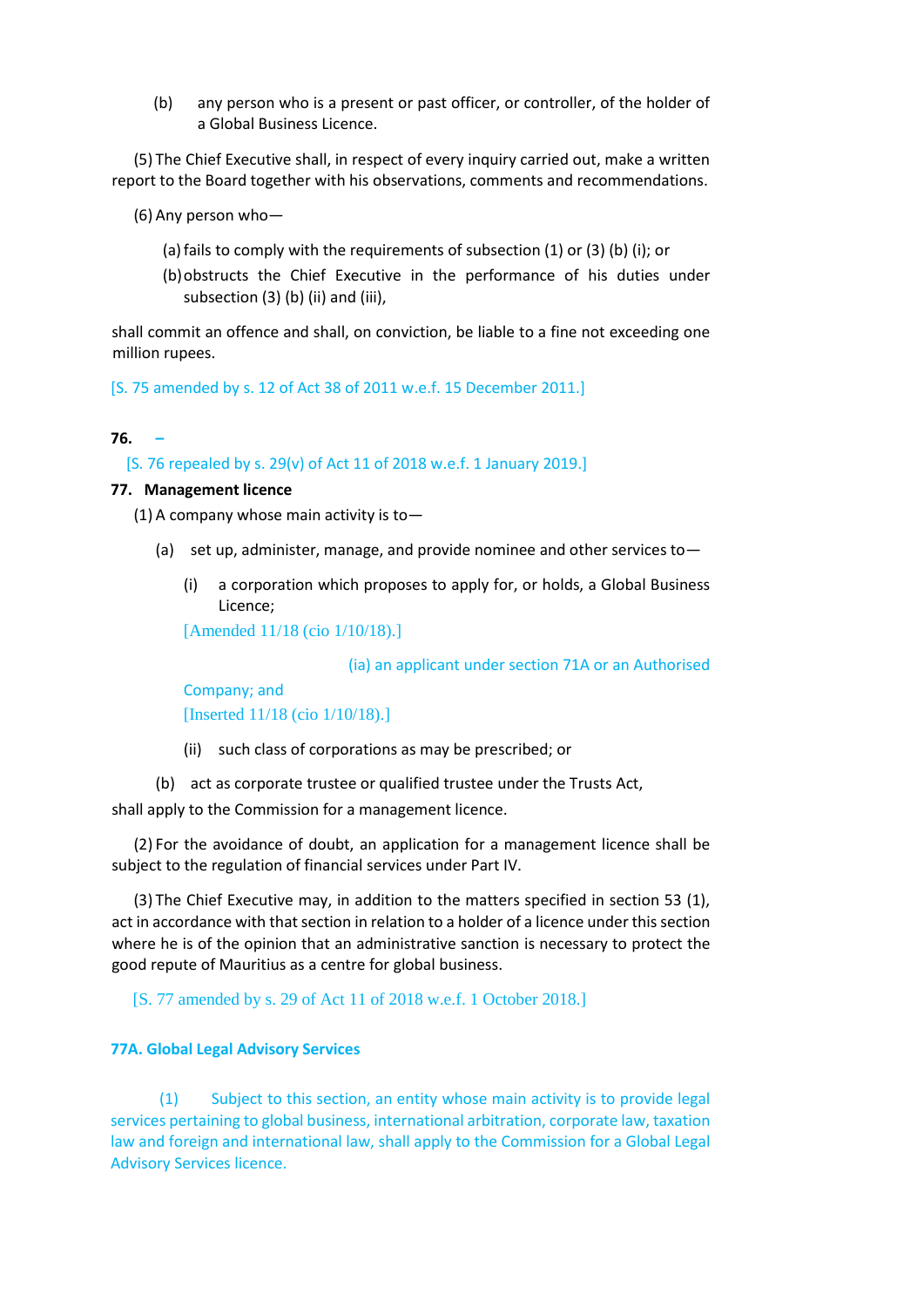(b) any person who is a present or past officer, or controller, of the holder of a Global Business Licence.

(5) The Chief Executive shall, in respect of every inquiry carried out, make a written report to the Board together with his observations, comments and recommendations.

(6) Any person who—

(a) fails to comply with the requirements of subsection (1) or (3) (b) (i); or

(b) obstructs the Chief Executive in the performance of his duties under subsection (3) (b) (ii) and (iii),

shall commit an offence and shall, on conviction, be liable to a fine not exceeding one million rupees.

[S. 75 amended by s. 12 of Act 38 of 2011 w.e.f. 15 December 2011.]

**76. –**

[S. 76 repealed by s. 29(v) of Act 11 of 2018 w.e.f. 1 January 2019.]

**77. Management licence**

(1) A company whose main activity is to—

(a) set up, administer, manage, and provide nominee and other services to—

(i) a corporation which proposes to apply for, or holds, a Global Business Licence;

[Amended 11/18 (cio 1/10/18).]

(ia) an applicant under section 71A or an Authorised Company; and

[Inserted 11/18 (cio 1/10/18).]

(ii) such class of corporations as may be prescribed; or

(b) act as corporate trustee or qualified trustee under the Trusts Act,

shall apply to the Commission for a management licence.

(2) For the avoidance of doubt, an application for a management licence shall be subject to the regulation of financial services under Part IV.

(3) The Chief Executive may, in addition to the matters specified in section 53 (1), act in accordance with that section in relation to a holder of a licence under this section where he is of the opinion that an administrative sanction is necessary to protect the good repute of Mauritius as a centre for global business.

[S. 77 amended by s. 29 of Act 11 of 2018 w.e.f. 1 October 2018.]

**77A. Global Legal Advisory Services**

(1) Subject to this section, an entity whose main activity is to provide legal services pertaining to global business, international arbitration, corporate law, taxation law and foreign and international law, shall apply to the Commission for a Global Legal Advisory Services licence.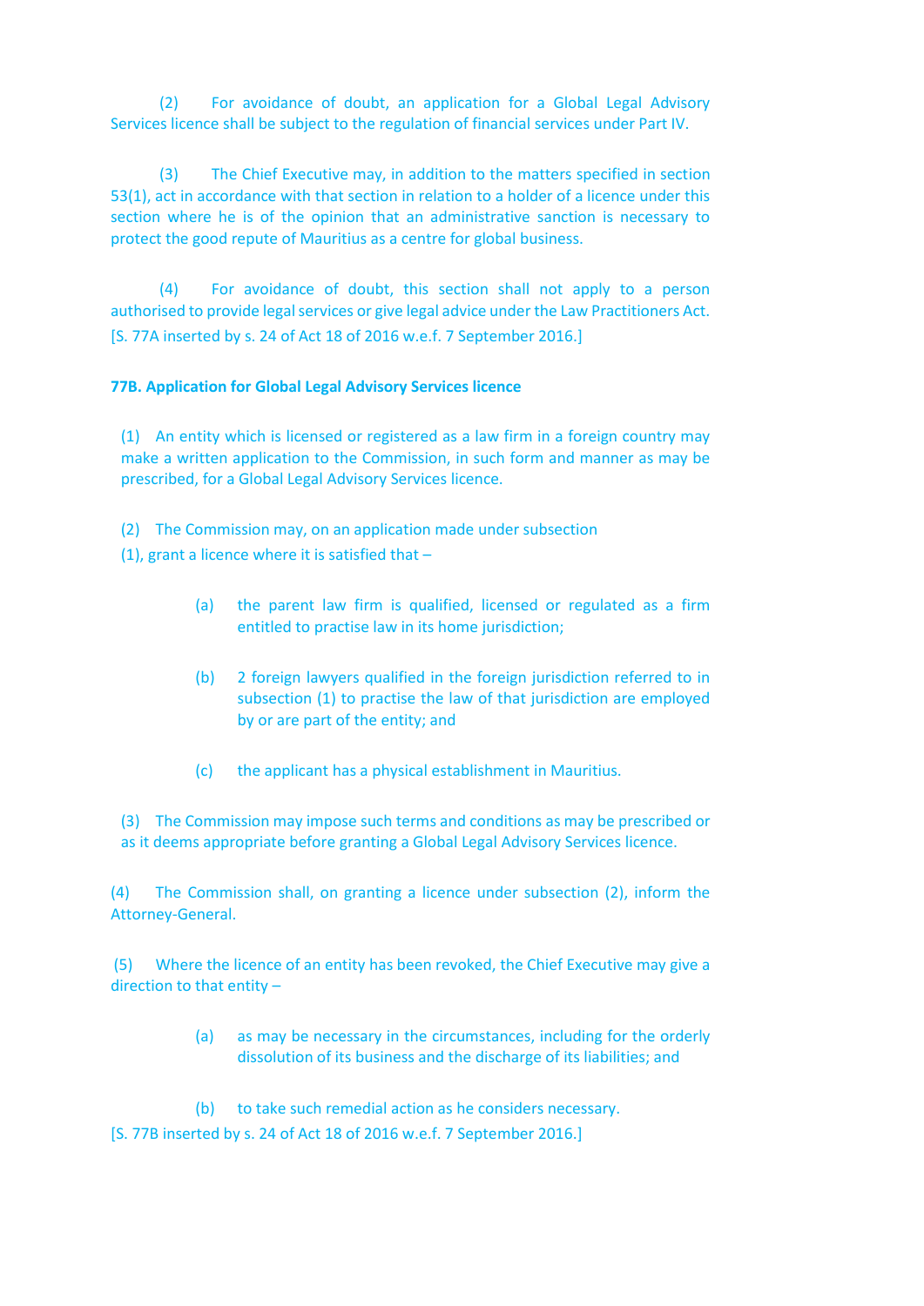(2) For avoidance of doubt, an application for a Global Legal Advisory Services licence shall be subject to the regulation of financial services under Part IV.

(3) The Chief Executive may, in addition to the matters specified in section 53(1), act in accordance with that section in relation to a holder of a licence under this section where he is of the opinion that an administrative sanction is necessary to protect the good repute of Mauritius as a centre for global business.

(4) For avoidance of doubt, this section shall not apply to a person authorised to provide legal services or give legal advice under the Law Practitioners Act.
[S. 77A inserted by s. 24 of Act 18 of 2016 w.e.f. 7 September 2016.]

**77B. Application for Global Legal Advisory Services licence**

(1) An entity which is licensed or registered as a law firm in a foreign country may make a written application to the Commission, in such form and manner as may be prescribed, for a Global Legal Advisory Services licence.

(2) The Commission may, on an application made under subsection (1), grant a licence where it is satisfied that –

(a) the parent law firm is qualified, licensed or regulated as a firm entitled to practise law in its home jurisdiction;

(b) 2 foreign lawyers qualified in the foreign jurisdiction referred to in subsection (1) to practise the law of that jurisdiction are employed by or are part of the entity; and

(c) the applicant has a physical establishment in Mauritius.

(3) The Commission may impose such terms and conditions as may be prescribed or as it deems appropriate before granting a Global Legal Advisory Services licence.

(4) The Commission shall, on granting a licence under subsection (2), inform the Attorney-General.

(5) Where the licence of an entity has been revoked, the Chief Executive may give a direction to that entity –

(a) as may be necessary in the circumstances, including for the orderly dissolution of its business and the discharge of its liabilities; and

(b) to take such remedial action as he considers necessary.

[S. 77B inserted by s. 24 of Act 18 of 2016 w.e.f. 7 September 2016.]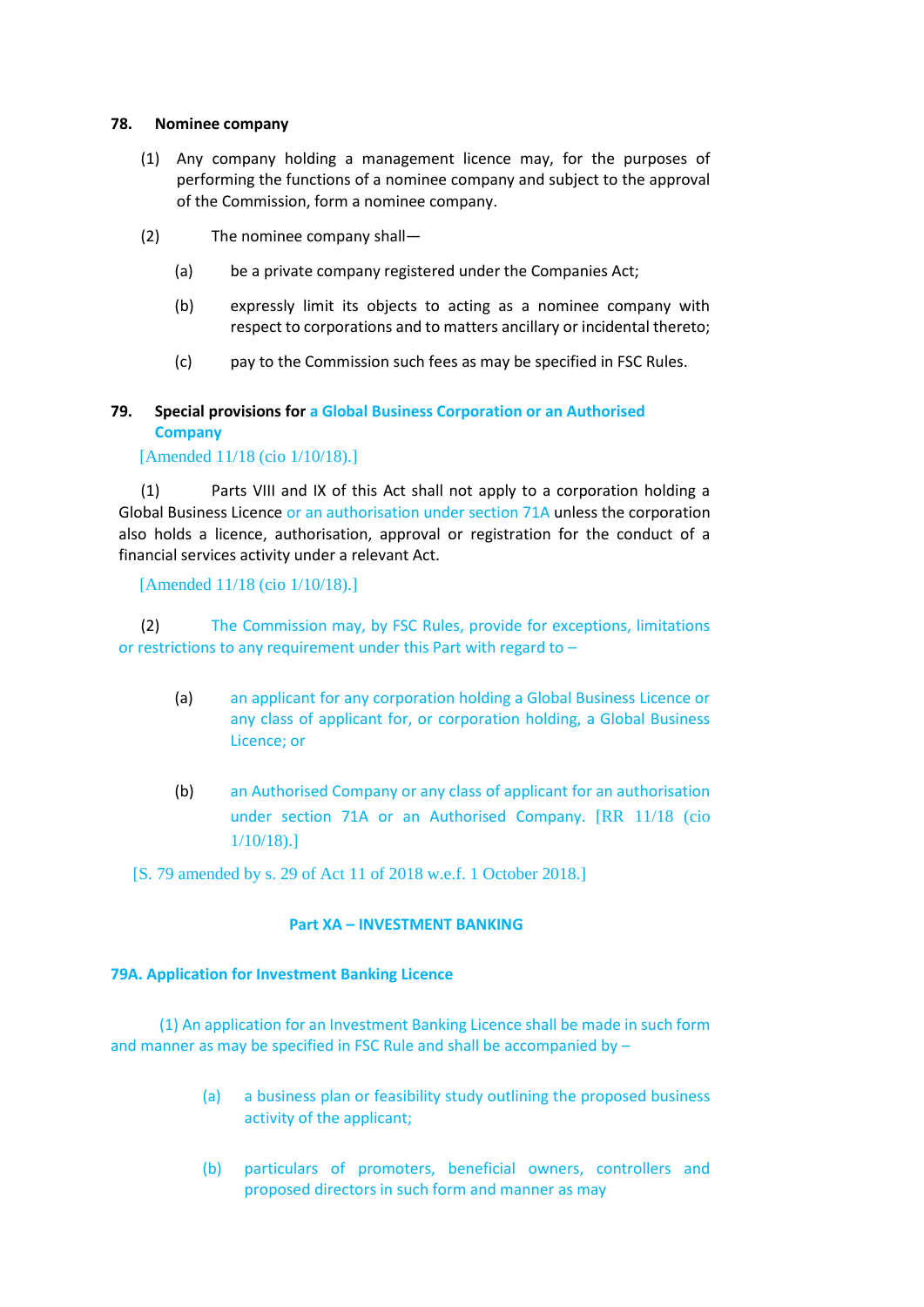**78. Nominee company**

(1) Any company holding a management licence may, for the purposes of performing the functions of a nominee company and subject to the approval of the Commission, form a nominee company.

(2) The nominee company shall—

(a) be a private company registered under the Companies Act;

(b) expressly limit its objects to acting as a nominee company with respect to corporations and to matters ancillary or incidental thereto;

(c) pay to the Commission such fees as may be specified in FSC Rules.

**79. Special provisions for a Global Business Corporation or an Authorised Company**

[Amended 11/18 (cio 1/10/18).]

(1) Parts VIII and IX of this Act shall not apply to a corporation holding a Global Business Licence or an authorisation under section 71A unless the corporation also holds a licence, authorisation, approval or registration for the conduct of a financial services activity under a relevant Act.

[Amended 11/18 (cio 1/10/18).]

(2) The Commission may, by FSC Rules, provide for exceptions, limitations or restrictions to any requirement under this Part with regard to –

(a) an applicant for any corporation holding a Global Business Licence or any class of applicant for, or corporation holding, a Global Business Licence; or

(b) an Authorised Company or any class of applicant for an authorisation under section 71A or an Authorised Company. [RR 11/18 (cio 1/10/18).]

[S. 79 amended by s. 29 of Act 11 of 2018 w.e.f. 1 October 2018.]

## Part XA – INVESTMENT BANKING

**79A. Application for Investment Banking Licence**

(1) An application for an Investment Banking Licence shall be made in such form and manner as may be specified in FSC Rule and shall be accompanied by –

(a) a business plan or feasibility study outlining the proposed business activity of the applicant;

(b) particulars of promoters, beneficial owners, controllers and proposed directors in such form and manner as may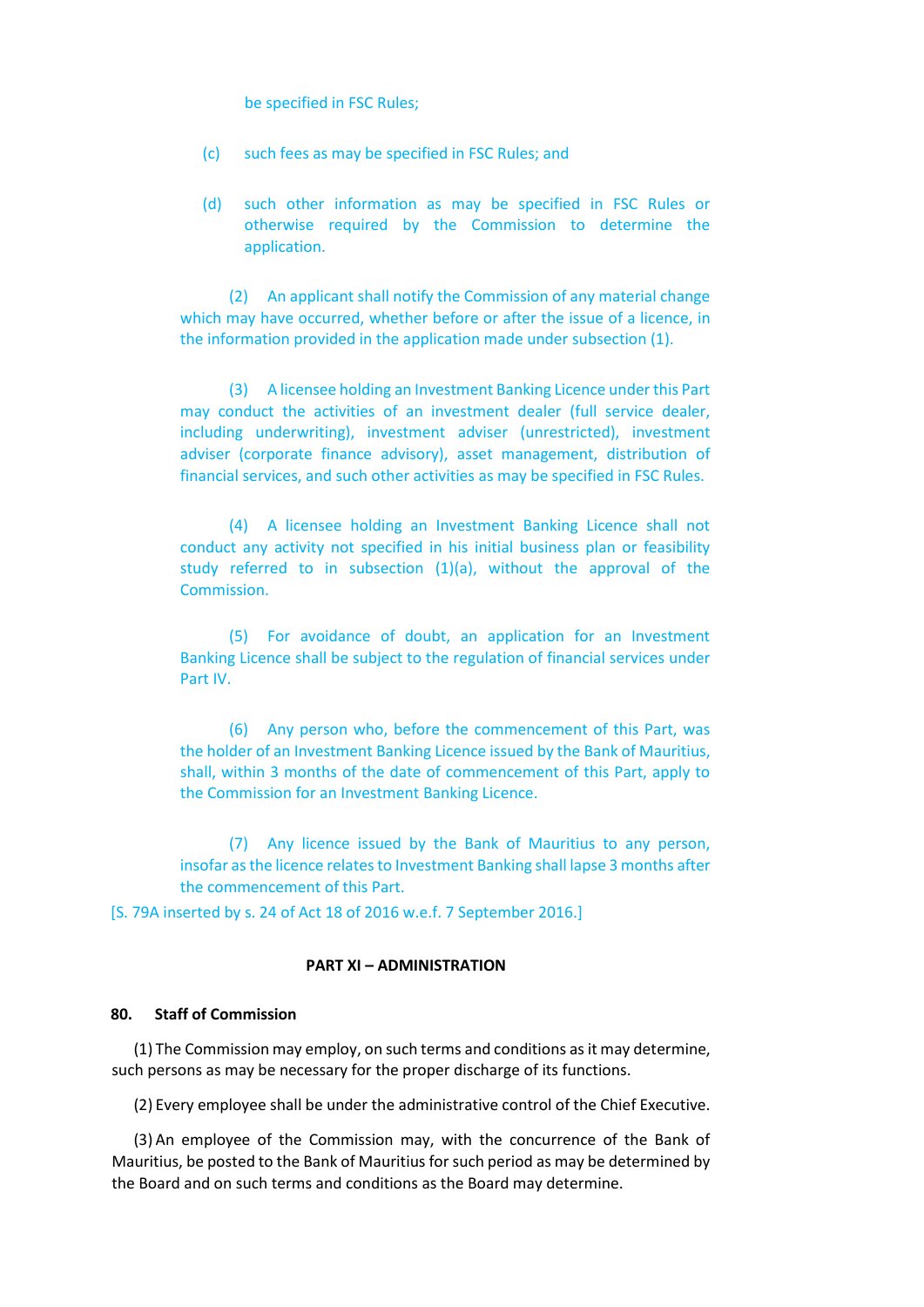be specified in FSC Rules;

(c) such fees as may be specified in FSC Rules; and

(d) such other information as may be specified in FSC Rules or otherwise required by the Commission to determine the application.

(2) An applicant shall notify the Commission of any material change which may have occurred, whether before or after the issue of a licence, in the information provided in the application made under subsection (1).

(3) A licensee holding an Investment Banking Licence under this Part may conduct the activities of an investment dealer (full service dealer, including underwriting), investment adviser (unrestricted), investment adviser (corporate finance advisory), asset management, distribution of financial services, and such other activities as may be specified in FSC Rules.

(4) A licensee holding an Investment Banking Licence shall not conduct any activity not specified in his initial business plan or feasibility study referred to in subsection (1)(a), without the approval of the Commission.

(5) For avoidance of doubt, an application for an Investment Banking Licence shall be subject to the regulation of financial services under Part IV.

(6) Any person who, before the commencement of this Part, was the holder of an Investment Banking Licence issued by the Bank of Mauritius, shall, within 3 months of the date of commencement of this Part, apply to the Commission for an Investment Banking Licence.

(7) Any licence issued by the Bank of Mauritius to any person, insofar as the licence relates to Investment Banking shall lapse 3 months after the commencement of this Part.

[S. 79A inserted by s. 24 of Act 18 of 2016 w.e.f. 7 September 2016.]

## PART XI – ADMINISTRATION

### 80. Staff of Commission

(1) The Commission may employ, on such terms and conditions as it may determine, such persons as may be necessary for the proper discharge of its functions.

(2) Every employee shall be under the administrative control of the Chief Executive.

(3) An employee of the Commission may, with the concurrence of the Bank of Mauritius, be posted to the Bank of Mauritius for such period as may be determined by the Board and on such terms and conditions as the Board may determine.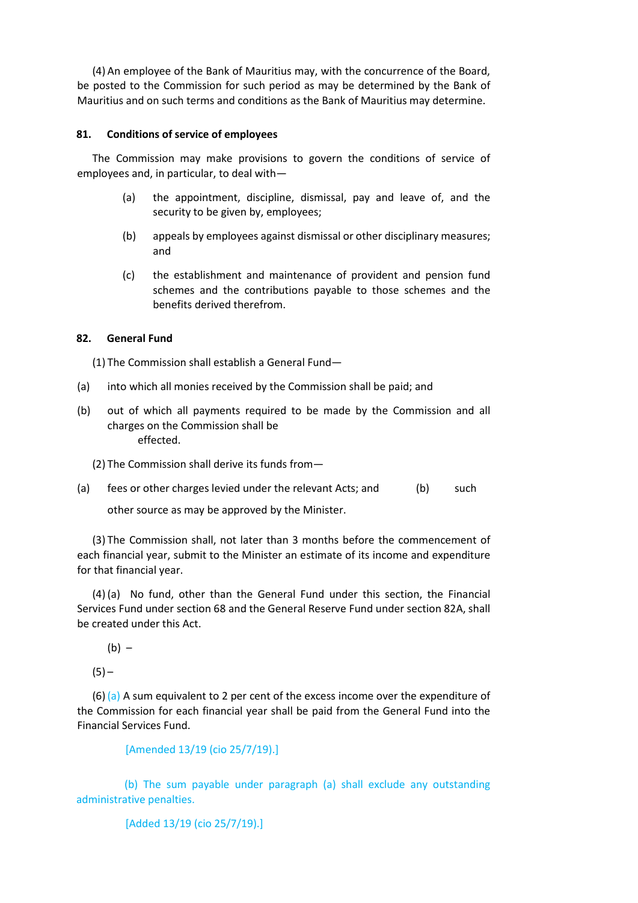(4) An employee of the Bank of Mauritius may, with the concurrence of the Board, be posted to the Commission for such period as may be determined by the Bank of Mauritius and on such terms and conditions as the Bank of Mauritius may determine.

**81. Conditions of service of employees**

The Commission may make provisions to govern the conditions of service of employees and, in particular, to deal with—

(a) the appointment, discipline, dismissal, pay and leave of, and the security to be given by, employees;

(b) appeals by employees against dismissal or other disciplinary measures; and

(c) the establishment and maintenance of provident and pension fund schemes and the contributions payable to those schemes and the benefits derived therefrom.

**82. General Fund**

(1) The Commission shall establish a General Fund—

(a) into which all monies received by the Commission shall be paid; and

(b) out of which all payments required to be made by the Commission and all charges on the Commission shall be effected.

(2) The Commission shall derive its funds from—

(a) fees or other charges levied under the relevant Acts; and

(b) such other source as may be approved by the Minister.

(3) The Commission shall, not later than 3 months before the commencement of each financial year, submit to the Minister an estimate of its income and expenditure for that financial year.

(4) (a) No fund, other than the General Fund under this section, the Financial Services Fund under section 68 and the General Reserve Fund under section 82A, shall be created under this Act.

(b) –

(5) –

(6) (a) A sum equivalent to 2 per cent of the excess income over the expenditure of the Commission for each financial year shall be paid from the General Fund into the Financial Services Fund.

[Amended 13/19 (cio 25/7/19).]

(b) The sum payable under paragraph (a) shall exclude any outstanding administrative penalties.

[Added 13/19 (cio 25/7/19).]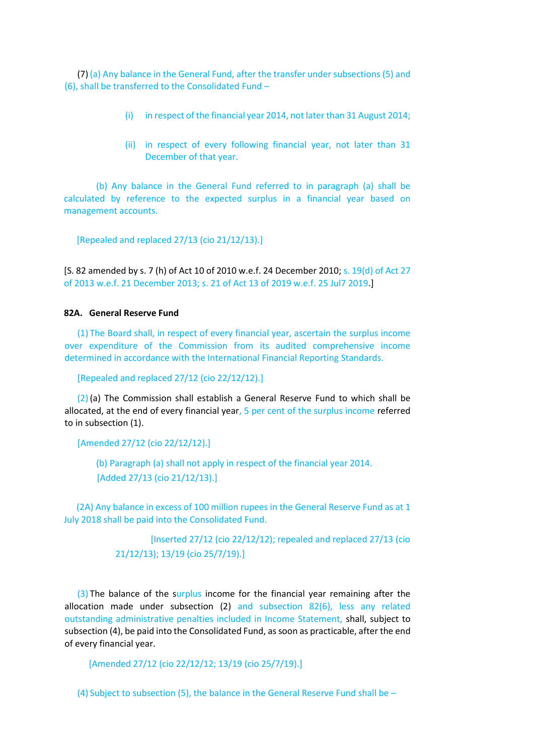(7) (a) Any balance in the General Fund, after the transfer under subsections (5) and (6), shall be transferred to the Consolidated Fund –

(i) in respect of the financial year 2014, not later than 31 August 2014;

(ii) in respect of every following financial year, not later than 31 December of that year.

(b) Any balance in the General Fund referred to in paragraph (a) shall be calculated by reference to the expected surplus in a financial year based on management accounts.

[Repealed and replaced 27/13 (cio 21/12/13).]

[S. 82 amended by s. 7 (h) of Act 10 of 2010 w.e.f. 24 December 2010; s. 19(d) of Act 27 of 2013 w.e.f. 21 December 2013; s. 21 of Act 13 of 2019 w.e.f. 25 Jul7 2019.]

**82A. General Reserve Fund**

(1) The Board shall, in respect of every financial year, ascertain the surplus income over expenditure of the Commission from its audited comprehensive income determined in accordance with the International Financial Reporting Standards.

[Repealed and replaced 27/12 (cio 22/12/12).]

(2) (a) The Commission shall establish a General Reserve Fund to which shall be allocated, at the end of every financial year, 5 per cent of the surplus income referred to in subsection (1).

[Amended 27/12 (cio 22/12/12).]

(b) Paragraph (a) shall not apply in respect of the financial year 2014.
[Added 27/13 (cio 21/12/13).]

(2A) Any balance in excess of 100 million rupees in the General Reserve Fund as at 1 July 2018 shall be paid into the Consolidated Fund.

[Inserted 27/12 (cio 22/12/12); repealed and replaced 27/13 (cio 21/12/13); 13/19 (cio 25/7/19).]

(3) The balance of the surplus income for the financial year remaining after the allocation made under subsection (2) and subsection 82(6), less any related outstanding administrative penalties included in Income Statement, shall, subject to subsection (4), be paid into the Consolidated Fund, as soon as practicable, after the end of every financial year.

[Amended 27/12 (cio 22/12/12; 13/19 (cio 25/7/19).]

(4) Subject to subsection (5), the balance in the General Reserve Fund shall be –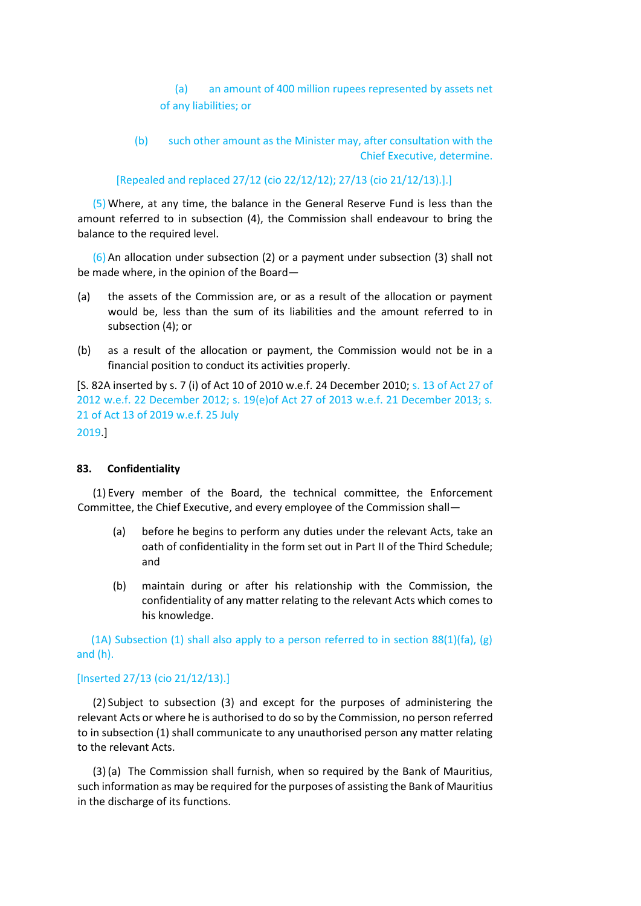(a) an amount of 400 million rupees represented by assets net of any liabilities; or

(b) such other amount as the Minister may, after consultation with the Chief Executive, determine.

[Repealed and replaced 27/12 (cio 22/12/12); 27/13 (cio 21/12/13).].]

(5) Where, at any time, the balance in the General Reserve Fund is less than the amount referred to in subsection (4), the Commission shall endeavour to bring the balance to the required level.

(6) An allocation under subsection (2) or a payment under subsection (3) shall not be made where, in the opinion of the Board—

(a) the assets of the Commission are, or as a result of the allocation or payment would be, less than the sum of its liabilities and the amount referred to in subsection (4); or

(b) as a result of the allocation or payment, the Commission would not be in a financial position to conduct its activities properly.

[S. 82A inserted by s. 7 (i) of Act 10 of 2010 w.e.f. 24 December 2010; s. 13 of Act 27 of 2012 w.e.f. 22 December 2012; s. 19(e)of Act 27 of 2013 w.e.f. 21 December 2013; s. 21 of Act 13 of 2019 w.e.f. 25 July 2019.]

**83. Confidentiality**

(1) Every member of the Board, the technical committee, the Enforcement Committee, the Chief Executive, and every employee of the Commission shall—

(a) before he begins to perform any duties under the relevant Acts, take an oath of confidentiality in the form set out in Part II of the Third Schedule; and

(b) maintain during or after his relationship with the Commission, the confidentiality of any matter relating to the relevant Acts which comes to his knowledge.

(1A) Subsection (1) shall also apply to a person referred to in section 88(1)(fa), (g) and (h).

[Inserted 27/13 (cio 21/12/13).]

(2) Subject to subsection (3) and except for the purposes of administering the relevant Acts or where he is authorised to do so by the Commission, no person referred to in subsection (1) shall communicate to any unauthorised person any matter relating to the relevant Acts.

(3) (a) The Commission shall furnish, when so required by the Bank of Mauritius, such information as may be required for the purposes of assisting the Bank of Mauritius in the discharge of its functions.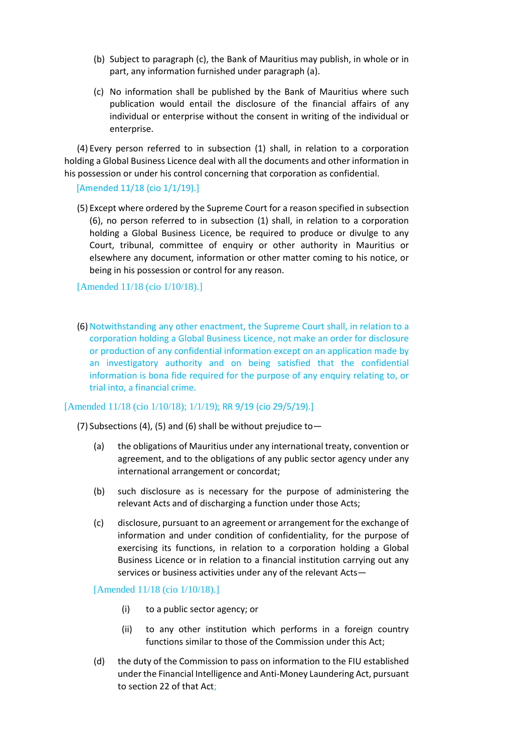(b) Subject to paragraph (c), the Bank of Mauritius may publish, in whole or in part, any information furnished under paragraph (a).

(c) No information shall be published by the Bank of Mauritius where such publication would entail the disclosure of the financial affairs of any individual or enterprise without the consent in writing of the individual or enterprise.

(4) Every person referred to in subsection (1) shall, in relation to a corporation holding a Global Business Licence deal with all the documents and other information in his possession or under his control concerning that corporation as confidential.

[Amended 11/18 (cio 1/1/19).]

(5) Except where ordered by the Supreme Court for a reason specified in subsection (6), no person referred to in subsection (1) shall, in relation to a corporation holding a Global Business Licence, be required to produce or divulge to any Court, tribunal, committee of enquiry or other authority in Mauritius or elsewhere any document, information or other matter coming to his notice, or being in his possession or control for any reason.

[Amended 11/18 (cio 1/10/18).]

(6) Notwithstanding any other enactment, the Supreme Court shall, in relation to a corporation holding a Global Business Licence, not make an order for disclosure or production of any confidential information except on an application made by an investigatory authority and on being satisfied that the confidential information is bona fide required for the purpose of any enquiry relating to, or trial into, a financial crime.

[Amended 11/18 (cio 1/10/18); 1/1/19); RR 9/19 (cio 29/5/19).]

(7) Subsections (4), (5) and (6) shall be without prejudice to—

(a) the obligations of Mauritius under any international treaty, convention or agreement, and to the obligations of any public sector agency under any international arrangement or concordat;

(b) such disclosure as is necessary for the purpose of administering the relevant Acts and of discharging a function under those Acts;

(c) disclosure, pursuant to an agreement or arrangement for the exchange of information and under condition of confidentiality, for the purpose of exercising its functions, in relation to a corporation holding a Global Business Licence or in relation to a financial institution carrying out any services or business activities under any of the relevant Acts—

[Amended 11/18 (cio 1/10/18).]

(i) to a public sector agency; or

(ii) to any other institution which performs in a foreign country functions similar to those of the Commission under this Act;

(d) the duty of the Commission to pass on information to the FIU established under the Financial Intelligence and Anti-Money Laundering Act, pursuant to section 22 of that Act;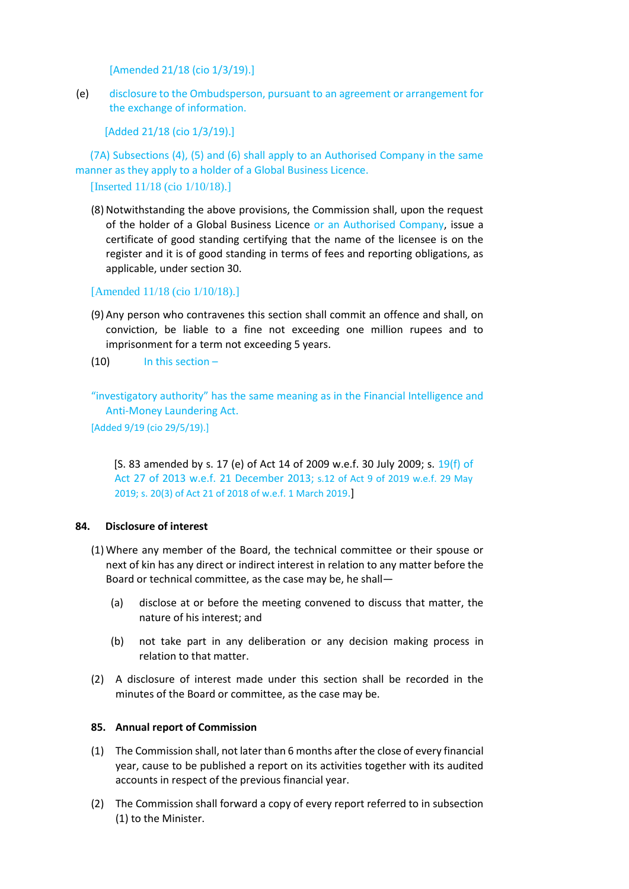[Amended 21/18 (cio 1/3/19).]

(e) disclosure to the Ombudsperson, pursuant to an agreement or arrangement for the exchange of information.

[Added 21/18 (cio 1/3/19).]

(7A) Subsections (4), (5) and (6) shall apply to an Authorised Company in the same manner as they apply to a holder of a Global Business Licence.

[Inserted 11/18 (cio 1/10/18).]

(8) Notwithstanding the above provisions, the Commission shall, upon the request of the holder of a Global Business Licence or an Authorised Company, issue a certificate of good standing certifying that the name of the licensee is on the register and it is of good standing in terms of fees and reporting obligations, as applicable, under section 30.

[Amended 11/18 (cio 1/10/18).]

(9) Any person who contravenes this section shall commit an offence and shall, on conviction, be liable to a fine not exceeding one million rupees and to imprisonment for a term not exceeding 5 years.

(10) In this section –

"investigatory authority" has the same meaning as in the Financial Intelligence and Anti-Money Laundering Act.

[Added 9/19 (cio 29/5/19).]

[S. 83 amended by s. 17 (e) of Act 14 of 2009 w.e.f. 30 July 2009; s. 19(f) of Act 27 of 2013 w.e.f. 21 December 2013; s.12 of Act 9 of 2019 w.e.f. 29 May 2019; s. 20(3) of Act 21 of 2018 of w.e.f. 1 March 2019.]

### 84. Disclosure of interest

(1) Where any member of the Board, the technical committee or their spouse or next of kin has any direct or indirect interest in relation to any matter before the Board or technical committee, as the case may be, he shall—

(a) disclose at or before the meeting convened to discuss that matter, the nature of his interest; and

(b) not take part in any deliberation or any decision making process in relation to that matter.

(2) A disclosure of interest made under this section shall be recorded in the minutes of the Board or committee, as the case may be.

### 85. Annual report of Commission

(1) The Commission shall, not later than 6 months after the close of every financial year, cause to be published a report on its activities together with its audited accounts in respect of the previous financial year.

(2) The Commission shall forward a copy of every report referred to in subsection (1) to the Minister.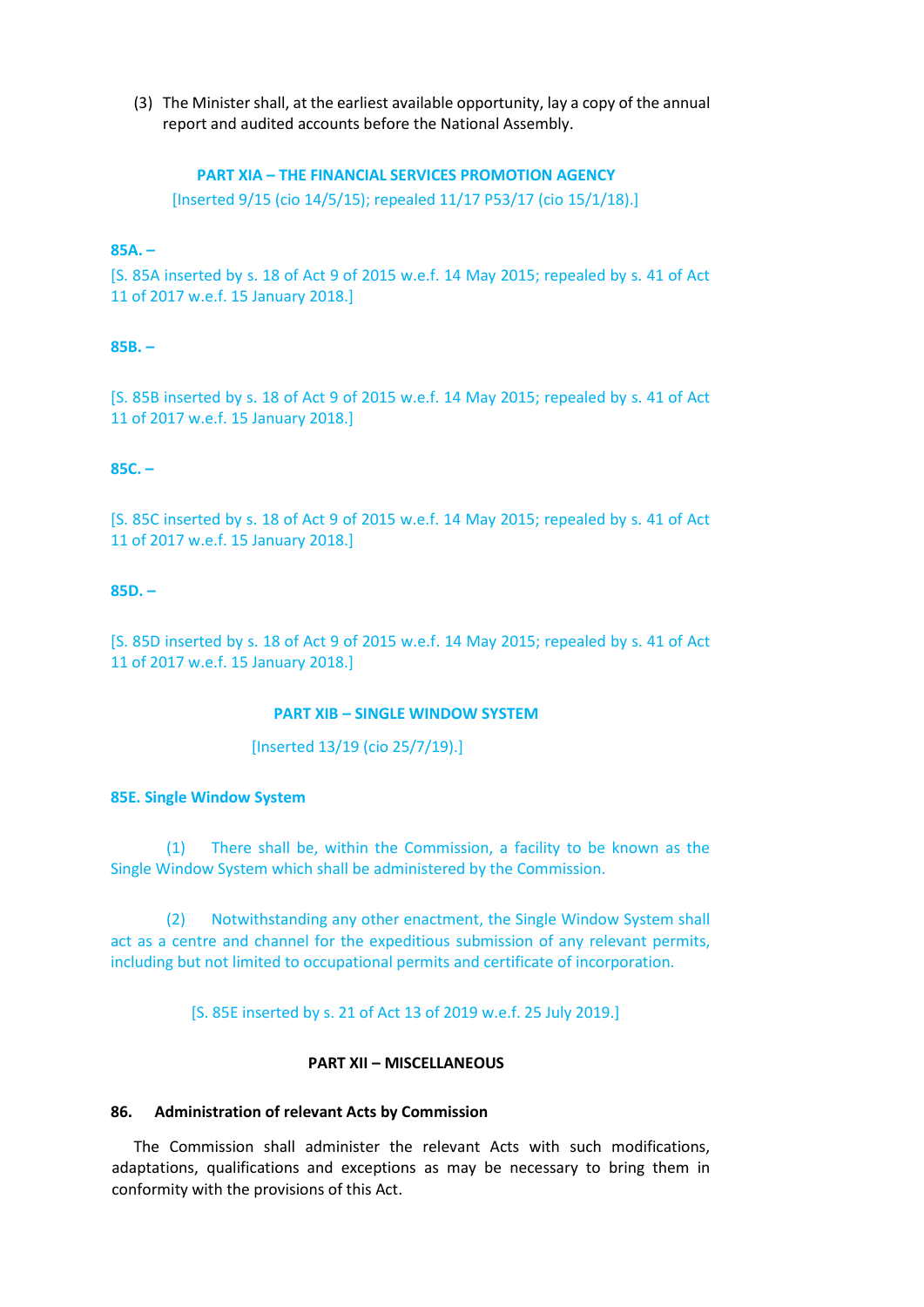(3) The Minister shall, at the earliest available opportunity, lay a copy of the annual report and audited accounts before the National Assembly.

## PART XIA – THE FINANCIAL SERVICES PROMOTION AGENCY

[Inserted 9/15 (cio 14/5/15); repealed 11/17 P53/17 (cio 15/1/18).]

**85A. –**

[S. 85A inserted by s. 18 of Act 9 of 2015 w.e.f. 14 May 2015; repealed by s. 41 of Act 11 of 2017 w.e.f. 15 January 2018.]

**85B. –**

[S. 85B inserted by s. 18 of Act 9 of 2015 w.e.f. 14 May 2015; repealed by s. 41 of Act 11 of 2017 w.e.f. 15 January 2018.]

**85C. –**

[S. 85C inserted by s. 18 of Act 9 of 2015 w.e.f. 14 May 2015; repealed by s. 41 of Act 11 of 2017 w.e.f. 15 January 2018.]

**85D. –**

[S. 85D inserted by s. 18 of Act 9 of 2015 w.e.f. 14 May 2015; repealed by s. 41 of Act 11 of 2017 w.e.f. 15 January 2018.]

## PART XIB – SINGLE WINDOW SYSTEM

[Inserted 13/19 (cio 25/7/19).]

**85E. Single Window System**

(1) There shall be, within the Commission, a facility to be known as the Single Window System which shall be administered by the Commission.

(2) Notwithstanding any other enactment, the Single Window System shall act as a centre and channel for the expeditious submission of any relevant permits, including but not limited to occupational permits and certificate of incorporation.

[S. 85E inserted by s. 21 of Act 13 of 2019 w.e.f. 25 July 2019.]

## PART XII – MISCELLANEOUS

**86. Administration of relevant Acts by Commission**

The Commission shall administer the relevant Acts with such modifications, adaptations, qualifications and exceptions as may be necessary to bring them in conformity with the provisions of this Act.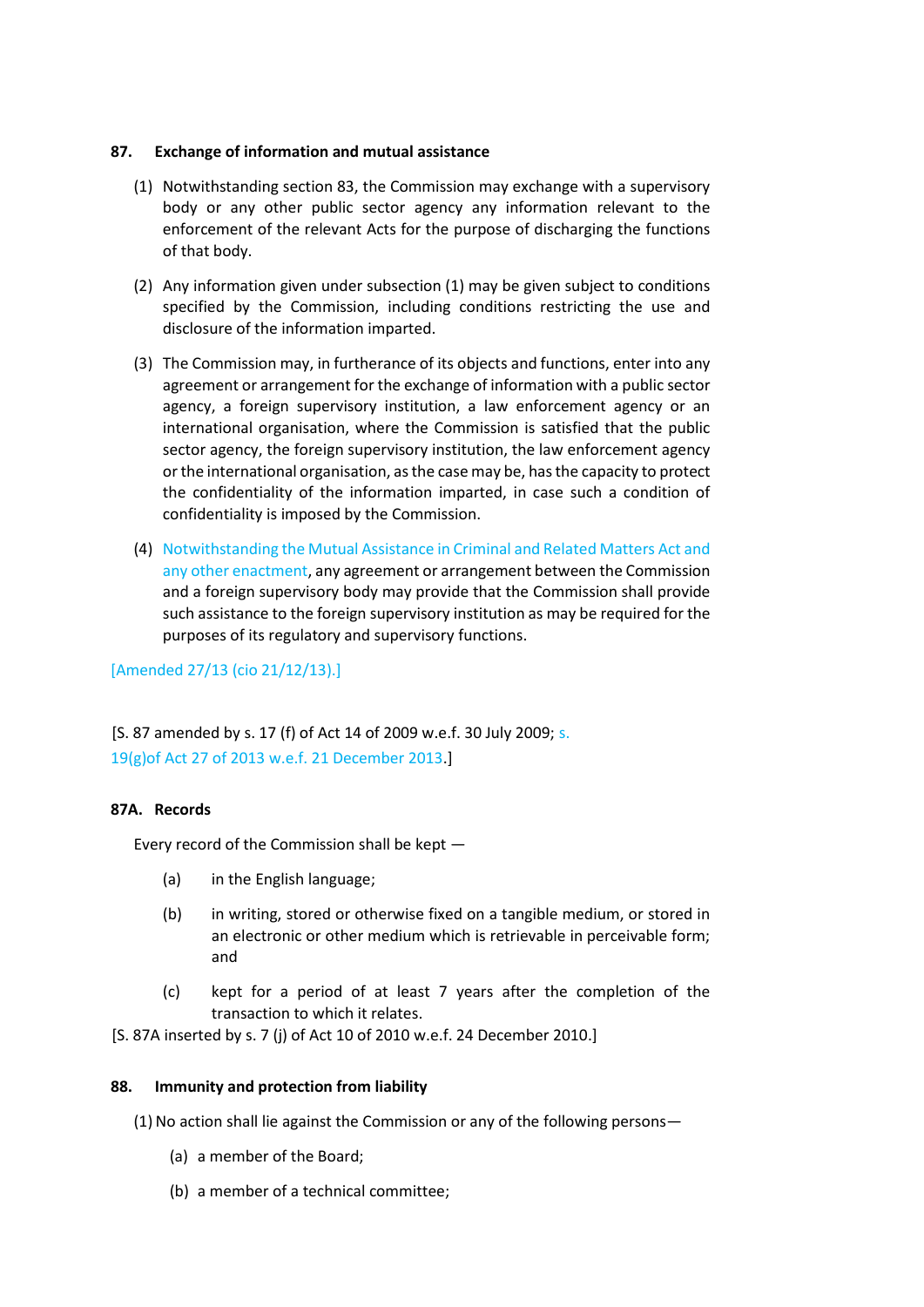### 87. Exchange of information and mutual assistance

(1) Notwithstanding section 83, the Commission may exchange with a supervisory body or any other public sector agency any information relevant to the enforcement of the relevant Acts for the purpose of discharging the functions of that body.

(2) Any information given under subsection (1) may be given subject to conditions specified by the Commission, including conditions restricting the use and disclosure of the information imparted.

(3) The Commission may, in furtherance of its objects and functions, enter into any agreement or arrangement for the exchange of information with a public sector agency, a foreign supervisory institution, a law enforcement agency or an international organisation, where the Commission is satisfied that the public sector agency, the foreign supervisory institution, the law enforcement agency or the international organisation, as the case may be, has the capacity to protect the confidentiality of the information imparted, in case such a condition of confidentiality is imposed by the Commission.

(4) Notwithstanding the Mutual Assistance in Criminal and Related Matters Act and any other enactment, any agreement or arrangement between the Commission and a foreign supervisory body may provide that the Commission shall provide such assistance to the foreign supervisory institution as may be required for the purposes of its regulatory and supervisory functions.

[Amended 27/13 (cio 21/12/13).]

[S. 87 amended by s. 17 (f) of Act 14 of 2009 w.e.f. 30 July 2009; s. 19(g)of Act 27 of 2013 w.e.f. 21 December 2013.]

### 87A. Records

Every record of the Commission shall be kept —

(a) in the English language;

(b) in writing, stored or otherwise fixed on a tangible medium, or stored in an electronic or other medium which is retrievable in perceivable form; and

(c) kept for a period of at least 7 years after the completion of the transaction to which it relates.

[S. 87A inserted by s. 7 (j) of Act 10 of 2010 w.e.f. 24 December 2010.]

### 88. Immunity and protection from liability

(1) No action shall lie against the Commission or any of the following persons—

(a) a member of the Board;

(b) a member of a technical committee;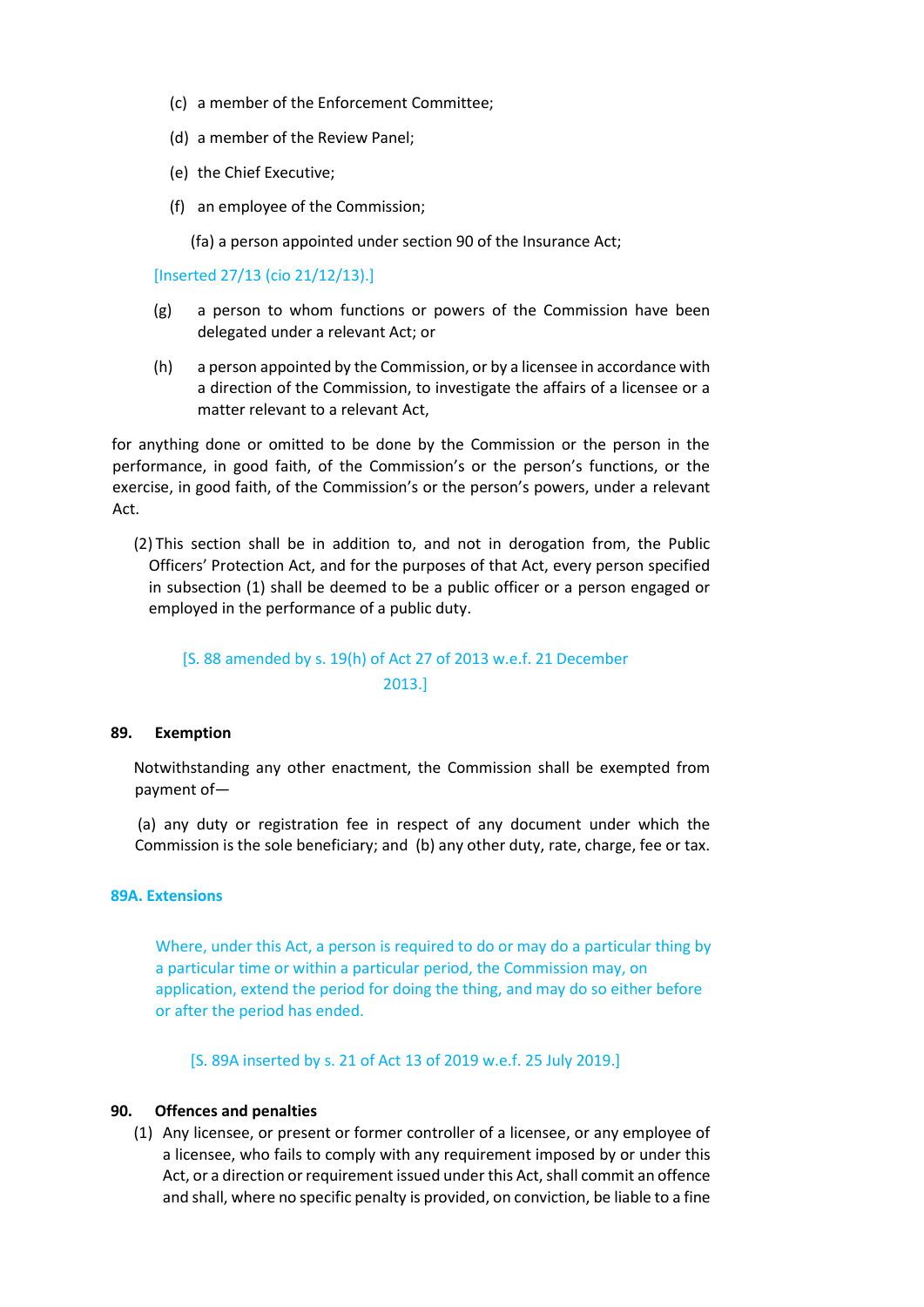(c) a member of the Enforcement Committee;

(d) a member of the Review Panel;

(e) the Chief Executive;

(f) an employee of the Commission;

(fa) a person appointed under section 90 of the Insurance Act;

[Inserted 27/13 (cio 21/12/13).]

(g) a person to whom functions or powers of the Commission have been delegated under a relevant Act; or

(h) a person appointed by the Commission, or by a licensee in accordance with a direction of the Commission, to investigate the affairs of a licensee or a matter relevant to a relevant Act,

for anything done or omitted to be done by the Commission or the person in the performance, in good faith, of the Commission's or the person's functions, or the exercise, in good faith, of the Commission's or the person's powers, under a relevant Act.

(2) This section shall be in addition to, and not in derogation from, the Public Officers' Protection Act, and for the purposes of that Act, every person specified in subsection (1) shall be deemed to be a public officer or a person engaged or employed in the performance of a public duty.

[S. 88 amended by s. 19(h) of Act 27 of 2013 w.e.f. 21 December 2013.]

**89. Exemption**

Notwithstanding any other enactment, the Commission shall be exempted from payment of—

(a) any duty or registration fee in respect of any document under which the Commission is the sole beneficiary; and (b) any other duty, rate, charge, fee or tax.

**89A. Extensions**

Where, under this Act, a person is required to do or may do a particular thing by a particular time or within a particular period, the Commission may, on application, extend the period for doing the thing, and may do so either before or after the period has ended.

[S. 89A inserted by s. 21 of Act 13 of 2019 w.e.f. 25 July 2019.]

**90. Offences and penalties**

(1) Any licensee, or present or former controller of a licensee, or any employee of a licensee, who fails to comply with any requirement imposed by or under this Act, or a direction or requirement issued under this Act, shall commit an offence and shall, where no specific penalty is provided, on conviction, be liable to a fine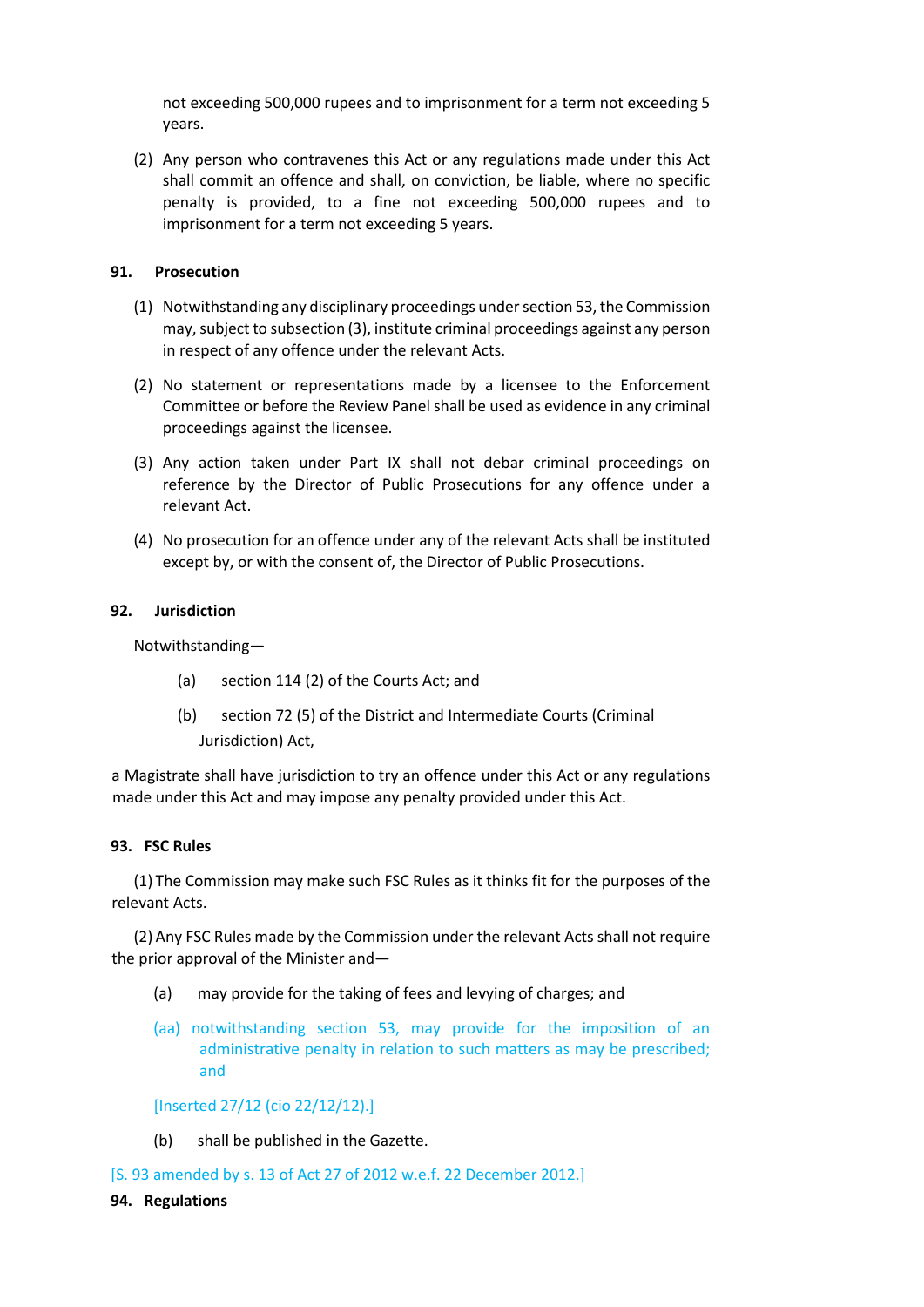not exceeding 500,000 rupees and to imprisonment for a term not exceeding 5 years.

(2) Any person who contravenes this Act or any regulations made under this Act shall commit an offence and shall, on conviction, be liable, where no specific penalty is provided, to a fine not exceeding 500,000 rupees and to imprisonment for a term not exceeding 5 years.

**91. Prosecution**

(1) Notwithstanding any disciplinary proceedings under section 53, the Commission may, subject to subsection (3), institute criminal proceedings against any person in respect of any offence under the relevant Acts.

(2) No statement or representations made by a licensee to the Enforcement Committee or before the Review Panel shall be used as evidence in any criminal proceedings against the licensee.

(3) Any action taken under Part IX shall not debar criminal proceedings on reference by the Director of Public Prosecutions for any offence under a relevant Act.

(4) No prosecution for an offence under any of the relevant Acts shall be instituted except by, or with the consent of, the Director of Public Prosecutions.

**92. Jurisdiction**

Notwithstanding—

(a) section 114 (2) of the Courts Act; and

(b) section 72 (5) of the District and Intermediate Courts (Criminal Jurisdiction) Act,

a Magistrate shall have jurisdiction to try an offence under this Act or any regulations made under this Act and may impose any penalty provided under this Act.

**93. FSC Rules**

(1) The Commission may make such FSC Rules as it thinks fit for the purposes of the relevant Acts.

(2) Any FSC Rules made by the Commission under the relevant Acts shall not require the prior approval of the Minister and—

(a) may provide for the taking of fees and levying of charges; and

(aa) notwithstanding section 53, may provide for the imposition of an administrative penalty in relation to such matters as may be prescribed; and

[Inserted 27/12 (cio 22/12/12).]

(b) shall be published in the Gazette.

[S. 93 amended by s. 13 of Act 27 of 2012 w.e.f. 22 December 2012.]

**94. Regulations**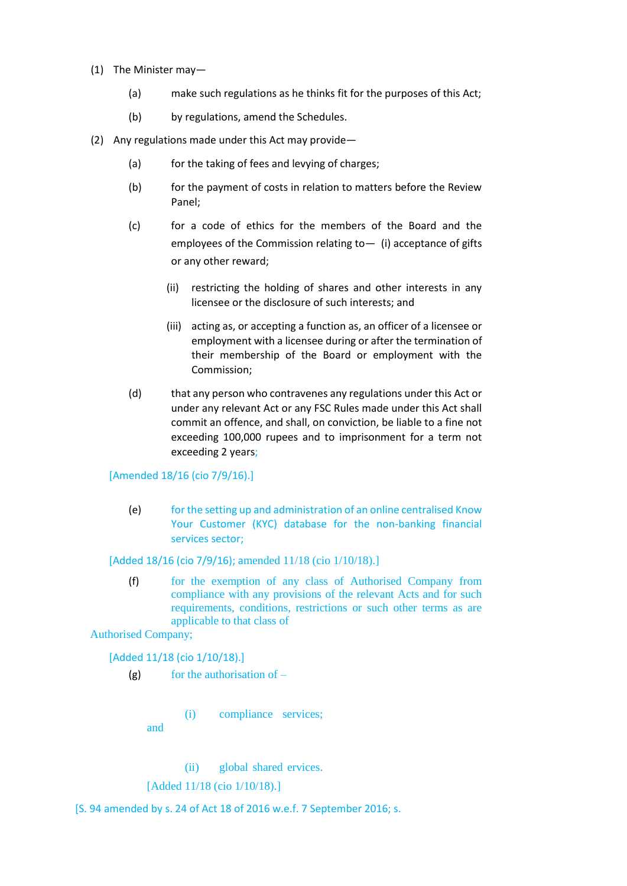(1) The Minister may—

(a) make such regulations as he thinks fit for the purposes of this Act;

(b) by regulations, amend the Schedules.

(2) Any regulations made under this Act may provide—

(a) for the taking of fees and levying of charges;

(b) for the payment of costs in relation to matters before the Review Panel;

(c) for a code of ethics for the members of the Board and the employees of the Commission relating to— (i) acceptance of gifts or any other reward;

(ii) restricting the holding of shares and other interests in any licensee or the disclosure of such interests; and

(iii) acting as, or accepting a function as, an officer of a licensee or employment with a licensee during or after the termination of their membership of the Board or employment with the Commission;

(d) that any person who contravenes any regulations under this Act or under any relevant Act or any FSC Rules made under this Act shall commit an offence, and shall, on conviction, be liable to a fine not exceeding 100,000 rupees and to imprisonment for a term not exceeding 2 years;

[Amended 18/16 (cio 7/9/16).]

(e) for the setting up and administration of an online centralised Know Your Customer (KYC) database for the non-banking financial services sector;

[Added 18/16 (cio 7/9/16); amended 11/18 (cio 1/10/18).]

(f) for the exemption of any class of Authorised Company from compliance with any provisions of the relevant Acts and for such requirements, conditions, restrictions or such other terms as are applicable to that class of Authorised Company;

[Added 11/18 (cio 1/10/18).]

(g) for the authorisation of –

(i) compliance services; and

(ii) global shared ervices.

[Added 11/18 (cio 1/10/18).]

[S. 94 amended by s. 24 of Act 18 of 2016 w.e.f. 7 September 2016; s.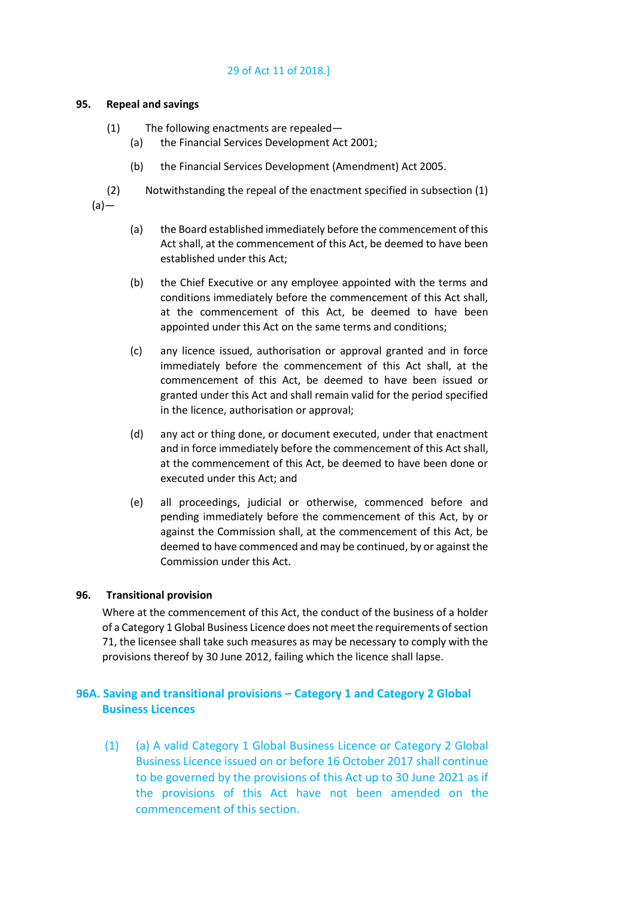29 of Act 11 of 2018.]

**95. Repeal and savings**

(1) The following enactments are repealed—

(a) the Financial Services Development Act 2001;

(b) the Financial Services Development (Amendment) Act 2005.

(2) Notwithstanding the repeal of the enactment specified in subsection (1) (a)—

(a) the Board established immediately before the commencement of this Act shall, at the commencement of this Act, be deemed to have been established under this Act;

(b) the Chief Executive or any employee appointed with the terms and conditions immediately before the commencement of this Act shall, at the commencement of this Act, be deemed to have been appointed under this Act on the same terms and conditions;

(c) any licence issued, authorisation or approval granted and in force immediately before the commencement of this Act shall, at the commencement of this Act, be deemed to have been issued or granted under this Act and shall remain valid for the period specified in the licence, authorisation or approval;

(d) any act or thing done, or document executed, under that enactment and in force immediately before the commencement of this Act shall, at the commencement of this Act, be deemed to have been done or executed under this Act; and

(e) all proceedings, judicial or otherwise, commenced before and pending immediately before the commencement of this Act, by or against the Commission shall, at the commencement of this Act, be deemed to have commenced and may be continued, by or against the Commission under this Act.

**96. Transitional provision**

Where at the commencement of this Act, the conduct of the business of a holder of a Category 1 Global Business Licence does not meet the requirements of section 71, the licensee shall take such measures as may be necessary to comply with the provisions thereof by 30 June 2012, failing which the licence shall lapse.

**96A. Saving and transitional provisions – Category 1 and Category 2 Global Business Licences**

(1) (a) A valid Category 1 Global Business Licence or Category 2 Global Business Licence issued on or before 16 October 2017 shall continue to be governed by the provisions of this Act up to 30 June 2021 as if the provisions of this Act have not been amended on the commencement of this section.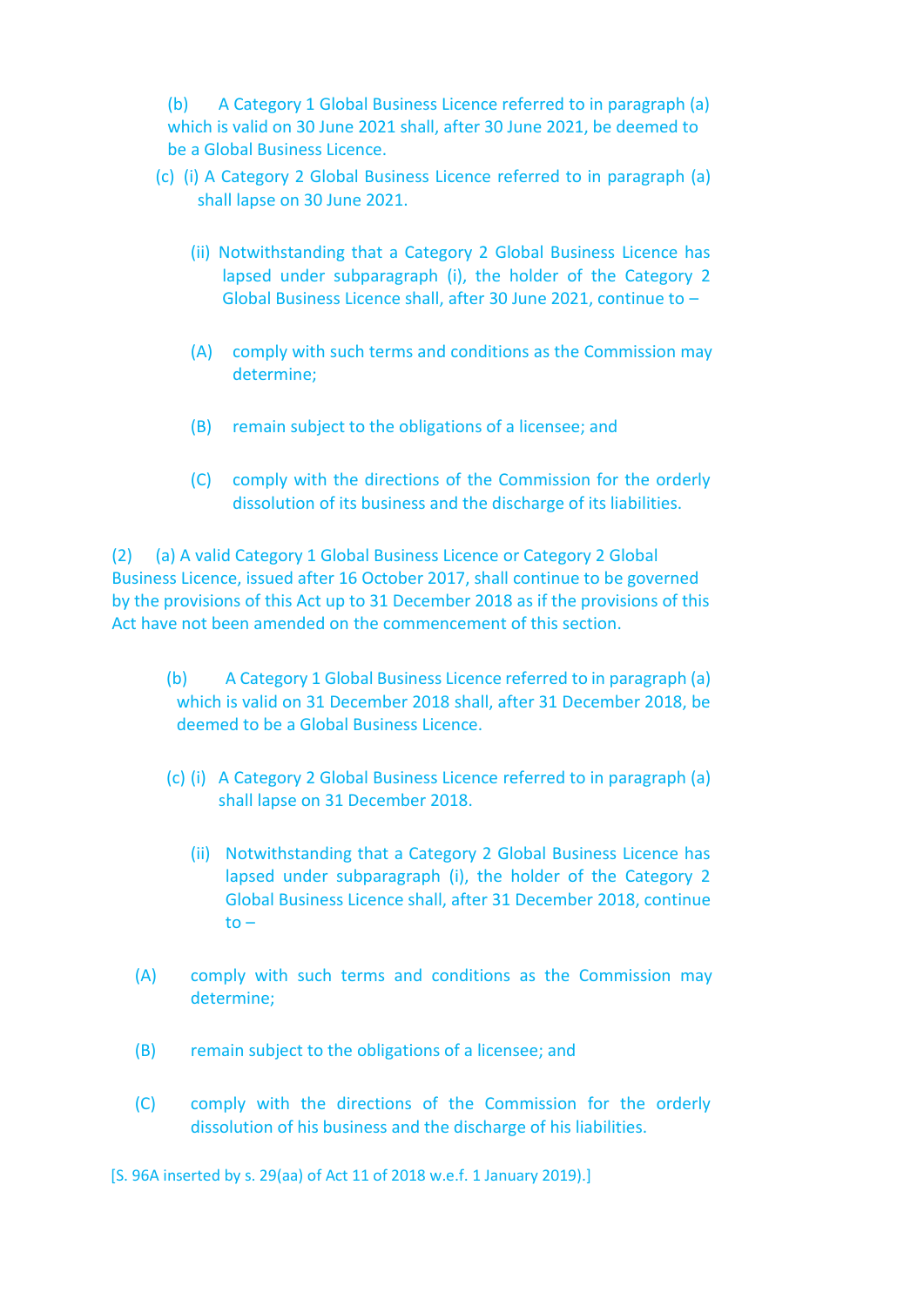(b) A Category 1 Global Business Licence referred to in paragraph (a) which is valid on 30 June 2021 shall, after 30 June 2021, be deemed to be a Global Business Licence.

(c) (i) A Category 2 Global Business Licence referred to in paragraph (a) shall lapse on 30 June 2021.

(ii) Notwithstanding that a Category 2 Global Business Licence has lapsed under subparagraph (i), the holder of the Category 2 Global Business Licence shall, after 30 June 2021, continue to –

(A) comply with such terms and conditions as the Commission may determine;

(B) remain subject to the obligations of a licensee; and

(C) comply with the directions of the Commission for the orderly dissolution of its business and the discharge of its liabilities.

(2) (a) A valid Category 1 Global Business Licence or Category 2 Global Business Licence, issued after 16 October 2017, shall continue to be governed by the provisions of this Act up to 31 December 2018 as if the provisions of this Act have not been amended on the commencement of this section.

(b) A Category 1 Global Business Licence referred to in paragraph (a) which is valid on 31 December 2018 shall, after 31 December 2018, be deemed to be a Global Business Licence.

(c) (i) A Category 2 Global Business Licence referred to in paragraph (a) shall lapse on 31 December 2018.

(ii) Notwithstanding that a Category 2 Global Business Licence has lapsed under subparagraph (i), the holder of the Category 2 Global Business Licence shall, after 31 December 2018, continue to –

(A) comply with such terms and conditions as the Commission may determine;

(B) remain subject to the obligations of a licensee; and

(C) comply with the directions of the Commission for the orderly dissolution of his business and the discharge of his liabilities.

[S. 96A inserted by s. 29(aa) of Act 11 of 2018 w.e.f. 1 January 2019).]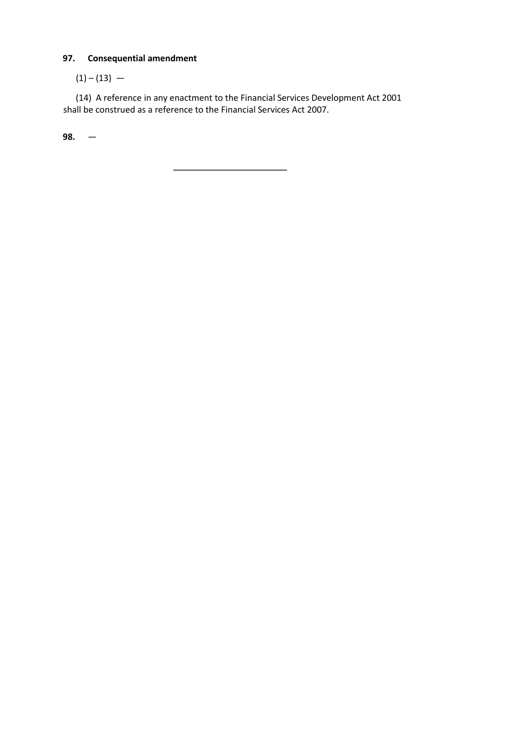**97. Consequential amendment**

(1) – (13) —

(14) A reference in any enactment to the Financial Services Development Act 2001 shall be construed as a reference to the Financial Services Act 2007.

**98.** —

---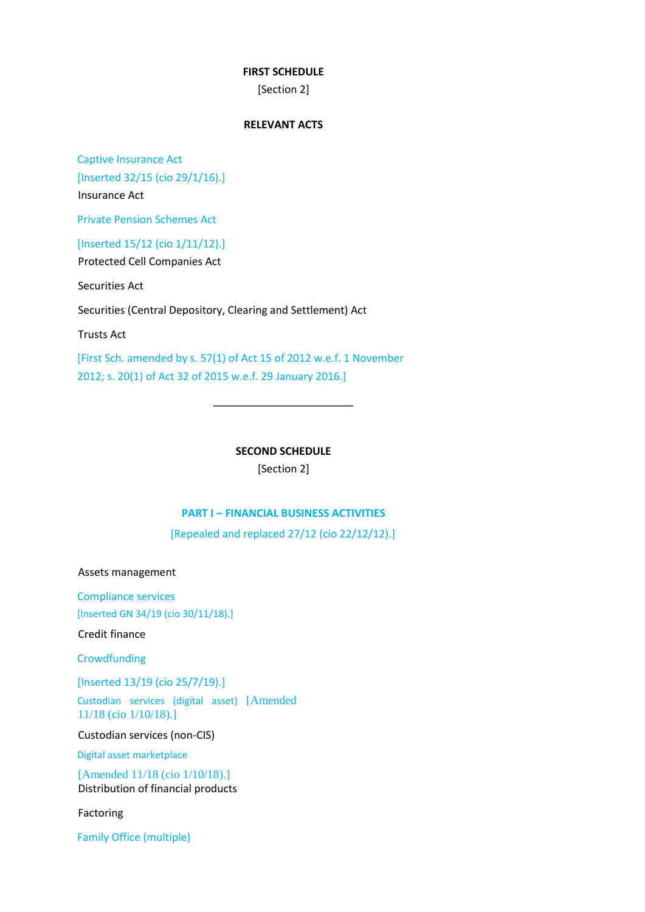**FIRST SCHEDULE**

[Section 2]

**RELEVANT ACTS**

Captive Insurance Act

[Inserted 32/15 (cio 29/1/16).]

Insurance Act

Private Pension Schemes Act

[Inserted 15/12 (cio 1/11/12).]

Protected Cell Companies Act

Securities Act

Securities (Central Depository, Clearing and Settlement) Act

Trusts Act

[First Sch. amended by s. 57(1) of Act 15 of 2012 w.e.f. 1 November 2012; s. 20(1) of Act 32 of 2015 w.e.f. 29 January 2016.]

---

**SECOND SCHEDULE**

[Section 2]

**PART I – FINANCIAL BUSINESS ACTIVITIES**

[Repealed and replaced 27/12 (cio 22/12/12).]

Assets management

Compliance services

[Inserted GN 34/19 (cio 30/11/18).]

Credit finance

Crowdfunding

[Inserted 13/19 (cio 25/7/19).]

Custodian services (digital asset) [Amended 11/18 (cio 1/10/18).]

Custodian services (non-CIS)

Digital asset marketplace

[Amended 11/18 (cio 1/10/18).]

Distribution of financial products

Factoring

Family Office (multiple)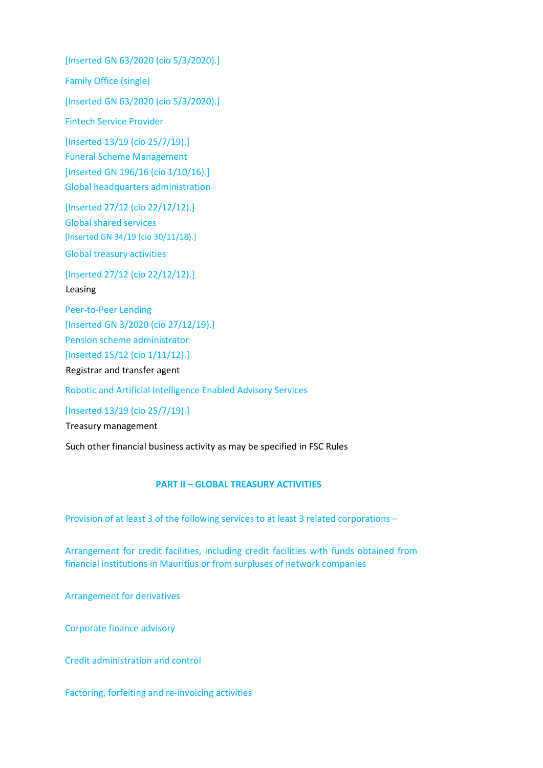[Inserted GN 63/2020 (cio 5/3/2020).]

Family Office (single)

[Inserted GN 63/2020 (cio 5/3/2020).]

Fintech Service Provider

[Inserted 13/19 (cio 25/7/19).]

Funeral Scheme Management

[Inserted GN 196/16 (cio 1/10/16).]

Global headquarters administration

[Inserted 27/12 (cio 22/12/12).]

Global shared services

[Inserted GN 34/19 (cio 30/11/18).]

Global treasury activities

[Inserted 27/12 (cio 22/12/12).]

Leasing

Peer-to-Peer Lending

[Inserted GN 3/2020 (cio 27/12/19).]

Pension scheme administrator

[Inserted 15/12 (cio 1/11/12).]

Registrar and transfer agent

Robotic and Artificial Intelligence Enabled Advisory Services

[Inserted 13/19 (cio 25/7/19).]

Treasury management

Such other financial business activity as may be specified in FSC Rules

## PART II – GLOBAL TREASURY ACTIVITIES

Provision of at least 3 of the following services to at least 3 related corporations –

Arrangement for credit facilities, including credit facilities with funds obtained from financial institutions in Mauritius or from surpluses of network companies

Arrangement for derivatives

Corporate finance advisory

Credit administration and control

Factoring, forfeiting and re-invoicing activities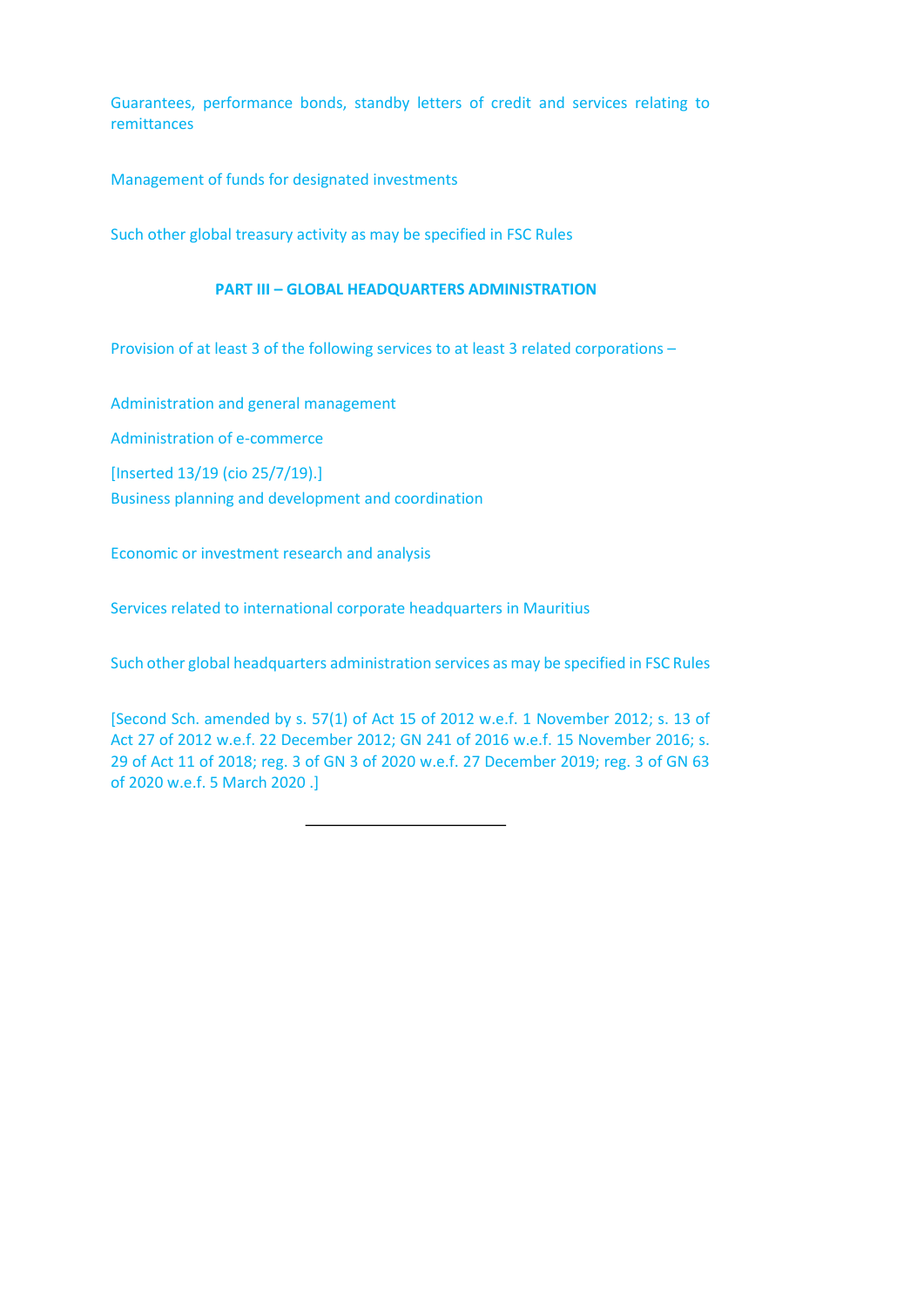Guarantees, performance bonds, standby letters of credit and services relating to remittances

Management of funds for designated investments

Such other global treasury activity as may be specified in FSC Rules

### PART III – GLOBAL HEADQUARTERS ADMINISTRATION

Provision of at least 3 of the following services to at least 3 related corporations –

Administration and general management

Administration of e-commerce

[Inserted 13/19 (cio 25/7/19).]
Business planning and development and coordination

Economic or investment research and analysis

Services related to international corporate headquarters in Mauritius

Such other global headquarters administration services as may be specified in FSC Rules

[Second Sch. amended by s. 57(1) of Act 15 of 2012 w.e.f. 1 November 2012; s. 13 of Act 27 of 2012 w.e.f. 22 December 2012; GN 241 of 2016 w.e.f. 15 November 2016; s. 29 of Act 11 of 2018; reg. 3 of GN 3 of 2020 w.e.f. 27 December 2019; reg. 3 of GN 63 of 2020 w.e.f. 5 March 2020 .]

---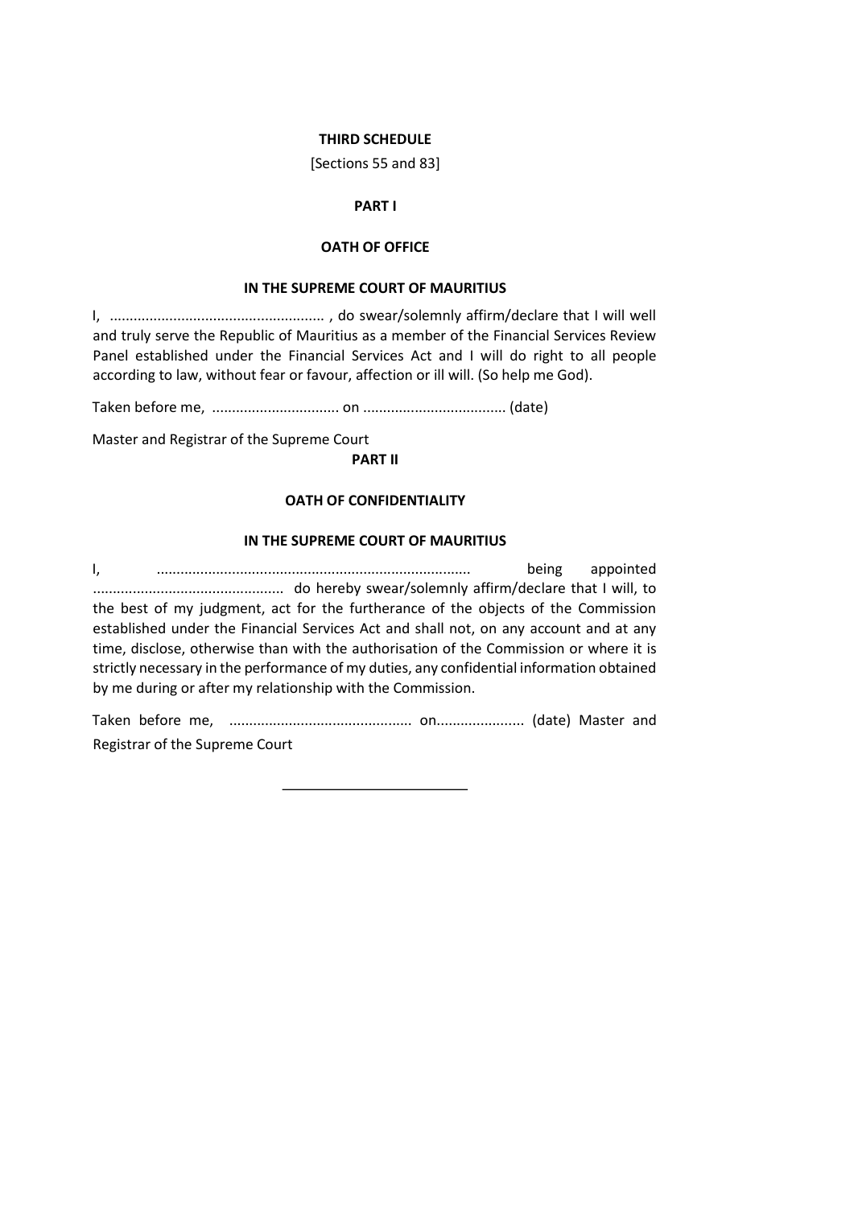**THIRD SCHEDULE**

[Sections 55 and 83]

**PART I**

**OATH OF OFFICE**

**IN THE SUPREME COURT OF MAURITIUS**

I, ..................................................... , do swear/solemnly affirm/declare that I will well and truly serve the Republic of Mauritius as a member of the Financial Services Review Panel established under the Financial Services Act and I will do right to all people according to law, without fear or favour, affection or ill will. (So help me God).

Taken before me, ................................ on ................................... (date)

Master and Registrar of the Supreme Court

**PART II**

**OATH OF CONFIDENTIALITY**

**IN THE SUPREME COURT OF MAURITIUS**

I, .............................................................................. being appointed ............................................... do hereby swear/solemnly affirm/declare that I will, to the best of my judgment, act for the furtherance of the objects of the Commission established under the Financial Services Act and shall not, on any account and at any time, disclose, otherwise than with the authorisation of the Commission or where it is strictly necessary in the performance of my duties, any confidential information obtained by me during or after my relationship with the Commission.

Taken before me, ............................................ on..................... (date) Master and Registrar of the Supreme Court

---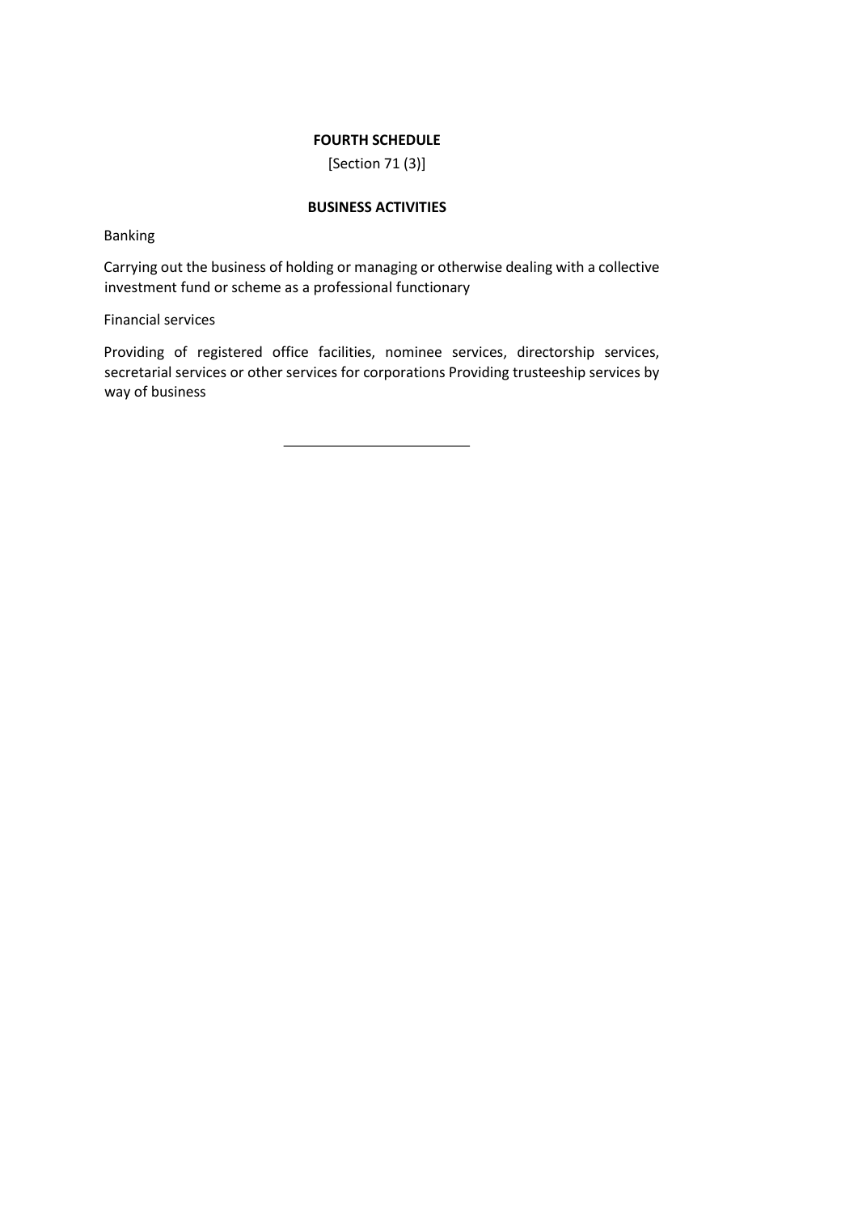## FOURTH SCHEDULE

[Section 71 (3)]

### BUSINESS ACTIVITIES

Banking

Carrying out the business of holding or managing or otherwise dealing with a collective investment fund or scheme as a professional functionary

Financial services

Providing of registered office facilities, nominee services, directorship services, secretarial services or other services for corporations Providing trusteeship services by way of business